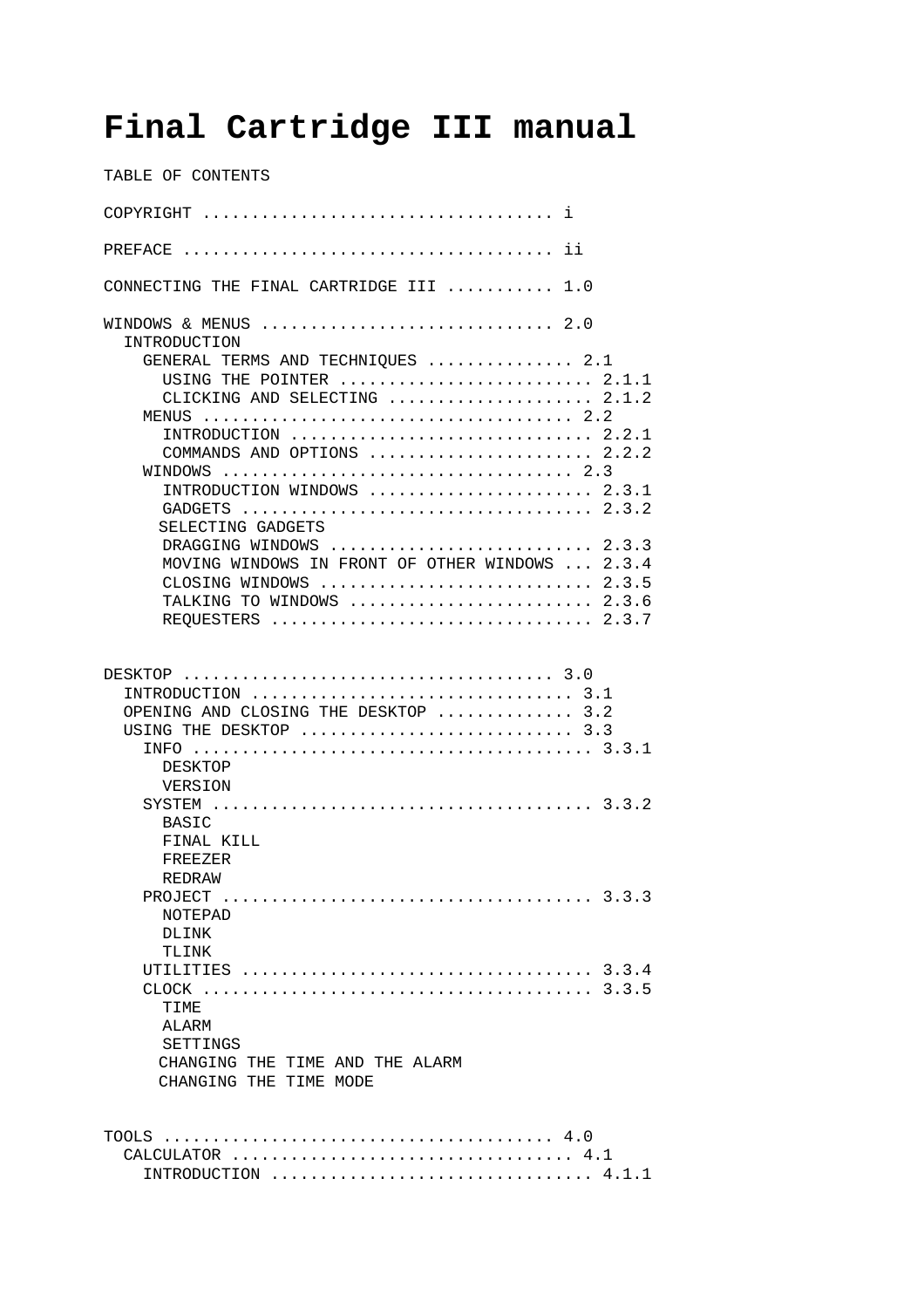# Final Cartridge III manual

```
TABLE OF CONTENTS

COPYRIGHT .................................. i

PREFACE .................................... ii

CONNECTING THE FINAL CARTRIDGE III .......... 1.0

WINDOWS & MENUS ............................ 2.0
  INTRODUCTION
    GENERAL TERMS AND TECHNIQUES ............... 2.1
      USING THE POINTER ......................... 2.1.1
      CLICKING AND SELECTING .................... 2.1.2
    MENUS ...................................... 2.2
      INTRODUCTION .............................. 2.2.1
      COMMANDS AND OPTIONS ...................... 2.2.2
    WINDOWS .................................... 2.3
      INTRODUCTION WINDOWS ...................... 2.3.1
      GADGETS ................................... 2.3.2
      SELECTING GADGETS
      DRAGGING WINDOWS .......................... 2.3.3
      MOVING WINDOWS IN FRONT OF OTHER WINDOWS ... 2.3.4
      CLOSING WINDOWS ........................... 2.3.5
      TALKING TO WINDOWS ........................ 2.3.6
      REQUESTERS ................................ 2.3.7


DESKTOP .................................... 3.0
  INTRODUCTION ............................... 3.1
  OPENING AND CLOSING THE DESKTOP ............. 3.2
  USING THE DESKTOP ........................... 3.3
    INFO ....................................... 3.3.1
      DESKTOP
      VERSION
    SYSTEM ..................................... 3.3.2
      BASIC
      FINAL KILL
      FREEZER
      REDRAW
    PROJECT .................................... 3.3.3
      NOTEPAD
      DLINK
      TLINK
    UTILITIES .................................. 3.3.4
    CLOCK ...................................... 3.3.5
      TIME
      ALARM
      SETTINGS
      CHANGING THE TIME AND THE ALARM
      CHANGING THE TIME MODE


TOOLS ...................................... 4.0
  CALCULATOR ................................. 4.1
    INTRODUCTION ............................... 4.1.1
```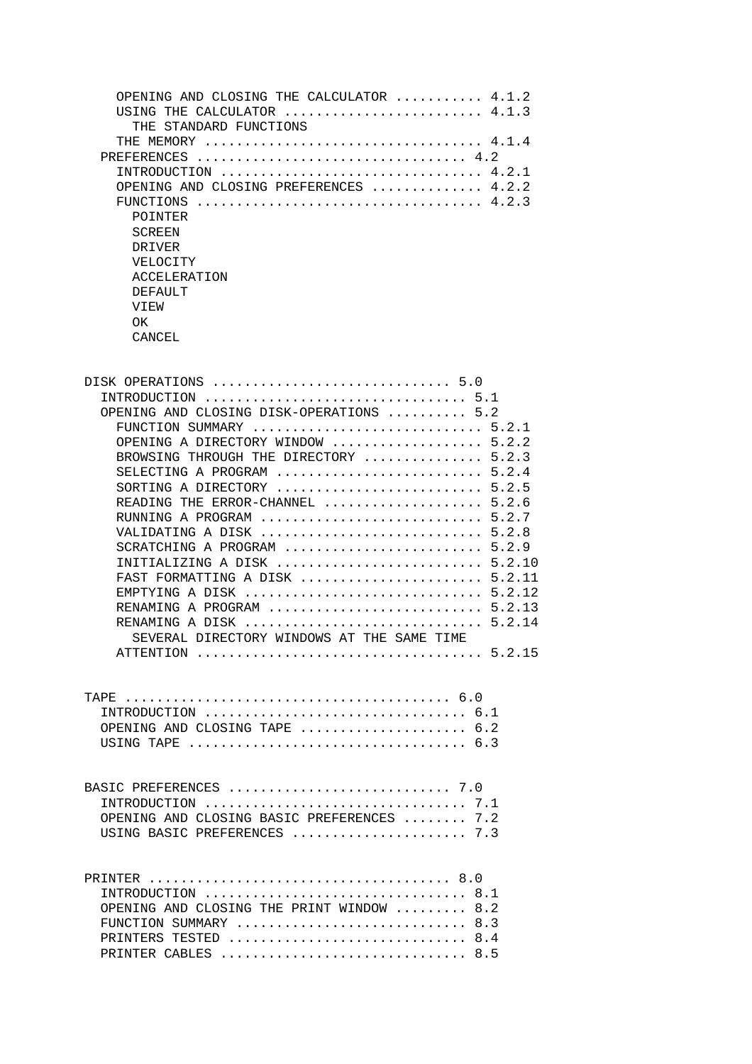```
    OPENING AND CLOSING THE CALCULATOR ........... 4.1.2
    USING THE CALCULATOR ......................... 4.1.3
      THE STANDARD FUNCTIONS
    THE MEMORY ................................... 4.1.4
  PREFERENCES .................................. 4.2
    INTRODUCTION ................................. 4.2.1
    OPENING AND CLOSING PREFERENCES .............. 4.2.2
    FUNCTIONS .................................... 4.2.3
      POINTER
      SCREEN
      DRIVER
      VELOCITY
      ACCELERATION
      DEFAULT
      VIEW
      OK
      CANCEL


DISK OPERATIONS .............................. 5.0
  INTRODUCTION ................................. 5.1
  OPENING AND CLOSING DISK-OPERATIONS .......... 5.2
    FUNCTION SUMMARY ............................. 5.2.1
    OPENING A DIRECTORY WINDOW ................... 5.2.2
    BROWSING THROUGH THE DIRECTORY ............... 5.2.3
    SELECTING A PROGRAM .......................... 5.2.4
    SORTING A DIRECTORY .......................... 5.2.5
    READING THE ERROR-CHANNEL .................... 5.2.6
    RUNNING A PROGRAM ............................ 5.2.7
    VALIDATING A DISK ............................ 5.2.8
    SCRATCHING A PROGRAM ......................... 5.2.9
    INITIALIZING A DISK .......................... 5.2.10
    FAST FORMATTING A DISK ....................... 5.2.11
    EMPTYING A DISK .............................. 5.2.12
    RENAMING A PROGRAM ........................... 5.2.13
    RENAMING A DISK .............................. 5.2.14
      SEVERAL DIRECTORY WINDOWS AT THE SAME TIME
    ATTENTION .................................... 5.2.15


TAPE ......................................... 6.0
  INTRODUCTION ................................. 6.1
  OPENING AND CLOSING TAPE ..................... 6.2
  USING TAPE ................................... 6.3


BASIC PREFERENCES ............................ 7.0
  INTRODUCTION ................................. 7.1
  OPENING AND CLOSING BASIC PREFERENCES ........ 7.2
  USING BASIC PREFERENCES ...................... 7.3


PRINTER ...................................... 8.0
  INTRODUCTION ................................. 8.1
  OPENING AND CLOSING THE PRINT WINDOW ......... 8.2
  FUNCTION SUMMARY ............................. 8.3
  PRINTERS TESTED .............................. 8.4
  PRINTER CABLES ............................... 8.5
```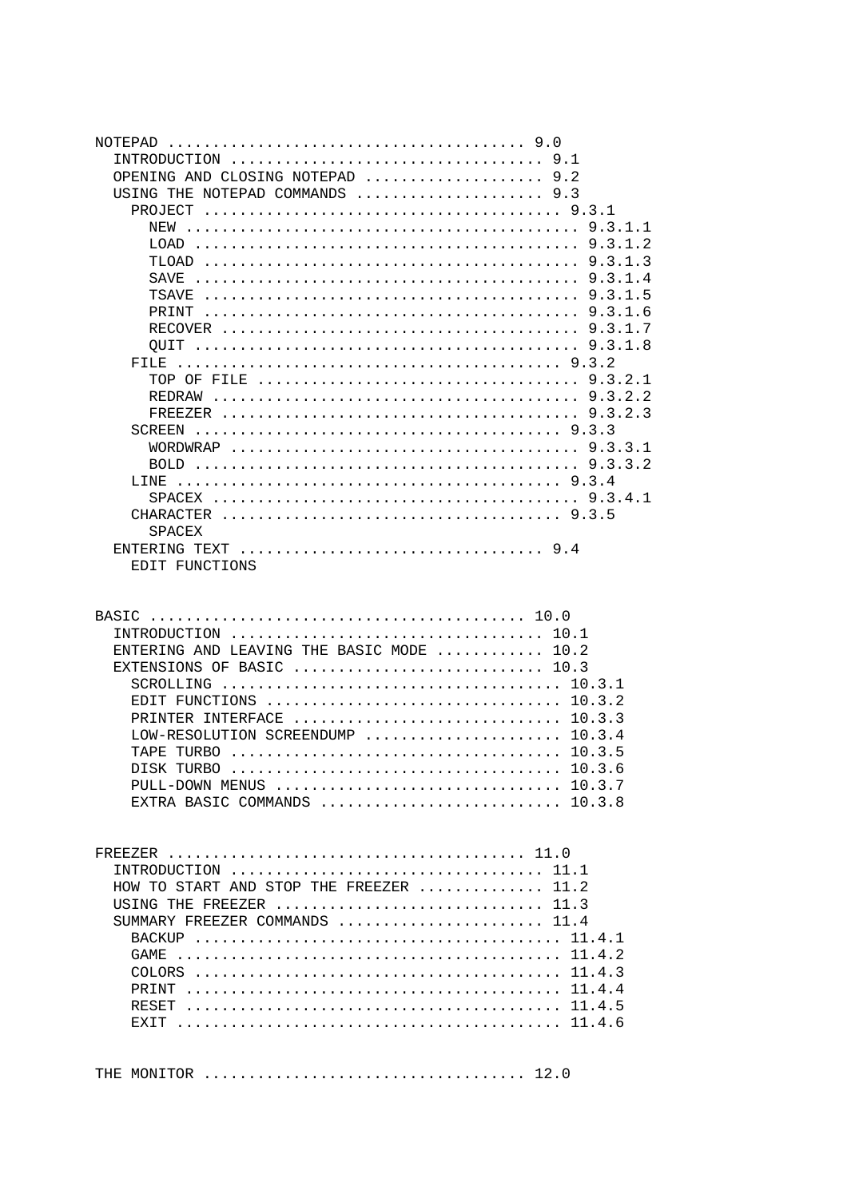```
NOTEPAD ....................................... 9.0
  INTRODUCTION ................................. 9.1
  OPENING AND CLOSING NOTEPAD ................... 9.2
  USING THE NOTEPAD COMMANDS .................... 9.3
    PROJECT ...................................... 9.3.1
      NEW ......................................... 9.3.1.1
      LOAD ........................................ 9.3.1.2
      TLOAD ....................................... 9.3.1.3
      SAVE ........................................ 9.3.1.4
      TSAVE ....................................... 9.3.1.5
      PRINT ....................................... 9.3.1.6
      RECOVER ..................................... 9.3.1.7
      QUIT ........................................ 9.3.1.8
    FILE ......................................... 9.3.2
      TOP OF FILE ................................. 9.3.2.1
      REDRAW ...................................... 9.3.2.2
      FREEZER ..................................... 9.3.2.3
    SCREEN ....................................... 9.3.3
      WORDWRAP .................................... 9.3.3.1
      BOLD ........................................ 9.3.3.2
    LINE ......................................... 9.3.4
      SPACEX ...................................... 9.3.4.1
    CHARACTER .................................... 9.3.5
      SPACEX
  ENTERING TEXT ................................ 9.4
    EDIT FUNCTIONS


BASIC ......................................... 10.0
  INTRODUCTION ................................. 10.1
  ENTERING AND LEAVING THE BASIC MODE ........... 10.2
  EXTENSIONS OF BASIC ........................... 10.3
    SCROLLING .................................... 10.3.1
    EDIT FUNCTIONS ............................... 10.3.2
    PRINTER INTERFACE ............................ 10.3.3
    LOW-RESOLUTION SCREENDUMP .................... 10.3.4
    TAPE TURBO ................................... 10.3.5
    DISK TURBO ................................... 10.3.6
    PULL-DOWN MENUS .............................. 10.3.7
    EXTRA BASIC COMMANDS ......................... 10.3.8


FREEZER ....................................... 11.0
  INTRODUCTION ................................. 11.1
  HOW TO START AND STOP THE FREEZER ............. 11.2
  USING THE FREEZER ............................. 11.3
  SUMMARY FREEZER COMMANDS ...................... 11.4
    BACKUP ....................................... 11.4.1
    GAME ......................................... 11.4.2
    COLORS ....................................... 11.4.3
    PRINT ........................................ 11.4.4
    RESET ........................................ 11.4.5
    EXIT ......................................... 11.4.6


THE MONITOR ................................... 12.0
```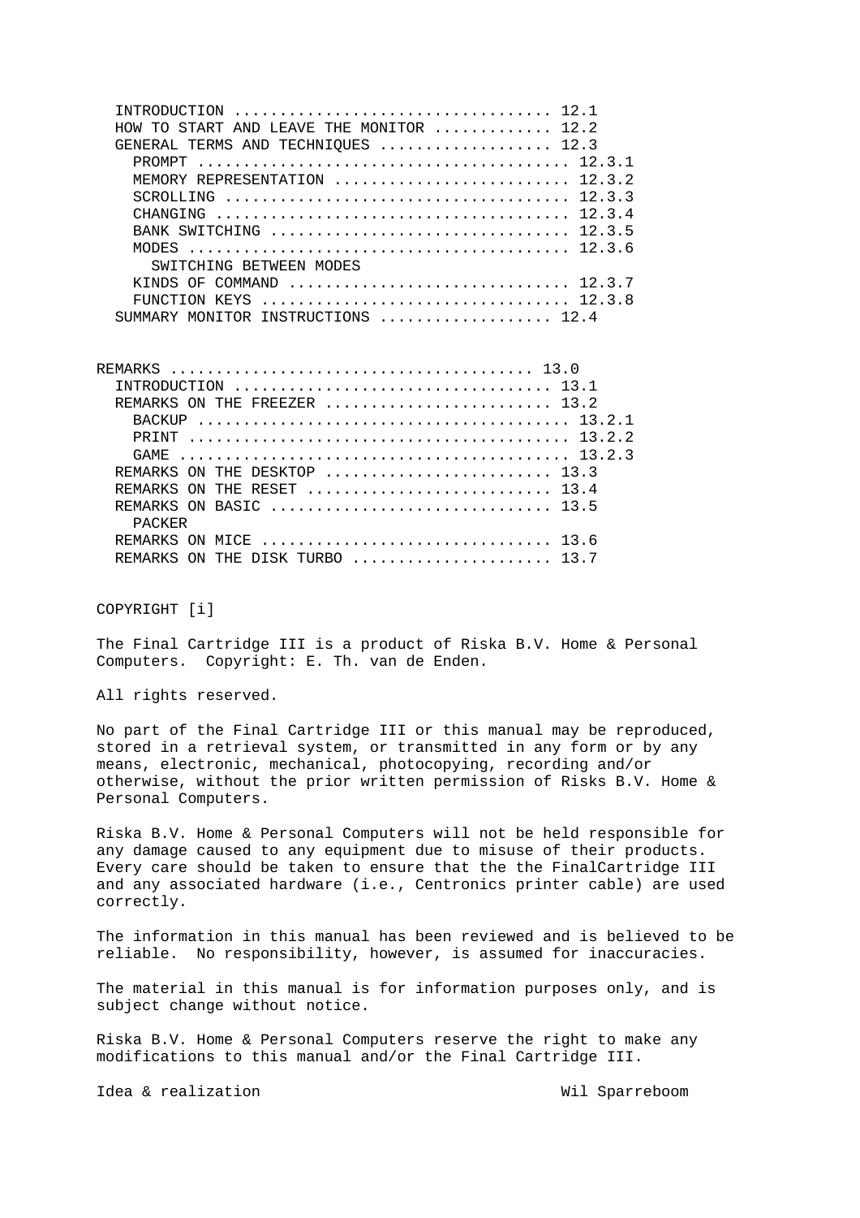```
  INTRODUCTION .................................. 12.1
  HOW TO START AND LEAVE THE MONITOR ............ 12.2
  GENERAL TERMS AND TECHNIQUES .................. 12.3
    PROMPT ...................................... 12.3.1
    MEMORY REPRESENTATION ....................... 12.3.2
    SCROLLING ................................... 12.3.3
    CHANGING .................................... 12.3.4
    BANK SWITCHING .............................. 12.3.5
    MODES ....................................... 12.3.6
      SWITCHING BETWEEN MODES
    KINDS OF COMMAND ............................ 12.3.7
    FUNCTION KEYS ............................... 12.3.8
  SUMMARY MONITOR INSTRUCTIONS .................. 12.4


REMARKS ......................................... 13.0
  INTRODUCTION .................................. 13.1
  REMARKS ON THE FREEZER ........................ 13.2
    BACKUP ...................................... 13.2.1
    PRINT ....................................... 13.2.2
    GAME ........................................ 13.2.3
  REMARKS ON THE DESKTOP ........................ 13.3
  REMARKS ON THE RESET .......................... 13.4
  REMARKS ON BASIC .............................. 13.5
    PACKER
  REMARKS ON MICE ............................... 13.6
  REMARKS ON THE DISK TURBO ..................... 13.7
```

COPYRIGHT [i]

The Final Cartridge III is a product of Riska B.V. Home & Personal Computers. Copyright: E. Th. van de Enden.

All rights reserved.

No part of the Final Cartridge III or this manual may be reproduced, stored in a retrieval system, or transmitted in any form or by any means, electronic, mechanical, photocopying, recording and/or otherwise, without the prior written permission of Risks B.V. Home & Personal Computers.

Riska B.V. Home & Personal Computers will not be held responsible for any damage caused to any equipment due to misuse of their products. Every care should be taken to ensure that the the FinalCartridge III and any associated hardware (i.e., Centronics printer cable) are used correctly.

The information in this manual has been reviewed and is believed to be reliable. No responsibility, however, is assumed for inaccuracies.

The material in this manual is for information purposes only, and is subject change without notice.

Riska B.V. Home & Personal Computers reserve the right to make any modifications to this manual and/or the Final Cartridge III.

Idea & realization                                    Wil Sparreboom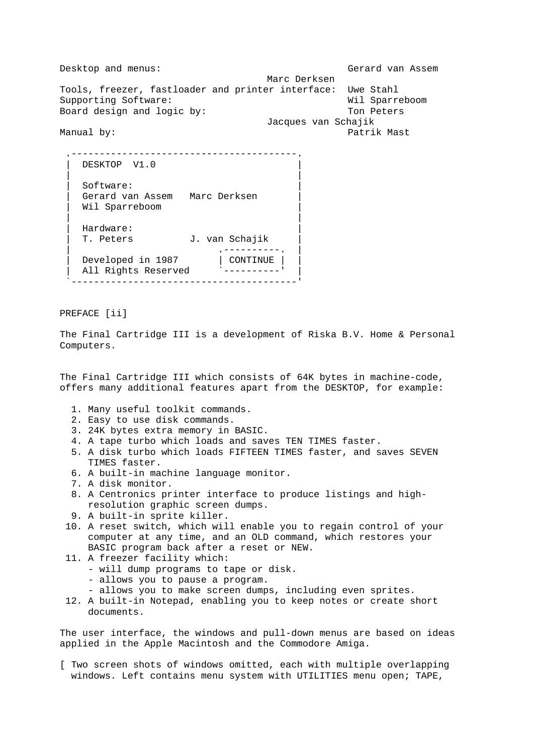```
Desktop and menus:                                Gerard van Assem
                                    Marc Derksen
Tools, freezer, fastloader and printer interface:  Uwe Stahl
Supporting Software:                              Wil Sparreboom
Board design and logic by:                        Ton Peters
                                    Jacques van Schajik
Manual by:                                        Patrik Mast
```

```
 .---------------------------------------.
 |  DESKTOP  V1.0                         |
 |                                        |
 |  Software:                             |
 |  Gerard van Assem   Marc Derksen       |
 |  Wil Sparreboom                        |
 |                                        |
 |  Hardware:                             |
 |  T. Peters          J. van Schajik     |
 |                          .----------.  |
 |  Developed in 1987       | CONTINUE |  |
 |  All Rights Reserved     `----------'  |
 `----------------------------------------'
```

PREFACE [ii]

The Final Cartridge III is a development of Riska B.V. Home & Personal Computers.

The Final Cartridge III which consists of 64K bytes in machine-code, offers many additional features apart from the DESKTOP, for example:

1. Many useful toolkit commands.
2. Easy to use disk commands.
3. 24K bytes extra memory in BASIC.
4. A tape turbo which loads and saves TEN TIMES faster.
5. A disk turbo which loads FIFTEEN TIMES faster, and saves SEVEN TIMES faster.
6. A built-in machine language monitor.
7. A disk monitor.
8. A Centronics printer interface to produce listings and high-resolution graphic screen dumps.
9. A built-in sprite killer.
10. A reset switch, which will enable you to regain control of your computer at any time, and an OLD command, which restores your BASIC program back after a reset or NEW.
11. A freezer facility which:
    - will dump programs to tape or disk.
    - allows you to pause a program.
    - allows you to make screen dumps, including even sprites.
12. A built-in Notepad, enabling you to keep notes or create short documents.

The user interface, the windows and pull-down menus are based on ideas applied in the Apple Macintosh and the Commodore Amiga.

[ Two screen shots of windows omitted, each with multiple overlapping windows. Left contains menu system with UTILITIES menu open; TAPE,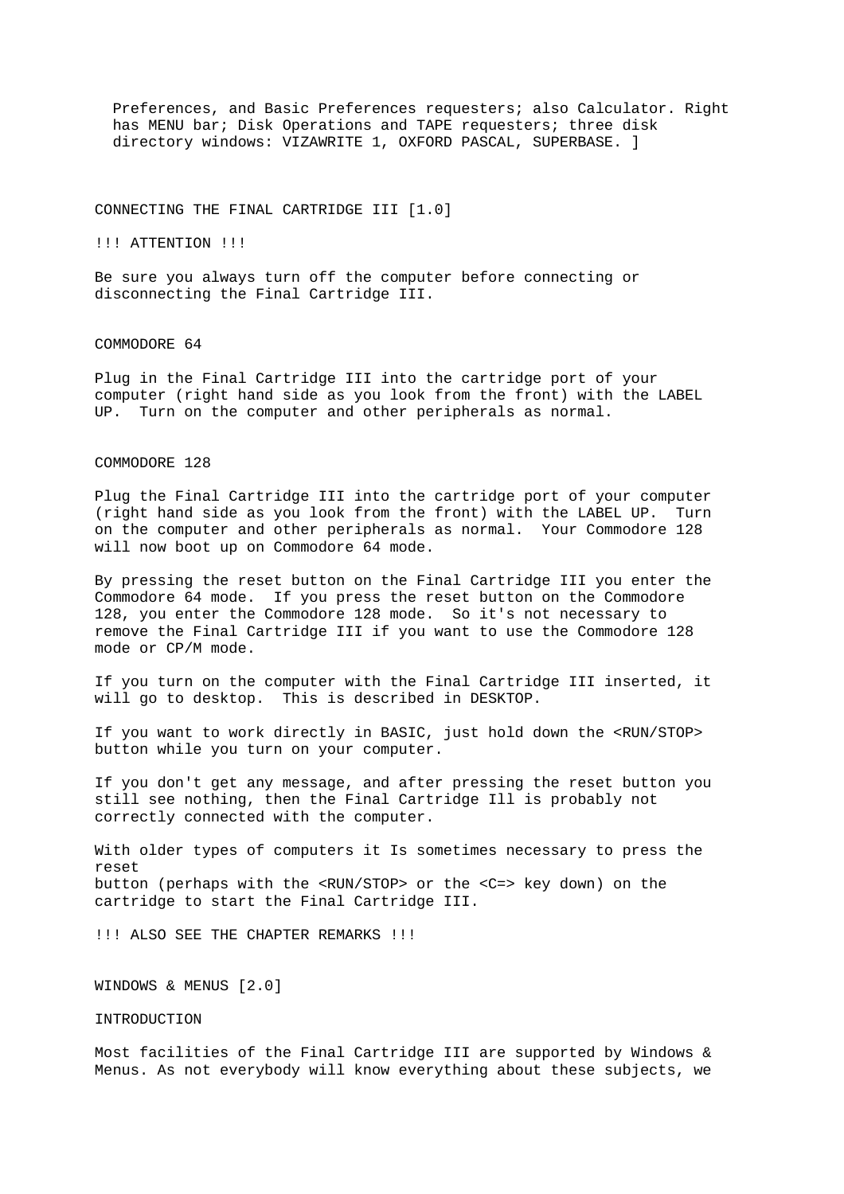Preferences, and Basic Preferences requesters; also Calculator. Right has MENU bar; Disk Operations and TAPE requesters; three disk directory windows: VIZAWRITE 1, OXFORD PASCAL, SUPERBASE. ]

## CONNECTING THE FINAL CARTRIDGE III [1.0]

!!! ATTENTION !!!

Be sure you always turn off the computer before connecting or disconnecting the Final Cartridge III.

### COMMODORE 64

Plug in the Final Cartridge III into the cartridge port of your computer (right hand side as you look from the front) with the LABEL UP. Turn on the computer and other peripherals as normal.

### COMMODORE 128

Plug the Final Cartridge III into the cartridge port of your computer (right hand side as you look from the front) with the LABEL UP. Turn on the computer and other peripherals as normal. Your Commodore 128 will now boot up on Commodore 64 mode.

By pressing the reset button on the Final Cartridge III you enter the Commodore 64 mode. If you press the reset button on the Commodore 128, you enter the Commodore 128 mode. So it's not necessary to remove the Final Cartridge III if you want to use the Commodore 128 mode or CP/M mode.

If you turn on the computer with the Final Cartridge III inserted, it will go to desktop. This is described in DESKTOP.

If you want to work directly in BASIC, just hold down the <RUN/STOP> button while you turn on your computer.

If you don't get any message, and after pressing the reset button you still see nothing, then the Final Cartridge Ill is probably not correctly connected with the computer.

With older types of computers it Is sometimes necessary to press the reset
button (perhaps with the <RUN/STOP> or the <C=> key down) on the cartridge to start the Final Cartridge III.

!!! ALSO SEE THE CHAPTER REMARKS !!!

## WINDOWS & MENUS [2.0]

### INTRODUCTION

Most facilities of the Final Cartridge III are supported by Windows & Menus. As not everybody will know everything about these subjects, we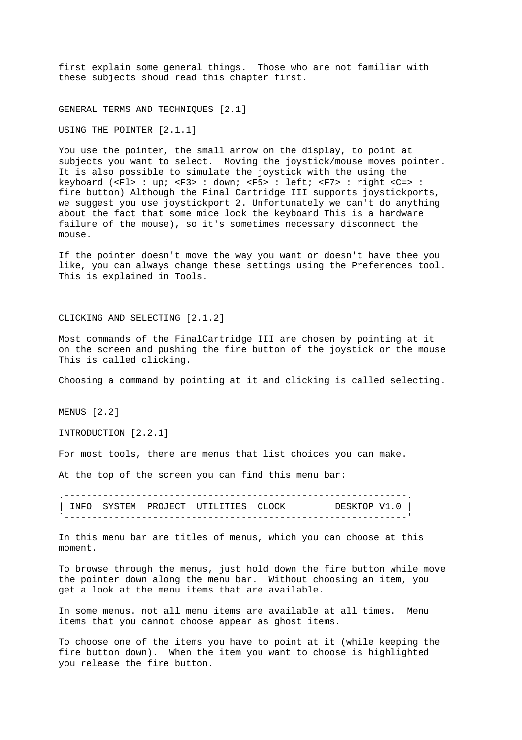first explain some general things.  Those who are not familiar with these subjects shoud read this chapter first.

## GENERAL TERMS AND TECHNIQUES [2.1]

### USING THE POINTER [2.1.1]

You use the pointer, the small arrow on the display, to point at subjects you want to select.  Moving the joystick/mouse moves pointer. It is also possible to simulate the joystick with the using the keyboard (<Fl> : up; <F3> : down; <F5> : left; <F7> : right <C=> : fire button) Although the Final Cartridge III supports joystickports, we suggest you use joystickport 2. Unfortunately we can't do anything about the fact that some mice lock the keyboard This is a hardware failure of the mouse), so it's sometimes necessary disconnect the mouse.

If the pointer doesn't move the way you want or doesn't have thee you like, you can always change these settings using the Preferences tool. This is explained in Tools.

### CLICKING AND SELECTING [2.1.2]

Most commands of the FinalCartridge III are chosen by pointing at it on the screen and pushing the fire button of the joystick or the mouse This is called clicking.

Choosing a command by pointing at it and clicking is called selecting.

## MENUS [2.2]

### INTRODUCTION [2.2.1]

For most tools, there are menus that list choices you can make.

At the top of the screen you can find this menu bar:

```
.--------------------------------------------------------------.
| INFO  SYSTEM  PROJECT  UTILITIES  CLOCK         DESKTOP V1.0 |
`--------------------------------------------------------------'
```

In this menu bar are titles of menus, which you can choose at this moment.

To browse through the menus, just hold down the fire button while move the pointer down along the menu bar.  Without choosing an item, you get a look at the menu items that are available.

In some menus. not all menu items are available at all times.  Menu items that you cannot choose appear as ghost items.

To choose one of the items you have to point at it (while keeping the fire button down).  When the item you want to choose is highlighted you release the fire button.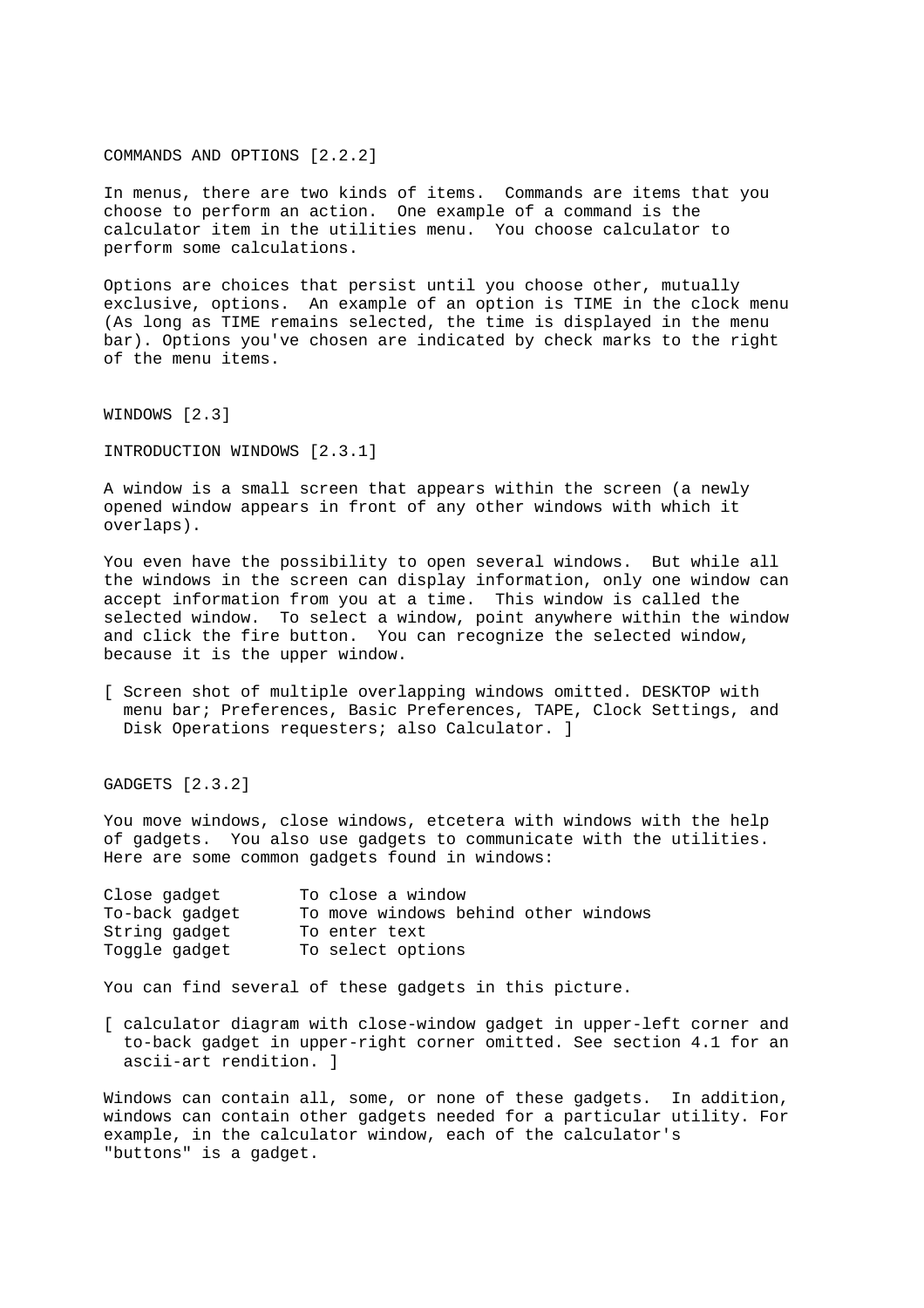## COMMANDS AND OPTIONS [2.2.2]

In menus, there are two kinds of items. Commands are items that you choose to perform an action. One example of a command is the calculator item in the utilities menu. You choose calculator to perform some calculations.

Options are choices that persist until you choose other, mutually exclusive, options. An example of an option is TIME in the clock menu (As long as TIME remains selected, the time is displayed in the menu bar). Options you've chosen are indicated by check marks to the right of the menu items.

# WINDOWS [2.3]

## INTRODUCTION WINDOWS [2.3.1]

A window is a small screen that appears within the screen (a newly opened window appears in front of any other windows with which it overlaps).

You even have the possibility to open several windows. But while all the windows in the screen can display information, only one window can accept information from you at a time. This window is called the selected window. To select a window, point anywhere within the window and click the fire button. You can recognize the selected window, because it is the upper window.

[ Screen shot of multiple overlapping windows omitted. DESKTOP with menu bar; Preferences, Basic Preferences, TAPE, Clock Settings, and Disk Operations requesters; also Calculator. ]

## GADGETS [2.3.2]

You move windows, close windows, etcetera with windows with the help of gadgets. You also use gadgets to communicate with the utilities. Here are some common gadgets found in windows:

```
Close gadget        To close a window
To-back gadget      To move windows behind other windows
String gadget       To enter text
Toggle gadget       To select options
```

You can find several of these gadgets in this picture.

[ calculator diagram with close-window gadget in upper-left corner and to-back gadget in upper-right corner omitted. See section 4.1 for an ascii-art rendition. ]

Windows can contain all, some, or none of these gadgets. In addition, windows can contain other gadgets needed for a particular utility. For example, in the calculator window, each of the calculator's "buttons" is a gadget.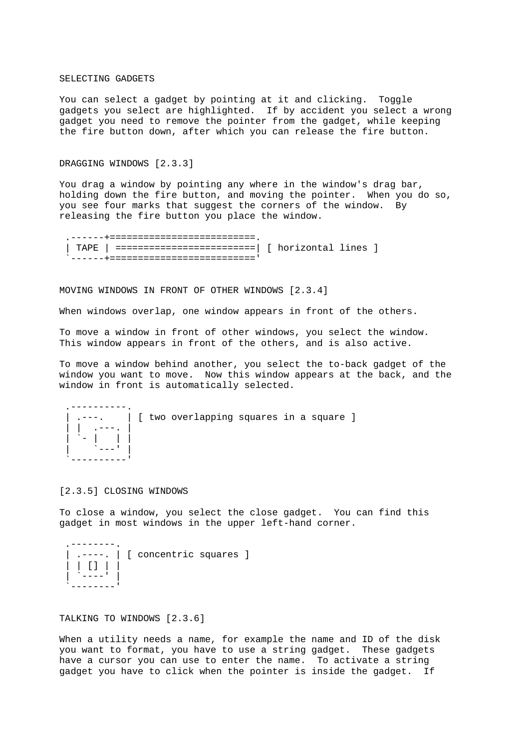## SELECTING GADGETS

You can select a gadget by pointing at it and clicking. Toggle gadgets you select are highlighted. If by accident you select a wrong gadget you need to remove the pointer from the gadget, while keeping the fire button down, after which you can release the fire button.

## DRAGGING WINDOWS [2.3.3]

You drag a window by pointing any where in the window's drag bar, holding down the fire button, and moving the pointer. When you do so, you see four marks that suggest the corners of the window. By releasing the fire button you place the window.

```
 .------+=========================.
 | TAPE | ========================| [ horizontal lines ]
 `------+========================='
```

## MOVING WINDOWS IN FRONT OF OTHER WINDOWS [2.3.4]

When windows overlap, one window appears in front of the others.

To move a window in front of other windows, you select the window. This window appears in front of the others, and is also active.

To move a window behind another, you select the to-back gadget of the window you want to move. Now this window appears at the back, and the window in front is automatically selected.

```
 .----------.
 | .---.    | [ two overlapping squares in a square ]
 | |  .---. |
 | `- |   | |
 |    `---' |
 `----------'
```

## [2.3.5] CLOSING WINDOWS

To close a window, you select the close gadget. You can find this gadget in most windows in the upper left-hand corner.

```
 .--------.
 | .----. | [ concentric squares ]
 | | [] | |
 | `----' |
 `--------'
```

## TALKING TO WINDOWS [2.3.6]

When a utility needs a name, for example the name and ID of the disk you want to format, you have to use a string gadget. These gadgets have a cursor you can use to enter the name. To activate a string gadget you have to click when the pointer is inside the gadget. If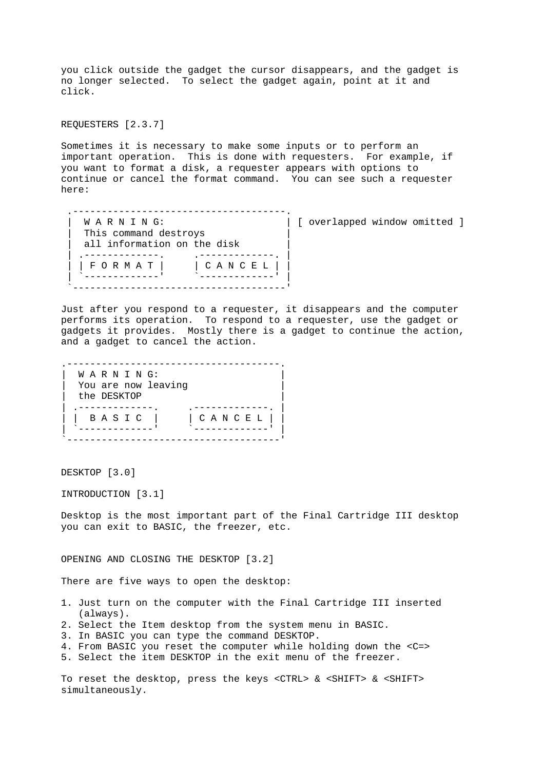you click outside the gadget the cursor disappears, and the gadget is no longer selected.  To select the gadget again, point at it and click.

## REQUESTERS [2.3.7]

Sometimes it is necessary to make some inputs or to perform an important operation.  This is done with requesters.  For example, if you want to format a disk, a requester appears with options to continue or cancel the format command.  You can see such a requester here:

```
 .-------------------------------------.
 |  W A R N I N G:                     | [ overlapped window omitted ]
 |  This command destroys              |
 |  all information on the disk        |
 | .-------------.     .-------------. |
 | | F O R M A T |     | C A N C E L | |
 | `-------------'     `-------------' |
 `-------------------------------------'
```

Just after you respond to a requester, it disappears and the computer performs its operation.  To respond to a requester, use the gadget or gadgets it provides.  Mostly there is a gadget to continue the action, and a gadget to cancel the action.

```
.-------------------------------------.
|  W A R N I N G:                     |
|  You are now leaving                |
|  the DESKTOP                        |
| .-------------.     .-------------. |
| |  B A S I C  |     | C A N C E L | |
| `-------------'     `-------------' |
`-------------------------------------'
```

# DESKTOP [3.0]

## INTRODUCTION [3.1]

Desktop is the most important part of the Final Cartridge III desktop you can exit to BASIC, the freezer, etc.

## OPENING AND CLOSING THE DESKTOP [3.2]

There are five ways to open the desktop:

1. Just turn on the computer with the Final Cartridge III inserted (always).
2. Select the Item desktop from the system menu in BASIC.
3. In BASIC you can type the command DESKTOP.
4. From BASIC you reset the computer while holding down the <C=>
5. Select the item DESKTOP in the exit menu of the freezer.

To reset the desktop, press the keys <CTRL> & <SHIFT> & <SHIFT> simultaneously.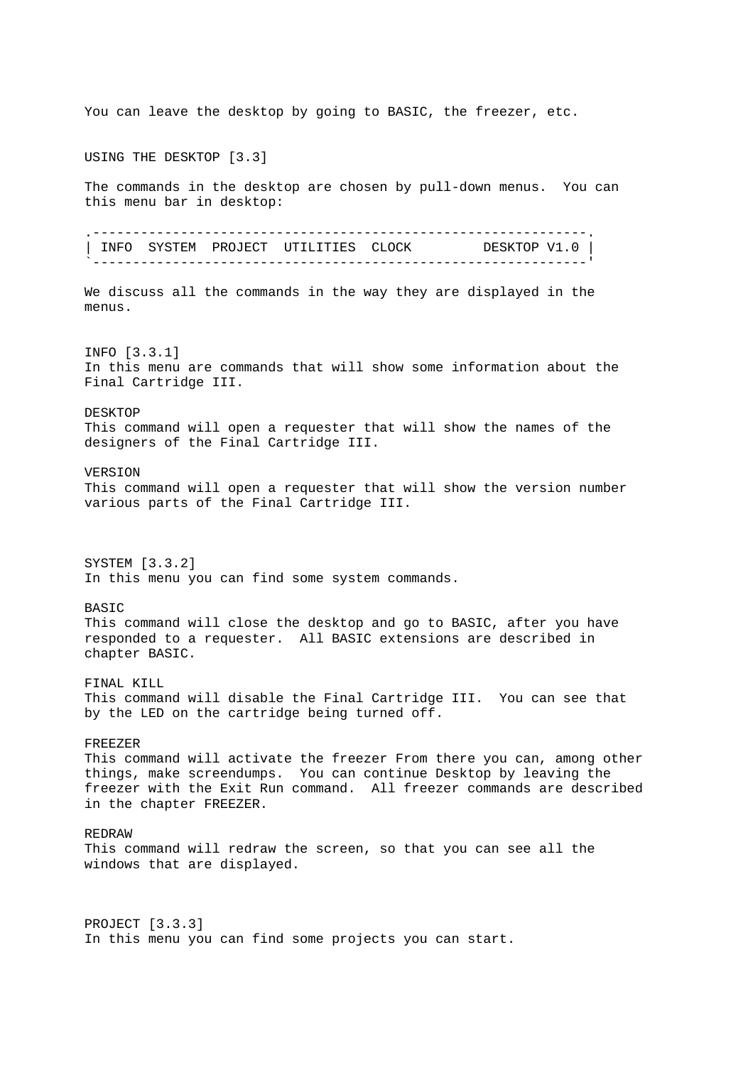You can leave the desktop by going to BASIC, the freezer, etc.

## USING THE DESKTOP [3.3]

The commands in the desktop are chosen by pull-down menus.  You can this menu bar in desktop:

```
.-------------------------------------------------------------.
| INFO  SYSTEM  PROJECT  UTILITIES  CLOCK        DESKTOP V1.0 |
`-------------------------------------------------------------'
```

We discuss all the commands in the way they are displayed in the menus.

### INFO [3.3.1]

In this menu are commands that will show some information about the Final Cartridge III.

**DESKTOP**
This command will open a requester that will show the names of the designers of the Final Cartridge III.

**VERSION**
This command will open a requester that will show the version number various parts of the Final Cartridge III.

### SYSTEM [3.3.2]

In this menu you can find some system commands.

**BASIC**
This command will close the desktop and go to BASIC, after you have responded to a requester.  All BASIC extensions are described in chapter BASIC.

**FINAL KILL**
This command will disable the Final Cartridge III.  You can see that by the LED on the cartridge being turned off.

**FREEZER**
This command will activate the freezer From there you can, among other things, make screendumps.  You can continue Desktop by leaving the freezer with the Exit Run command.  All freezer commands are described in the chapter FREEZER.

**REDRAW**
This command will redraw the screen, so that you can see all the windows that are displayed.

### PROJECT [3.3.3]

In this menu you can find some projects you can start.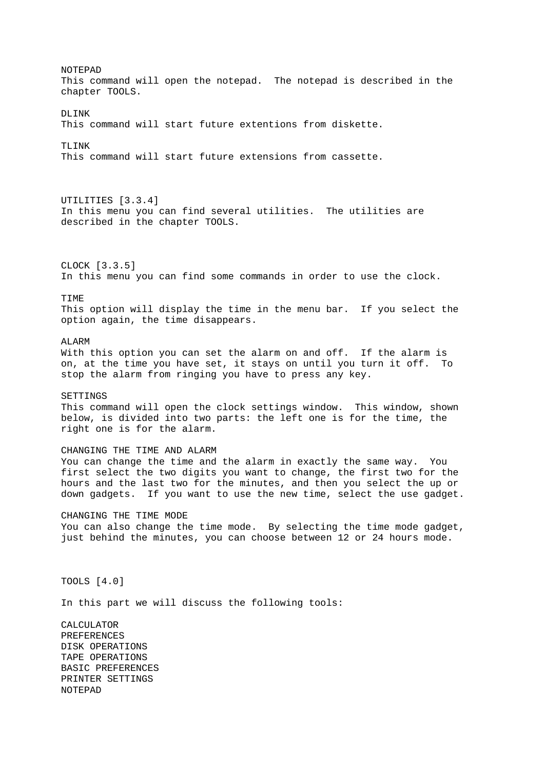NOTEPAD
This command will open the notepad. The notepad is described in the chapter TOOLS.

DLINK
This command will start future extentions from diskette.

TLINK
This command will start future extensions from cassette.

## UTILITIES [3.3.4]

In this menu you can find several utilities. The utilities are described in the chapter TOOLS.

## CLOCK [3.3.5]

In this menu you can find some commands in order to use the clock.

TIME
This option will display the time in the menu bar. If you select the option again, the time disappears.

ALARM
With this option you can set the alarm on and off. If the alarm is on, at the time you have set, it stays on until you turn it off. To stop the alarm from ringing you have to press any key.

SETTINGS
This command will open the clock settings window. This window, shown below, is divided into two parts: the left one is for the time, the right one is for the alarm.

CHANGING THE TIME AND ALARM
You can change the time and the alarm in exactly the same way. You first select the two digits you want to change, the first two for the hours and the last two for the minutes, and then you select the up or down gadgets. If you want to use the new time, select the use gadget.

CHANGING THE TIME MODE
You can also change the time mode. By selecting the time mode gadget, just behind the minutes, you can choose between 12 or 24 hours mode.

# TOOLS [4.0]

In this part we will discuss the following tools:

CALCULATOR
PREFERENCES
DISK OPERATIONS
TAPE OPERATIONS
BASIC PREFERENCES
PRINTER SETTINGS
NOTEPAD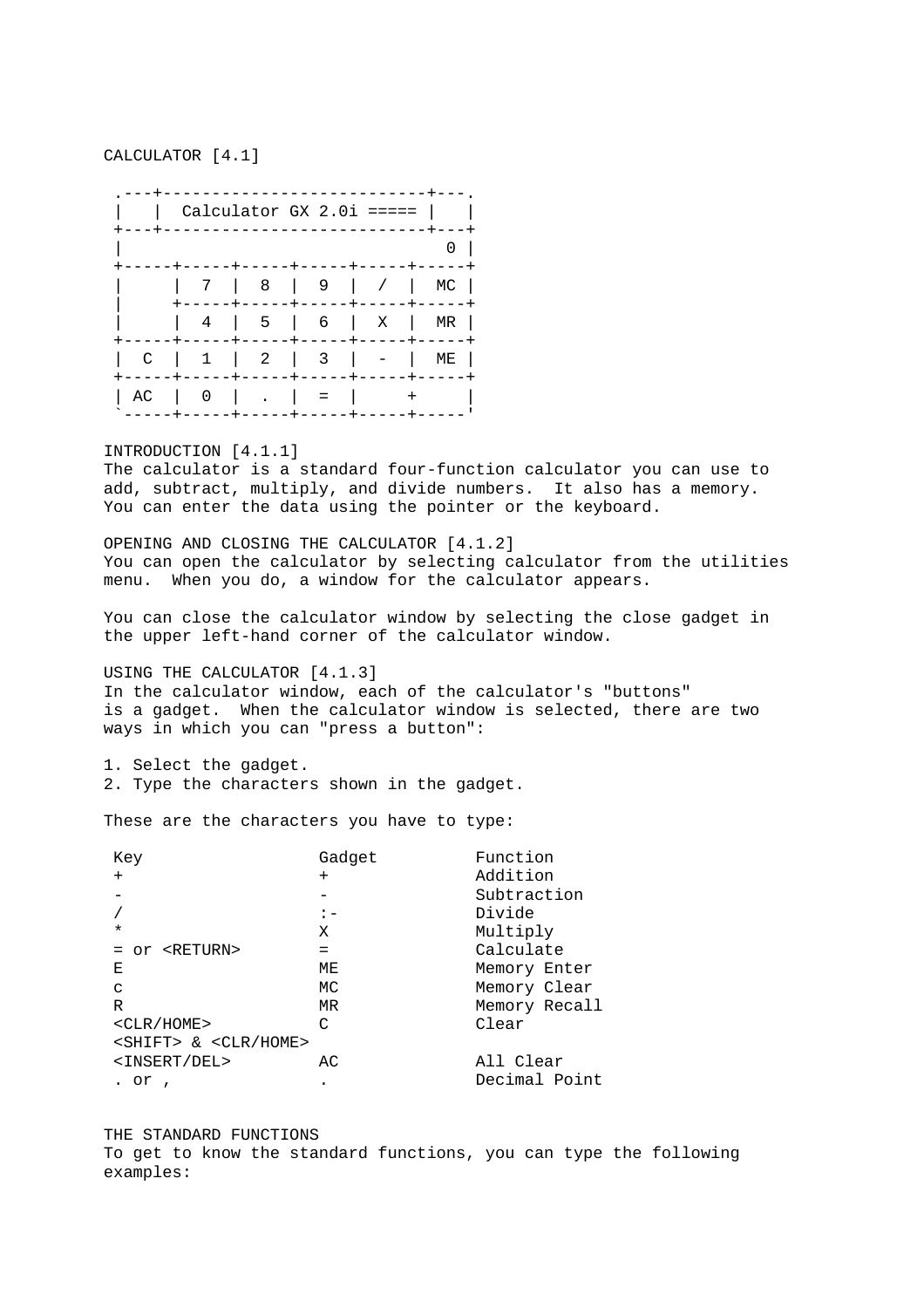CALCULATOR [4.1]

```
 .---+--------------------------+---.
 |   |  Calculator GX 2.0i ===== |   |
 +---+--------------------------+---+
 |                                0 |
 +-----+-----+-----+-----+-----+-----+
 |     |  7  |  8  |  9  |  /  |  MC |
 |     +-----+-----+-----+-----+-----+
 |     |  4  |  5  |  6  |  X  |  MR |
 +-----+-----+-----+-----+-----+-----+
 |  C  |  1  |  2  |  3  |  -  |  ME |
 +-----+-----+-----+-----+-----+-----+
 | AC  |  0  |  .  |  =  |     +     |
 `-----+-----+-----+-----+-----+-----'
```

INTRODUCTION [4.1.1]
The calculator is a standard four-function calculator you can use to add, subtract, multiply, and divide numbers. It also has a memory. You can enter the data using the pointer or the keyboard.

OPENING AND CLOSING THE CALCULATOR [4.1.2]
You can open the calculator by selecting calculator from the utilities menu. When you do, a window for the calculator appears.

You can close the calculator window by selecting the close gadget in the upper left-hand corner of the calculator window.

USING THE CALCULATOR [4.1.3]
In the calculator window, each of the calculator's "buttons" is a gadget. When the calculator window is selected, there are two ways in which you can "press a button":

1. Select the gadget.
2. Type the characters shown in the gadget.

These are the characters you have to type:

| Key | Gadget | Function |
|---|---|---|
| + | + | Addition |
| - | - | Subtraction |
| / | :- | Divide |
| * | X | Multiply |
| = or <RETURN> | = | Calculate |
| E | ME | Memory Enter |
| c | MC | Memory Clear |
| R | MR | Memory Recall |
| <CLR/HOME> | C | Clear |
| <SHIFT> & <CLR/HOME> | | |
| <INSERT/DEL> | AC | All Clear |
| . or , | . | Decimal Point |

THE STANDARD FUNCTIONS
To get to know the standard functions, you can type the following examples: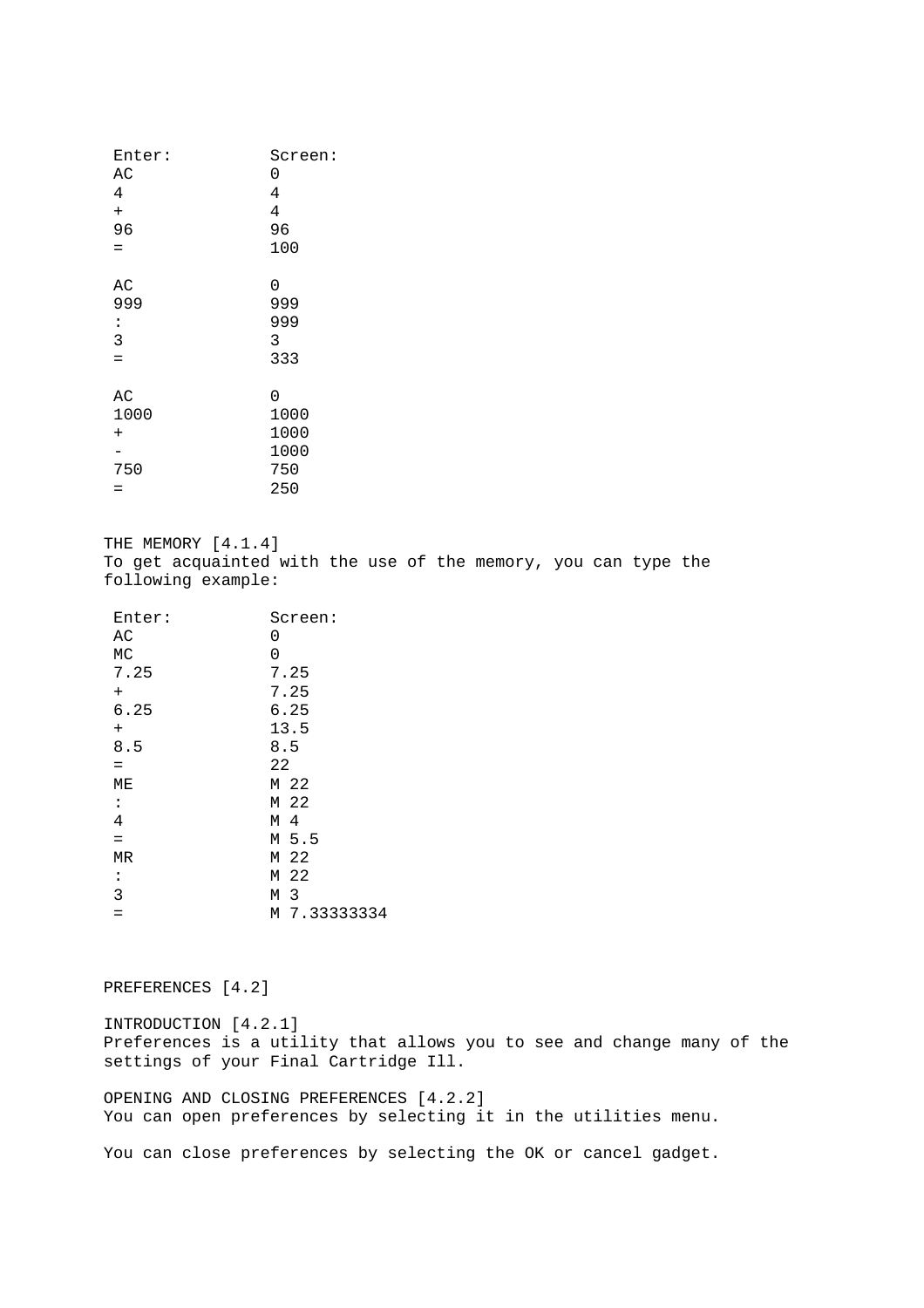| Enter: | Screen: |
| --- | --- |
| AC | 0 |
| 4 | 4 |
| + | 4 |
| 96 | 96 |
| = | 100 |
| | |
| AC | 0 |
| 999 | 999 |
| : | 999 |
| 3 | 3 |
| = | 333 |
| | |
| AC | 0 |
| 1000 | 1000 |
| + | 1000 |
| - | 1000 |
| 750 | 750 |
| = | 250 |

## THE MEMORY [4.1.4]

To get acquainted with the use of the memory, you can type the following example:

| Enter: | Screen: |
| --- | --- |
| AC | 0 |
| MC | 0 |
| 7.25 | 7.25 |
| + | 7.25 |
| 6.25 | 6.25 |
| + | 13.5 |
| 8.5 | 8.5 |
| = | 22 |
| ME | M 22 |
| : | M 22 |
| 4 | M 4 |
| = | M 5.5 |
| MR | M 22 |
| : | M 22 |
| 3 | M 3 |
| = | M 7.33333334 |

# PREFERENCES [4.2]

## INTRODUCTION [4.2.1]

Preferences is a utility that allows you to see and change many of the settings of your Final Cartridge Ill.

## OPENING AND CLOSING PREFERENCES [4.2.2]

You can open preferences by selecting it in the utilities menu.

You can close preferences by selecting the OK or cancel gadget.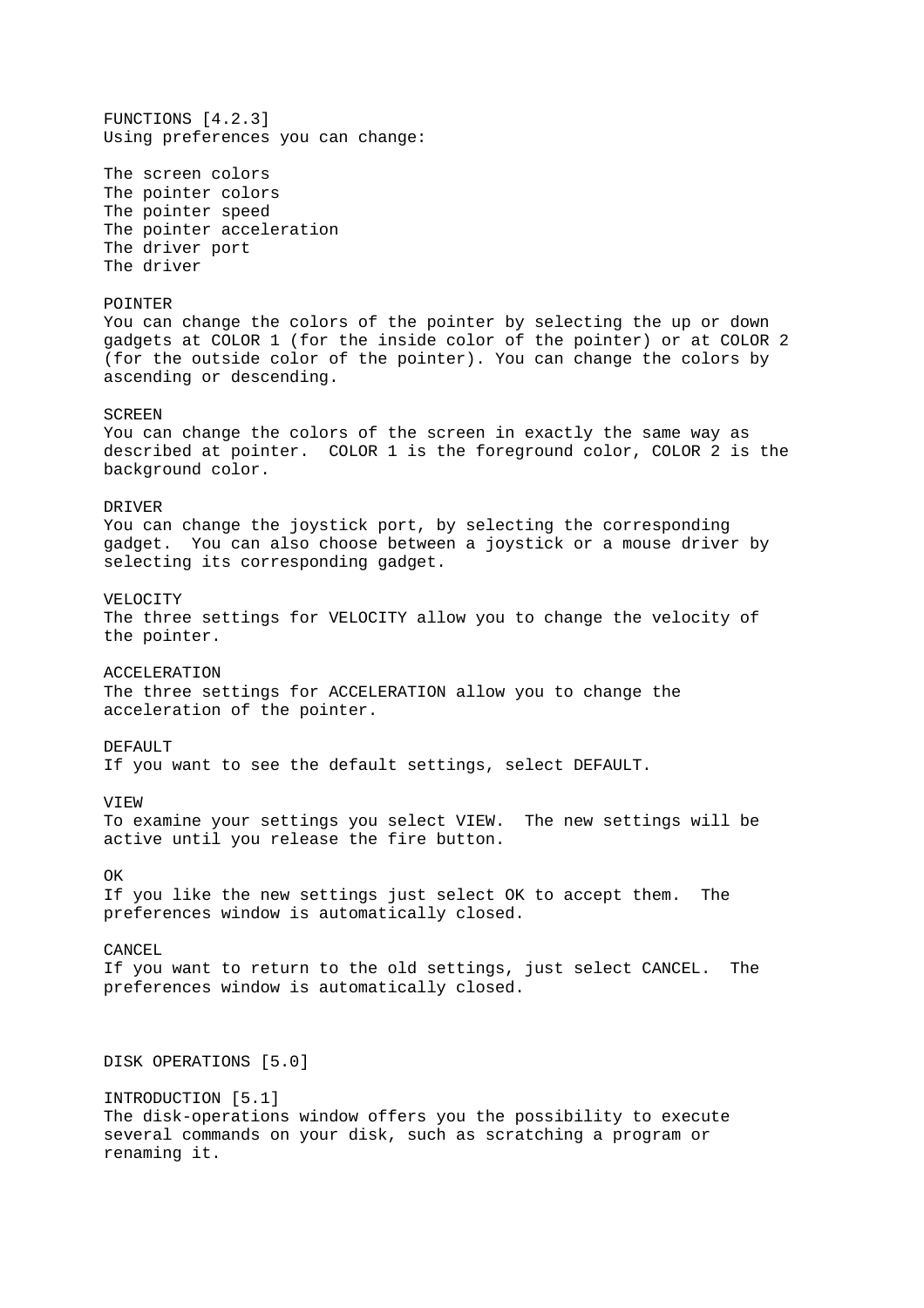### FUNCTIONS [4.2.3]

Using preferences you can change:

The screen colors
The pointer colors
The pointer speed
The pointer acceleration
The driver port
The driver

#### POINTER

You can change the colors of the pointer by selecting the up or down gadgets at COLOR 1 (for the inside color of the pointer) or at COLOR 2 (for the outside color of the pointer). You can change the colors by ascending or descending.

#### SCREEN

You can change the colors of the screen in exactly the same way as described at pointer. COLOR 1 is the foreground color, COLOR 2 is the background color.

#### DRIVER

You can change the joystick port, by selecting the corresponding gadget. You can also choose between a joystick or a mouse driver by selecting its corresponding gadget.

#### VELOCITY

The three settings for VELOCITY allow you to change the velocity of the pointer.

#### ACCELERATION

The three settings for ACCELERATION allow you to change the acceleration of the pointer.

#### DEFAULT

If you want to see the default settings, select DEFAULT.

#### VIEW

To examine your settings you select VIEW. The new settings will be active until you release the fire button.

#### OK

If you like the new settings just select OK to accept them. The preferences window is automatically closed.

#### CANCEL

If you want to return to the old settings, just select CANCEL. The preferences window is automatically closed.

## DISK OPERATIONS [5.0]

### INTRODUCTION [5.1]

The disk-operations window offers you the possibility to execute several commands on your disk, such as scratching a program or renaming it.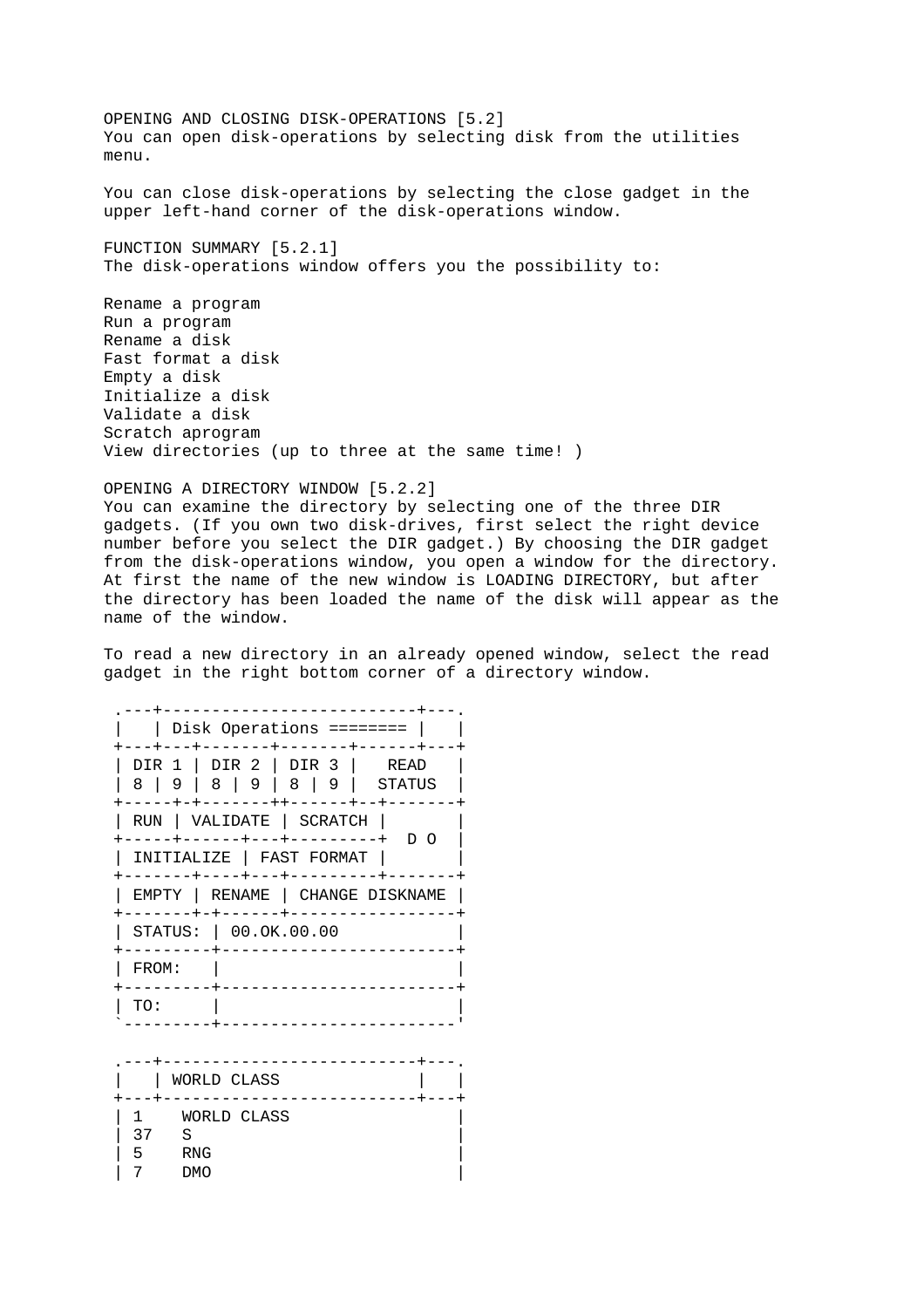## OPENING AND CLOSING DISK-OPERATIONS [5.2]

You can open disk-operations by selecting disk from the utilities menu.

You can close disk-operations by selecting the close gadget in the upper left-hand corner of the disk-operations window.

## FUNCTION SUMMARY [5.2.1]

The disk-operations window offers you the possibility to:

Rename a program
Run a program
Rename a disk
Fast format a disk
Empty a disk
Initialize a disk
Validate a disk
Scratch aprogram
View directories (up to three at the same time! )

## OPENING A DIRECTORY WINDOW [5.2.2]

You can examine the directory by selecting one of the three DIR gadgets. (If you own two disk-drives, first select the right device number before you select the DIR gadget.) By choosing the DIR gadget from the disk-operations window, you open a window for the directory. At first the name of the new window is LOADING DIRECTORY, but after the directory has been loaded the name of the disk will appear as the name of the window.

To read a new directory in an already opened window, select the read gadget in the right bottom corner of a directory window.

```
 .---+--------------------------+---.
 |   | Disk Operations ======== |   |
 +---+---+-------+-------+------+---+
 | DIR 1 | DIR 2 | DIR 3 |   READ   |
 | 8 | 9 | 8 | 9 | 8 | 9 |  STATUS  |
 +-----+-+-------++------+--+-------+
 | RUN | VALIDATE | SCRATCH |       |
 +-----+------+---+---------+  D O  |
 | INITIALIZE | FAST FORMAT |       |
 +-------+----+---+---------+-------+
 | EMPTY | RENAME | CHANGE DISKNAME |
 +-------+-+------+-----------------+
 | STATUS: | 00.OK.00.00            |
 +---------+------------------------+
 | FROM:   |                        |
 +---------+------------------------+
 | TO:     |                        |
 `---------+------------------------'

 .---+--------------------------+---.
 |   | WORLD CLASS              |   |
 +---+--------------------------+---+
 | 1    WORLD CLASS                 |
 | 37   S                           |
 | 5    RNG                         |
 | 7    DMO                         |
```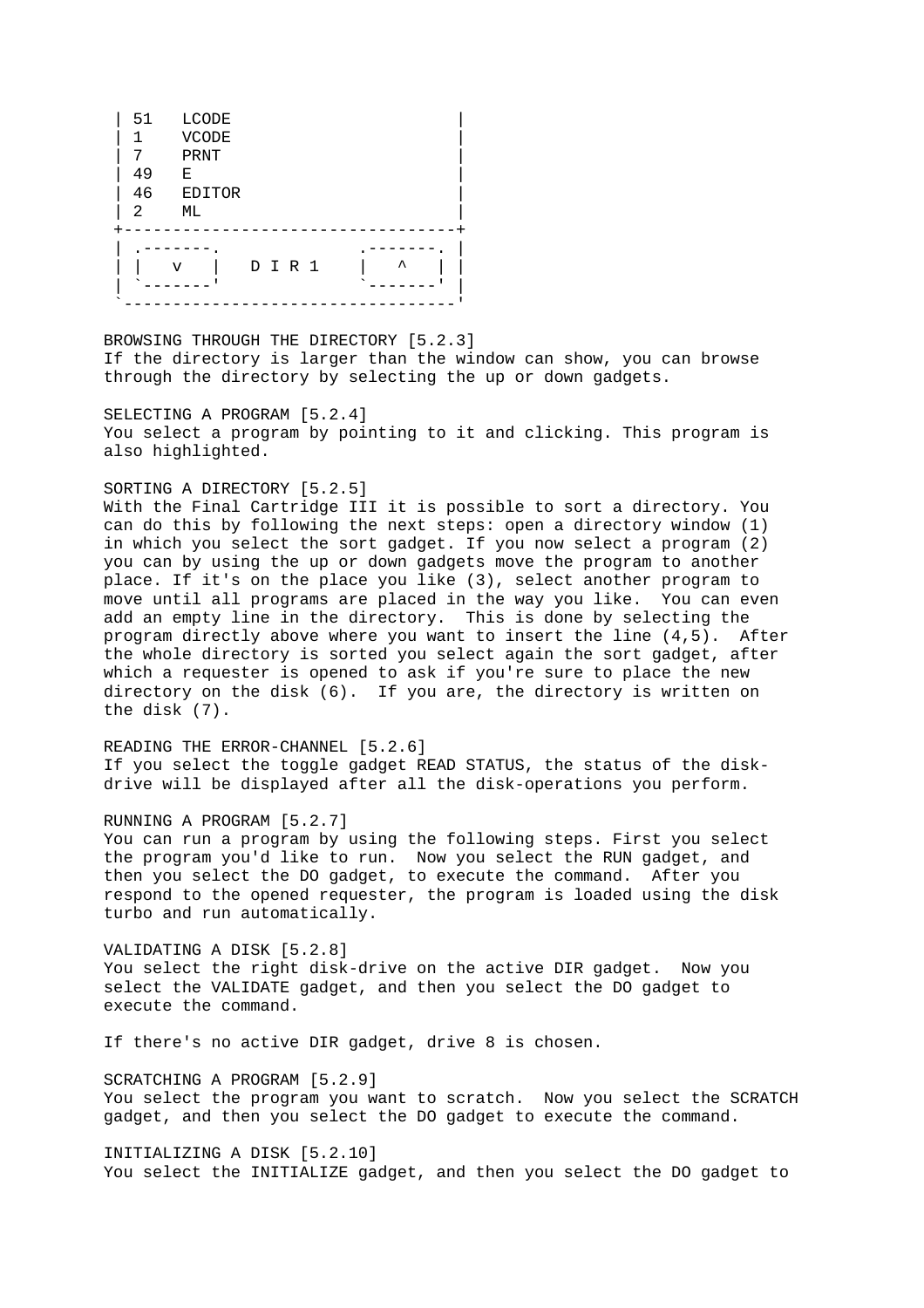```
| 51   LCODE                          |
| 1    VCODE                          |
| 7    PRNT                           |
| 49   E                              |
| 46   EDITOR                         |
| 2    ML                             |
+-------------------------------------+
| .-------.             .-------.     |
| |   v   |   D I R 1   |   ^   |     |
| `-------'             `-------'     |
`-------------------------------------'
```

BROWSING THROUGH THE DIRECTORY [5.2.3]
If the directory is larger than the window can show, you can browse through the directory by selecting the up or down gadgets.

SELECTING A PROGRAM [5.2.4]
You select a program by pointing to it and clicking. This program is also highlighted.

SORTING A DIRECTORY [5.2.5]
With the Final Cartridge III it is possible to sort a directory. You can do this by following the next steps: open a directory window (1) in which you select the sort gadget. If you now select a program (2) you can by using the up or down gadgets move the program to another place. If it's on the place you like (3), select another program to move until all programs are placed in the way you like. You can even add an empty line in the directory. This is done by selecting the program directly above where you want to insert the line (4,5). After the whole directory is sorted you select again the sort gadget, after which a requester is opened to ask if you're sure to place the new directory on the disk (6). If you are, the directory is written on the disk (7).

READING THE ERROR-CHANNEL [5.2.6]
If you select the toggle gadget READ STATUS, the status of the disk-drive will be displayed after all the disk-operations you perform.

RUNNING A PROGRAM [5.2.7]
You can run a program by using the following steps. First you select the program you'd like to run. Now you select the RUN gadget, and then you select the DO gadget, to execute the command. After you respond to the opened requester, the program is loaded using the disk turbo and run automatically.

VALIDATING A DISK [5.2.8]
You select the right disk-drive on the active DIR gadget. Now you select the VALIDATE gadget, and then you select the DO gadget to execute the command.

If there's no active DIR gadget, drive 8 is chosen.

SCRATCHING A PROGRAM [5.2.9]
You select the program you want to scratch. Now you select the SCRATCH gadget, and then you select the DO gadget to execute the command.

INITIALIZING A DISK [5.2.10]
You select the INITIALIZE gadget, and then you select the DO gadget to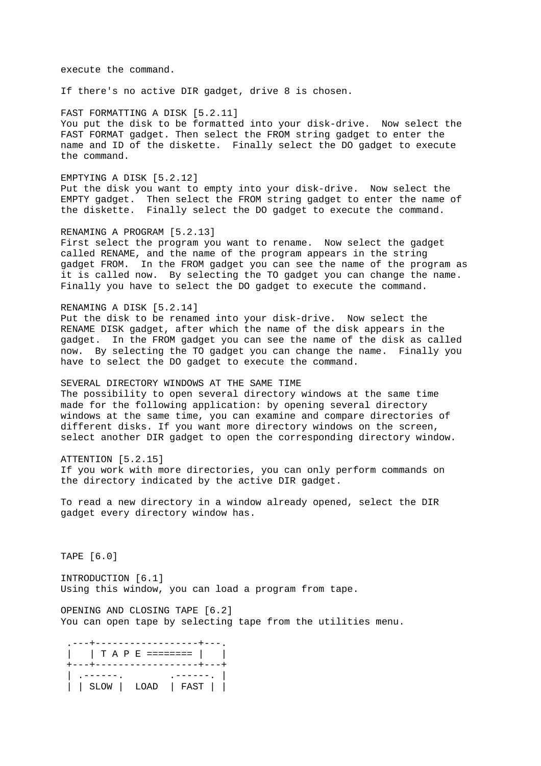execute the command.

If there's no active DIR gadget, drive 8 is chosen.

FAST FORMATTING A DISK [5.2.11]
You put the disk to be formatted into your disk-drive. Now select the FAST FORMAT gadget. Then select the FROM string gadget to enter the name and ID of the diskette. Finally select the DO gadget to execute the command.

EMPTYING A DISK [5.2.12]
Put the disk you want to empty into your disk-drive. Now select the EMPTY gadget. Then select the FROM string gadget to enter the name of the diskette. Finally select the DO gadget to execute the command.

RENAMING A PROGRAM [5.2.13]
First select the program you want to rename. Now select the gadget called RENAME, and the name of the program appears in the string gadget FROM. In the FROM gadget you can see the name of the program as it is called now. By selecting the TO gadget you can change the name. Finally you have to select the DO gadget to execute the command.

RENAMING A DISK [5.2.14]
Put the disk to be renamed into your disk-drive. Now select the RENAME DISK gadget, after which the name of the disk appears in the gadget. In the FROM gadget you can see the name of the disk as called now. By selecting the TO gadget you can change the name. Finally you have to select the DO gadget to execute the command.

SEVERAL DIRECTORY WINDOWS AT THE SAME TIME
The possibility to open several directory windows at the same time made for the following application: by opening several directory windows at the same time, you can examine and compare directories of different disks. If you want more directory windows on the screen, select another DIR gadget to open the corresponding directory window.

ATTENTION [5.2.15]
If you work with more directories, you can only perform commands on the directory indicated by the active DIR gadget.

To read a new directory in a window already opened, select the DIR gadget every directory window has.

TAPE [6.0]

INTRODUCTION [6.1]
Using this window, you can load a program from tape.

OPENING AND CLOSING TAPE [6.2]
You can open tape by selecting tape from the utilities menu.

```
 .---+------------------+---.
 |   | T A P E ======== |   |
 +---+------------------+---+
 | .------.        .------. |
 | | SLOW |  LOAD  | FAST | |
```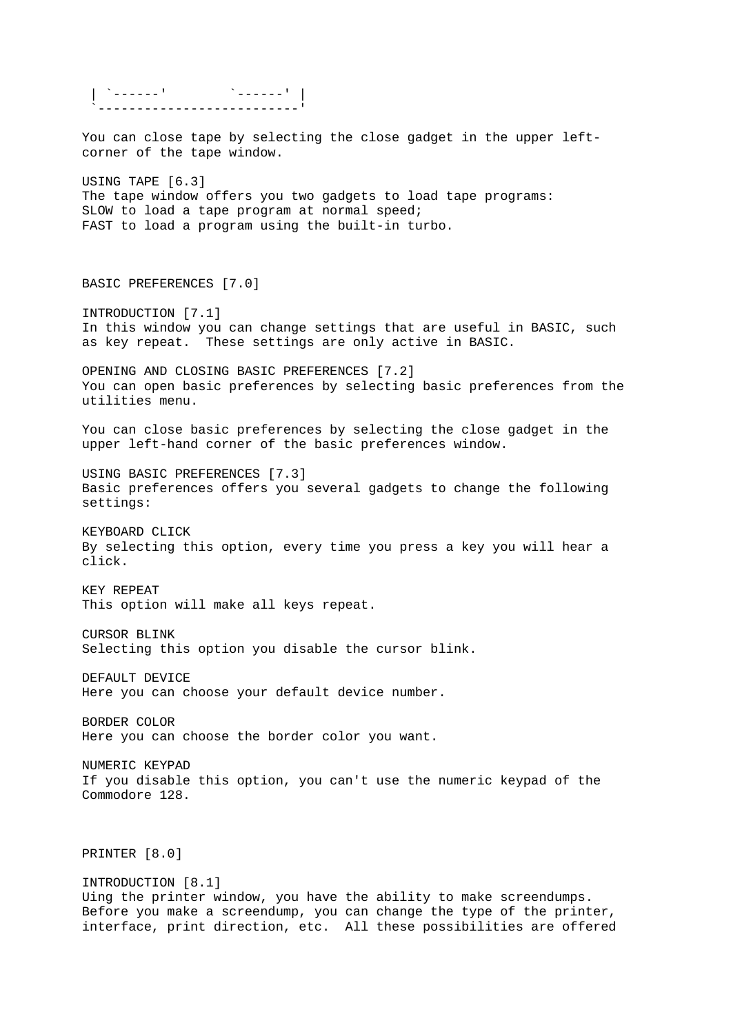```
 | `------'        `------' |
 `--------------------------'
```

You can close tape by selecting the close gadget in the upper left-corner of the tape window.

USING TAPE [6.3]
The tape window offers you two gadgets to load tape programs:
SLOW to load a tape program at normal speed;
FAST to load a program using the built-in turbo.

# BASIC PREFERENCES [7.0]

## INTRODUCTION [7.1]
In this window you can change settings that are useful in BASIC, such as key repeat. These settings are only active in BASIC.

## OPENING AND CLOSING BASIC PREFERENCES [7.2]
You can open basic preferences by selecting basic preferences from the utilities menu.

You can close basic preferences by selecting the close gadget in the upper left-hand corner of the basic preferences window.

## USING BASIC PREFERENCES [7.3]
Basic preferences offers you several gadgets to change the following settings:

KEYBOARD CLICK
By selecting this option, every time you press a key you will hear a click.

KEY REPEAT
This option will make all keys repeat.

CURSOR BLINK
Selecting this option you disable the cursor blink.

DEFAULT DEVICE
Here you can choose your default device number.

BORDER COLOR
Here you can choose the border color you want.

NUMERIC KEYPAD
If you disable this option, you can't use the numeric keypad of the Commodore 128.

# PRINTER [8.0]

## INTRODUCTION [8.1]
Uing the printer window, you have the ability to make screendumps. Before you make a screendump, you can change the type of the printer, interface, print direction, etc. All these possibilities are offered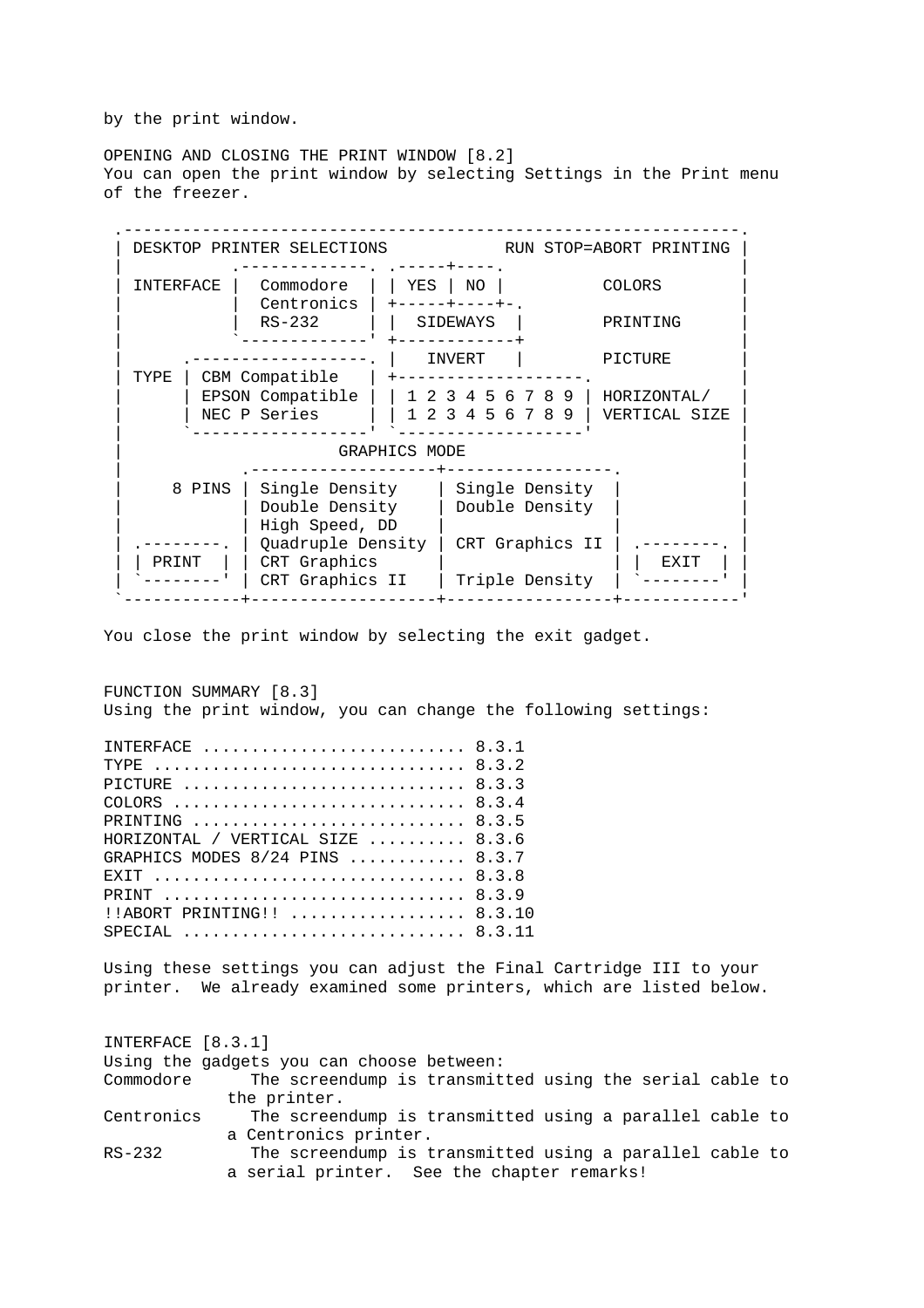by the print window.

OPENING AND CLOSING THE PRINT WINDOW [8.2]
You can open the print window by selecting Settings in the Print menu of the freezer.

```
 .-------------------------------------------------------------.
 | DESKTOP PRINTER SELECTIONS          RUN STOP=ABORT PRINTING |
 |          .-------------. .-----+----.                       |
 | INTERFACE |  Commodore  | | YES | NO |         COLORS        |
 |          |  Centronics | +-----+----+-.                     |
 |          |  RS-232     | |  SIDEWAYS  |       PRINTING      |
 |          `-------------' +------------+                     |
 |      .------------------. |   INVERT   |       PICTURE       |
 | TYPE | CBM Compatible   | +-------------------.             |
 |      | EPSON Compatible | | 1 2 3 4 5 6 7 8 9 | HORIZONTAL/ |
 |      | NEC P Series     | | 1 2 3 4 5 6 7 8 9 | VERTICAL SIZE |
 |      `------------------' `-------------------'             |
 |                     GRAPHICS MODE                           |
 |          .-------------------+-----------------.            |
 |    8 PINS | Single Density    | Single Density  |            |
 |          | Double Density    | Double Density  |            |
 |          | High Speed, DD    |                 |            |
 | .--------. | Quadruple Density | CRT Graphics II | .--------. |
 | | PRINT  | | CRT Graphics      |                 | |  EXIT  | |
 | `--------' | CRT Graphics II   | Triple Density  | `--------' |
 `-----------+-------------------+-----------------+------------'
```

You close the print window by selecting the exit gadget.

FUNCTION SUMMARY [8.3]
Using the print window, you can change the following settings:

```
INTERFACE .......................... 8.3.1
TYPE ............................... 8.3.2
PICTURE ............................ 8.3.3
COLORS ............................. 8.3.4
PRINTING ........................... 8.3.5
HORIZONTAL / VERTICAL SIZE ......... 8.3.6
GRAPHICS MODES 8/24 PINS ........... 8.3.7
EXIT ............................... 8.3.8
PRINT .............................. 8.3.9
!!ABORT PRINTING!! ................. 8.3.10
SPECIAL ............................ 8.3.11
```

Using these settings you can adjust the Final Cartridge III to your printer. We already examined some printers, which are listed below.

INTERFACE [8.3.1]
Using the gadgets you can choose between:

Commodore — The screendump is transmitted using the serial cable to the printer.

Centronics — The screendump is transmitted using a parallel cable to a Centronics printer.

RS-232 — The screendump is transmitted using a parallel cable to a serial printer. See the chapter remarks!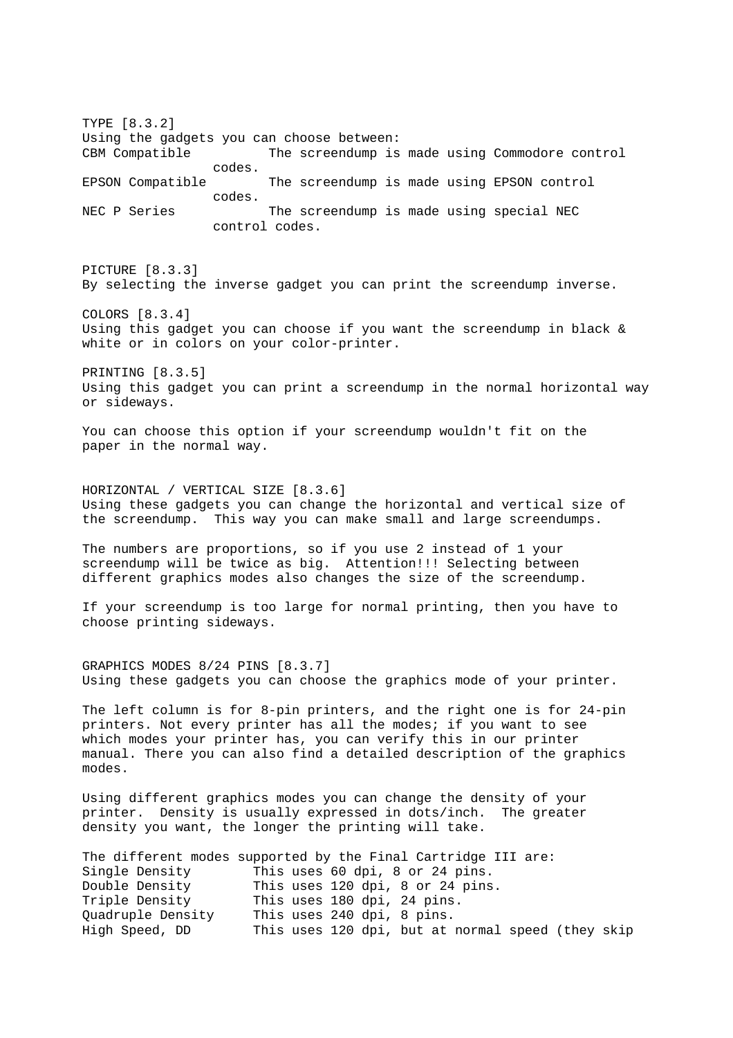TYPE [8.3.2]
Using the gadgets you can choose between:

| | |
|---|---|
| CBM Compatible | The screendump is made using Commodore control codes. |
| EPSON Compatible | The screendump is made using EPSON control codes. |
| NEC P Series | The screendump is made using special NEC control codes. |

PICTURE [8.3.3]
By selecting the inverse gadget you can print the screendump inverse.

COLORS [8.3.4]
Using this gadget you can choose if you want the screendump in black & white or in colors on your color-printer.

PRINTING [8.3.5]
Using this gadget you can print a screendump in the normal horizontal way or sideways.

You can choose this option if your screendump wouldn't fit on the paper in the normal way.

HORIZONTAL / VERTICAL SIZE [8.3.6]
Using these gadgets you can change the horizontal and vertical size of the screendump. This way you can make small and large screendumps.

The numbers are proportions, so if you use 2 instead of 1 your screendump will be twice as big. Attention!!! Selecting between different graphics modes also changes the size of the screendump.

If your screendump is too large for normal printing, then you have to choose printing sideways.

GRAPHICS MODES 8/24 PINS [8.3.7]
Using these gadgets you can choose the graphics mode of your printer.

The left column is for 8-pin printers, and the right one is for 24-pin printers. Not every printer has all the modes; if you want to see which modes your printer has, you can verify this in our printer manual. There you can also find a detailed description of the graphics modes.

Using different graphics modes you can change the density of your printer. Density is usually expressed in dots/inch. The greater density you want, the longer the printing will take.

The different modes supported by the Final Cartridge III are:

| | |
|---|---|
| Single Density | This uses 60 dpi, 8 or 24 pins. |
| Double Density | This uses 120 dpi, 8 or 24 pins. |
| Triple Density | This uses 180 dpi, 24 pins. |
| Quadruple Density | This uses 240 dpi, 8 pins. |
| High Speed, DD | This uses 120 dpi, but at normal speed (they skip |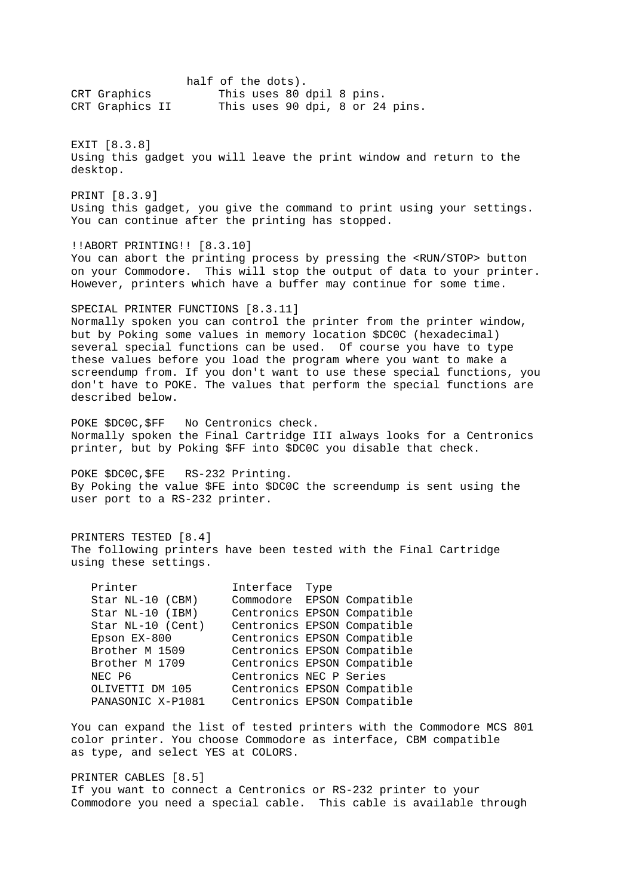half of the dots).

CRT Graphics — This uses 80 dpil 8 pins.

CRT Graphics II — This uses 90 dpi, 8 or 24 pins.

### EXIT [8.3.8]

Using this gadget you will leave the print window and return to the desktop.

### PRINT [8.3.9]

Using this gadget, you give the command to print using your settings. You can continue after the printing has stopped.

### !!ABORT PRINTING!! [8.3.10]

You can abort the printing process by pressing the <RUN/STOP> button on your Commodore. This will stop the output of data to your printer. However, printers which have a buffer may continue for some time.

### SPECIAL PRINTER FUNCTIONS [8.3.11]

Normally spoken you can control the printer from the printer window, but by Poking some values in memory location $DC0C (hexadecimal) several special functions can be used. Of course you have to type these values before you load the program where you want to make a screendump from. If you don't want to use these special functions, you don't have to POKE. The values that perform the special functions are described below.

POKE $DC0C,$FF   No Centronics check.
Normally spoken the Final Cartridge III always looks for a Centronics printer, but by Poking $FF into $DC0C you disable that check.

POKE $DC0C,$FE   RS-232 Printing.
By Poking the value $FE into $DC0C the screendump is sent using the user port to a RS-232 printer.

## PRINTERS TESTED [8.4]

The following printers have been tested with the Final Cartridge using these settings.

| Printer | Interface | Type |
|---|---|---|
| Star NL-10 (CBM) | Commodore | EPSON Compatible |
| Star NL-10 (IBM) | Centronics | EPSON Compatible |
| Star NL-10 (Cent) | Centronics | EPSON Compatible |
| Epson EX-800 | Centronics | EPSON Compatible |
| Brother M 1509 | Centronics | EPSON Compatible |
| Brother M 1709 | Centronics | EPSON Compatible |
| NEC P6 | Centronics | NEC P Series |
| OLIVETTI DM 105 | Centronics | EPSON Compatible |
| PANASONIC X-P1081 | Centronics | EPSON Compatible |

You can expand the list of tested printers with the Commodore MCS 801 color printer. You choose Commodore as interface, CBM compatible as type, and select YES at COLORS.

## PRINTER CABLES [8.5]

If you want to connect a Centronics or RS-232 printer to your Commodore you need a special cable. This cable is available through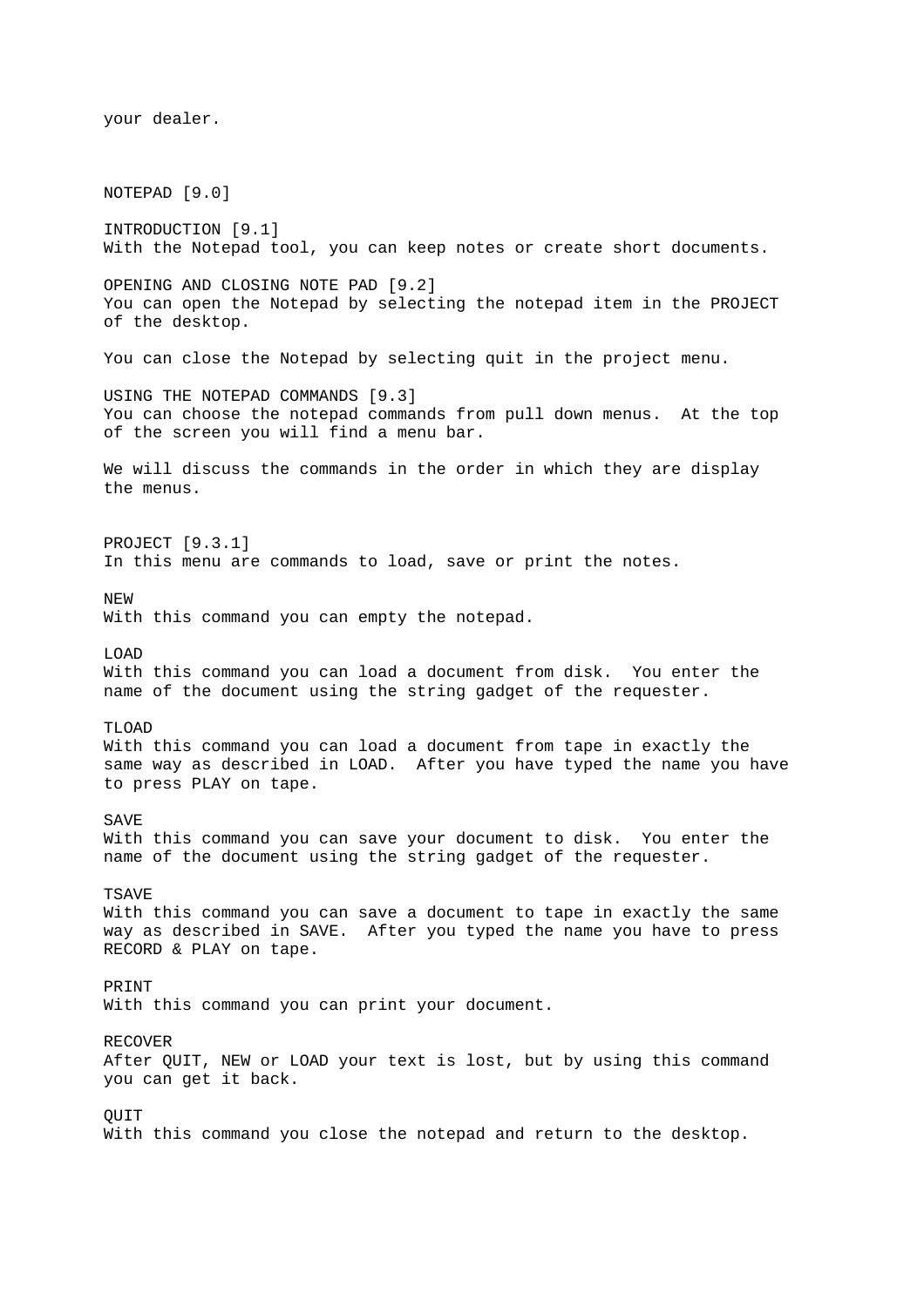your dealer.

# NOTEPAD [9.0]

## INTRODUCTION [9.1]

With the Notepad tool, you can keep notes or create short documents.

## OPENING AND CLOSING NOTE PAD [9.2]

You can open the Notepad by selecting the notepad item in the PROJECT of the desktop.

You can close the Notepad by selecting quit in the project menu.

## USING THE NOTEPAD COMMANDS [9.3]

You can choose the notepad commands from pull down menus. At the top of the screen you will find a menu bar.

We will discuss the commands in the order in which they are display the menus.

### PROJECT [9.3.1]

In this menu are commands to load, save or print the notes.

**NEW**
With this command you can empty the notepad.

**LOAD**
With this command you can load a document from disk. You enter the name of the document using the string gadget of the requester.

**TLOAD**
With this command you can load a document from tape in exactly the same way as described in LOAD. After you have typed the name you have to press PLAY on tape.

**SAVE**
With this command you can save your document to disk. You enter the name of the document using the string gadget of the requester.

**TSAVE**
With this command you can save a document to tape in exactly the same way as described in SAVE. After you typed the name you have to press RECORD & PLAY on tape.

**PRINT**
With this command you can print your document.

**RECOVER**
After QUIT, NEW or LOAD your text is lost, but by using this command you can get it back.

**QUIT**
With this command you close the notepad and return to the desktop.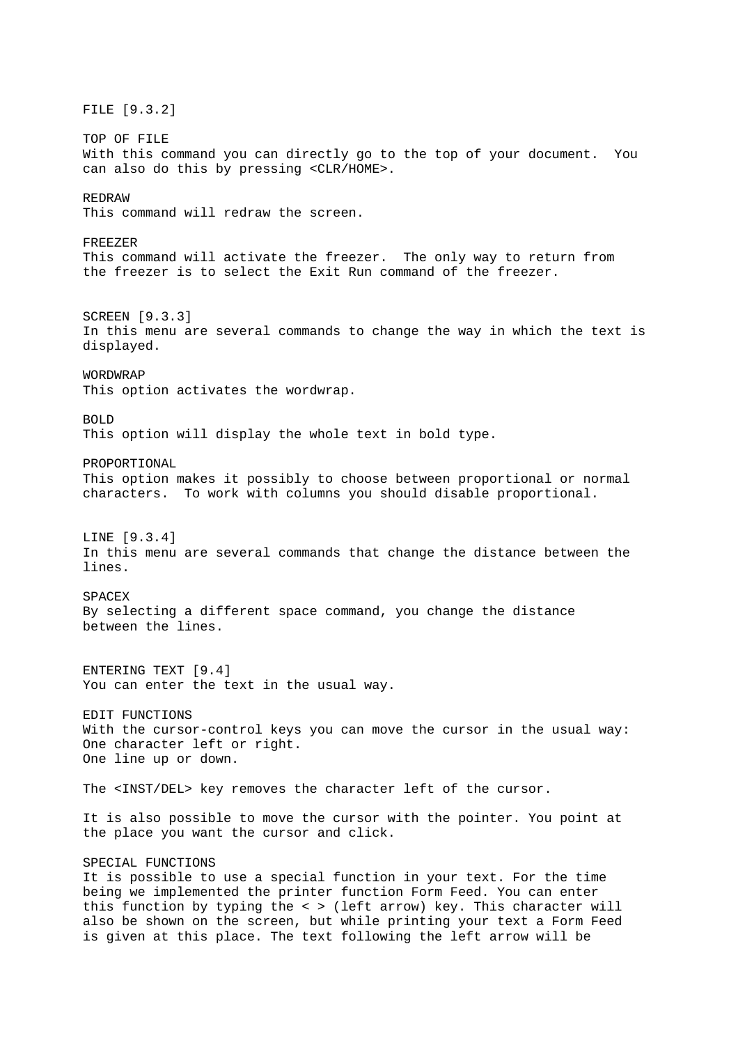## FILE [9.3.2]

### TOP OF FILE
With this command you can directly go to the top of your document. You can also do this by pressing <CLR/HOME>.

### REDRAW
This command will redraw the screen.

### FREEZER
This command will activate the freezer. The only way to return from the freezer is to select the Exit Run command of the freezer.

## SCREEN [9.3.3]
In this menu are several commands to change the way in which the text is displayed.

### WORDWRAP
This option activates the wordwrap.

### BOLD
This option will display the whole text in bold type.

### PROPORTIONAL
This option makes it possibly to choose between proportional or normal characters. To work with columns you should disable proportional.

## LINE [9.3.4]
In this menu are several commands that change the distance between the lines.

### SPACEX
By selecting a different space command, you change the distance between the lines.

## ENTERING TEXT [9.4]
You can enter the text in the usual way.

### EDIT FUNCTIONS
With the cursor-control keys you can move the cursor in the usual way:
One character left or right.
One line up or down.

The <INST/DEL> key removes the character left of the cursor.

It is also possible to move the cursor with the pointer. You point at the place you want the cursor and click.

### SPECIAL FUNCTIONS
It is possible to use a special function in your text. For the time being we implemented the printer function Form Feed. You can enter this function by typing the < > (left arrow) key. This character will also be shown on the screen, but while printing your text a Form Feed is given at this place. The text following the left arrow will be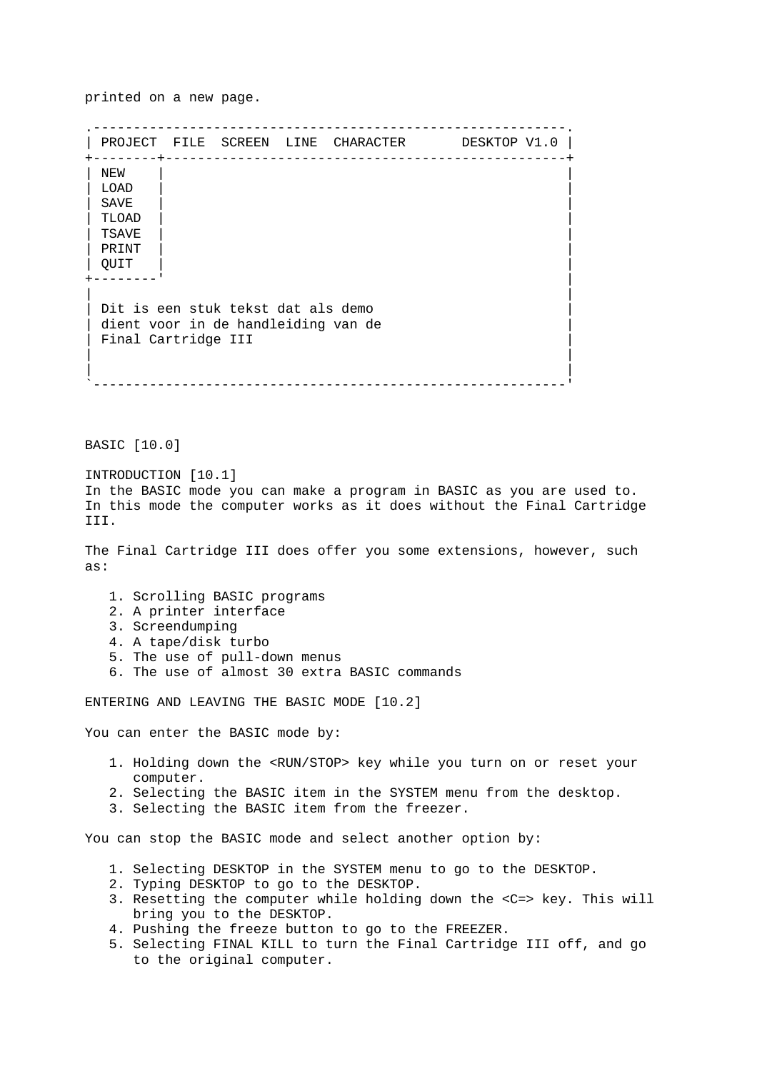printed on a new page.

```
.----------------------------------------------------------.
| PROJECT  FILE  SCREEN  LINE  CHARACTER      DESKTOP V1.0 |
+--------+-------------------------------------------------+
| NEW    |                                                 |
| LOAD   |                                                 |
| SAVE   |                                                 |
| TLOAD  |                                                 |
| TSAVE  |                                                 |
| PRINT  |                                                 |
| QUIT   |                                                 |
+--------'                                                 |
|                                                          |
| Dit is een stuk tekst dat als demo                       |
| dient voor in de handleiding van de                      |
| Final Cartridge III                                      |
|                                                          |
|                                                          |
`----------------------------------------------------------'
```

## BASIC [10.0]

### INTRODUCTION [10.1]

In the BASIC mode you can make a program in BASIC as you are used to. In this mode the computer works as it does without the Final Cartridge III.

The Final Cartridge III does offer you some extensions, however, such as:

1. Scrolling BASIC programs
2. A printer interface
3. Screendumping
4. A tape/disk turbo
5. The use of pull-down menus
6. The use of almost 30 extra BASIC commands

### ENTERING AND LEAVING THE BASIC MODE [10.2]

You can enter the BASIC mode by:

1. Holding down the <RUN/STOP> key while you turn on or reset your computer.
2. Selecting the BASIC item in the SYSTEM menu from the desktop.
3. Selecting the BASIC item from the freezer.

You can stop the BASIC mode and select another option by:

1. Selecting DESKTOP in the SYSTEM menu to go to the DESKTOP.
2. Typing DESKTOP to go to the DESKTOP.
3. Resetting the computer while holding down the <C=> key. This will bring you to the DESKTOP.
4. Pushing the freeze button to go to the FREEZER.
5. Selecting FINAL KILL to turn the Final Cartridge III off, and go to the original computer.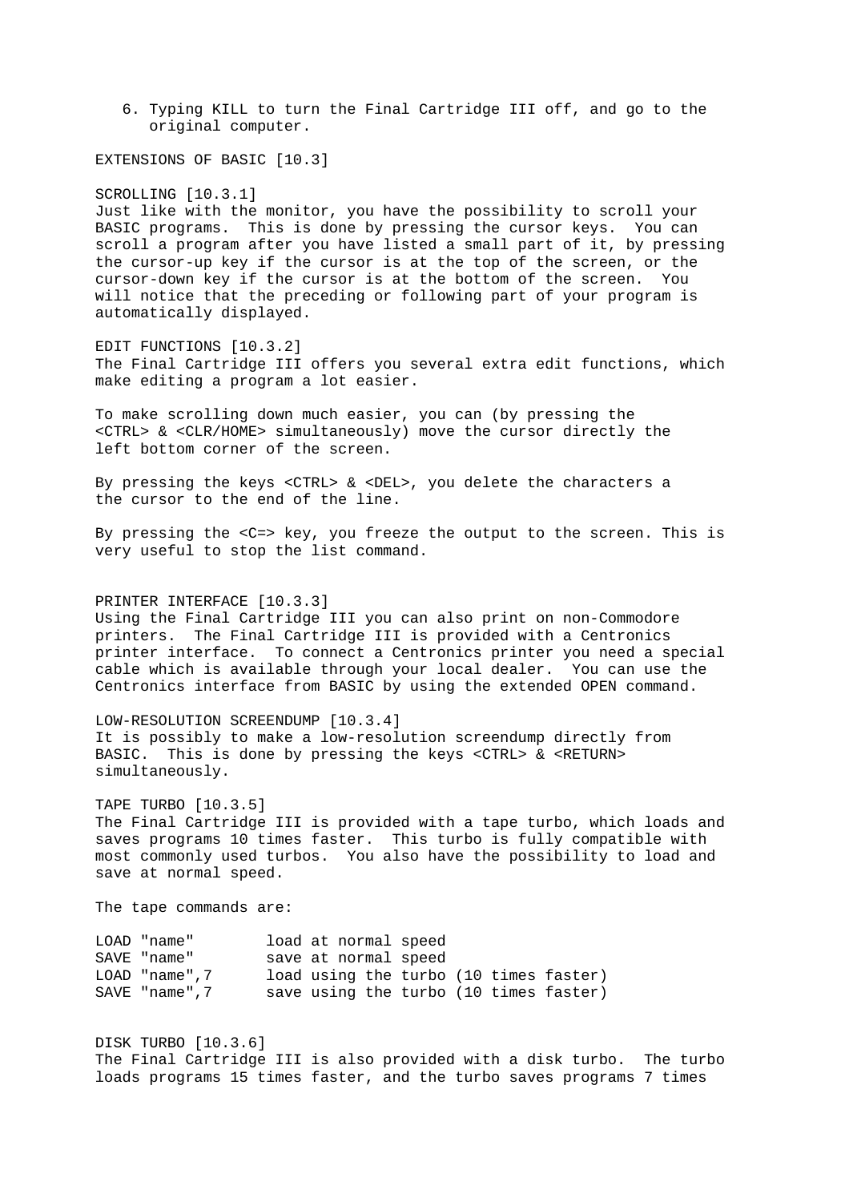6. Typing KILL to turn the Final Cartridge III off, and go to the original computer.

## EXTENSIONS OF BASIC [10.3]

### SCROLLING [10.3.1]

Just like with the monitor, you have the possibility to scroll your BASIC programs. This is done by pressing the cursor keys. You can scroll a program after you have listed a small part of it, by pressing the cursor-up key if the cursor is at the top of the screen, or the cursor-down key if the cursor is at the bottom of the screen. You will notice that the preceding or following part of your program is automatically displayed.

### EDIT FUNCTIONS [10.3.2]

The Final Cartridge III offers you several extra edit functions, which make editing a program a lot easier.

To make scrolling down much easier, you can (by pressing the <CTRL> & <CLR/HOME> simultaneously) move the cursor directly the left bottom corner of the screen.

By pressing the keys <CTRL> & <DEL>, you delete the characters a the cursor to the end of the line.

By pressing the <C=> key, you freeze the output to the screen. This is very useful to stop the list command.

### PRINTER INTERFACE [10.3.3]

Using the Final Cartridge III you can also print on non-Commodore printers. The Final Cartridge III is provided with a Centronics printer interface. To connect a Centronics printer you need a special cable which is available through your local dealer. You can use the Centronics interface from BASIC by using the extended OPEN command.

### LOW-RESOLUTION SCREENDUMP [10.3.4]

It is possibly to make a low-resolution screendump directly from BASIC. This is done by pressing the keys <CTRL> & <RETURN> simultaneously.

### TAPE TURBO [10.3.5]

The Final Cartridge III is provided with a tape turbo, which loads and saves programs 10 times faster. This turbo is fully compatible with most commonly used turbos. You also have the possibility to load and save at normal speed.

The tape commands are:

```
LOAD "name"        load at normal speed
SAVE "name"        save at normal speed
LOAD "name",7      load using the turbo (10 times faster)
SAVE "name",7      save using the turbo (10 times faster)
```

### DISK TURBO [10.3.6]

The Final Cartridge III is also provided with a disk turbo. The turbo loads programs 15 times faster, and the turbo saves programs 7 times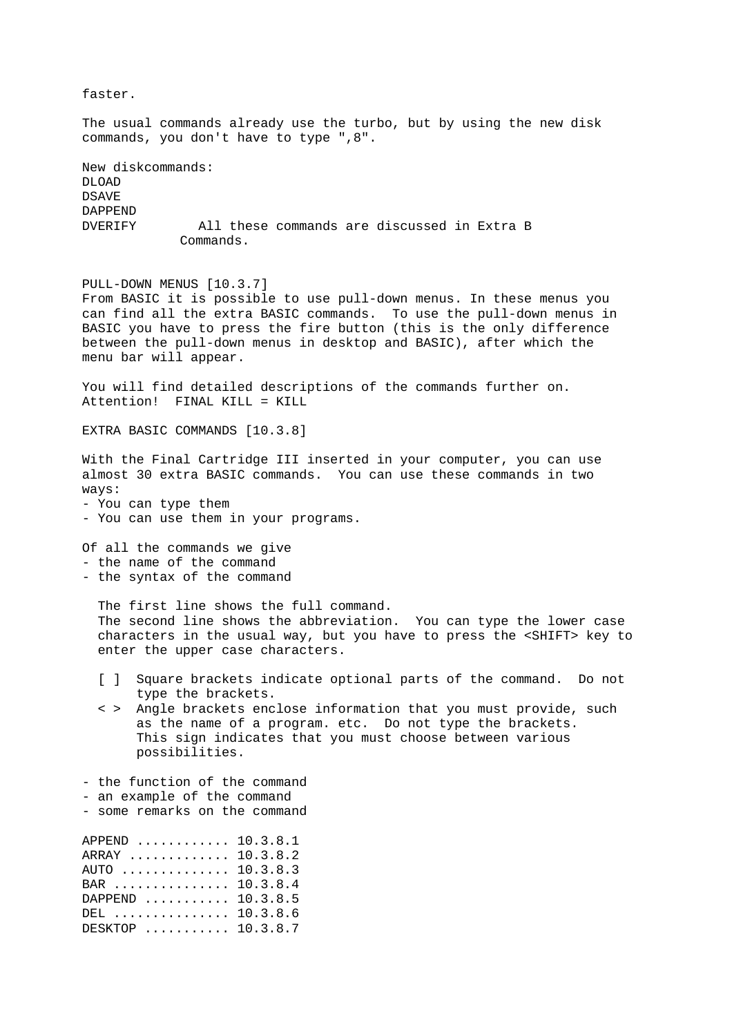faster.

The usual commands already use the turbo, but by using the new disk commands, you don't have to type ",8".

New diskcommands:
DLOAD
DSAVE
DAPPEND
DVERIFY        All these commands are discussed in Extra B Commands.

## PULL-DOWN MENUS [10.3.7]

From BASIC it is possible to use pull-down menus. In these menus you can find all the extra BASIC commands. To use the pull-down menus in BASIC you have to press the fire button (this is the only difference between the pull-down menus in desktop and BASIC), after which the menu bar will appear.

You will find detailed descriptions of the commands further on.
Attention! FINAL KILL = KILL

## EXTRA BASIC COMMANDS [10.3.8]

With the Final Cartridge III inserted in your computer, you can use almost 30 extra BASIC commands. You can use these commands in two ways:

- You can type them
- You can use them in your programs.

Of all the commands we give

- the name of the command
- the syntax of the command

  The first line shows the full command.
  The second line shows the abbreviation. You can type the lower case characters in the usual way, but you have to press the <SHIFT> key to enter the upper case characters.

  [ ]  Square brackets indicate optional parts of the command. Do not type the brackets.
  < >  Angle brackets enclose information that you must provide, such as the name of a program. etc. Do not type the brackets.
       This sign indicates that you must choose between various possibilities.

- the function of the command
- an example of the command
- some remarks on the command

APPEND ........... 10.3.8.1
ARRAY ............ 10.3.8.2
AUTO ............. 10.3.8.3
BAR .............. 10.3.8.4
DAPPEND .......... 10.3.8.5
DEL .............. 10.3.8.6
DESKTOP .......... 10.3.8.7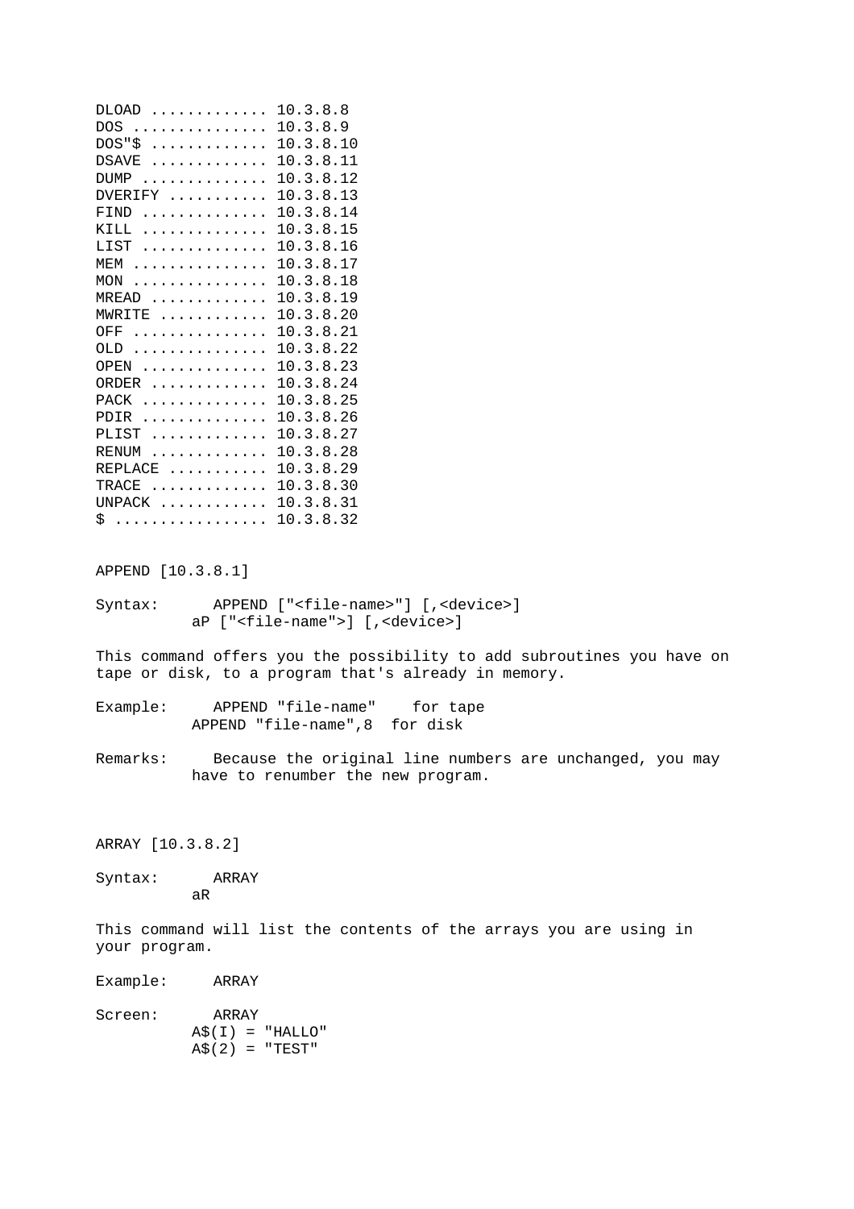```
DLOAD ............ 10.3.8.8
DOS .............. 10.3.8.9
DOS"$ ............ 10.3.8.10
DSAVE ............ 10.3.8.11
DUMP ............. 10.3.8.12
DVERIFY .......... 10.3.8.13
FIND ............. 10.3.8.14
KILL ............. 10.3.8.15
LIST ............. 10.3.8.16
MEM .............. 10.3.8.17
MON .............. 10.3.8.18
MREAD ............ 10.3.8.19
MWRITE ........... 10.3.8.20
OFF .............. 10.3.8.21
OLD .............. 10.3.8.22
OPEN ............. 10.3.8.23
ORDER ............ 10.3.8.24
PACK ............. 10.3.8.25
PDIR ............. 10.3.8.26
PLIST ............ 10.3.8.27
RENUM ............ 10.3.8.28
REPLACE .......... 10.3.8.29
TRACE ............ 10.3.8.30
UNPACK ........... 10.3.8.31
$ ................ 10.3.8.32
```

APPEND [10.3.8.1]

```
Syntax:     APPEND ["<file-name>"] [,<device>]
            aP ["<file-name">] [,<device>]
```

This command offers you the possibility to add subroutines you have on tape or disk, to a program that's already in memory.

```
Example:    APPEND "file-name"    for tape
            APPEND "file-name",8  for disk
```

Remarks: Because the original line numbers are unchanged, you may have to renumber the new program.

ARRAY [10.3.8.2]

```
Syntax:     ARRAY
            aR
```

This command will list the contents of the arrays you are using in your program.

```
Example:    ARRAY

Screen:     ARRAY
            A$(I) = "HALLO"
            A$(2) = "TEST"
```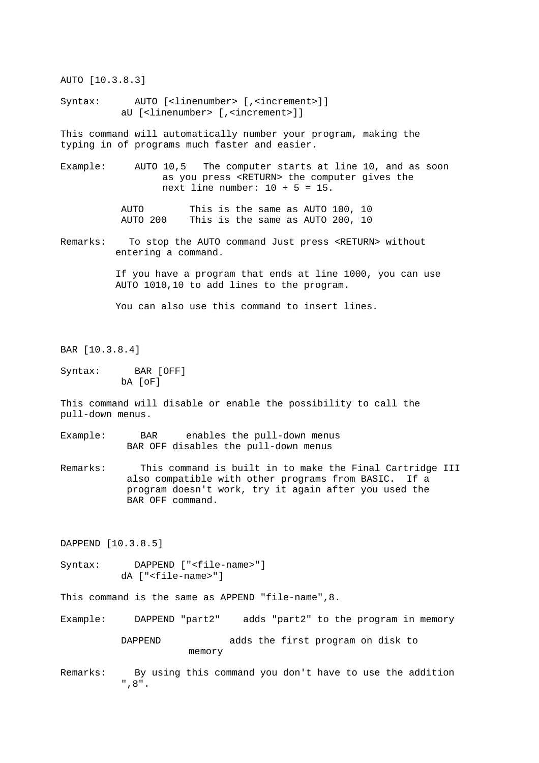## AUTO [10.3.8.3]

Syntax: AUTO [<linenumber> [,<increment>]]
aU [<linenumber> [,<increment>]]

This command will automatically number your program, making the typing in of programs much faster and easier.

Example: AUTO 10,5 The computer starts at line 10, and as soon as you press <RETURN> the computer gives the next line number: 10 + 5 = 15.

AUTO This is the same as AUTO 100, 10
AUTO 200 This is the same as AUTO 200, 10

Remarks: To stop the AUTO command Just press <RETURN> without entering a command.

If you have a program that ends at line 1000, you can use AUTO 1010,10 to add lines to the program.

You can also use this command to insert lines.

## BAR [10.3.8.4]

Syntax: BAR [OFF]
bA [oF]

This command will disable or enable the possibility to call the pull-down menus.

Example: BAR enables the pull-down menus
BAR OFF disables the pull-down menus

Remarks: This command is built in to make the Final Cartridge III also compatible with other programs from BASIC. If a program doesn't work, try it again after you used the BAR OFF command.

## DAPPEND [10.3.8.5]

Syntax: DAPPEND ["<file-name>"]
dA ["<file-name>"]

This command is the same as APPEND "file-name",8.

Example: DAPPEND "part2" adds "part2" to the program in memory

DAPPEND adds the first program on disk to memory

Remarks: By using this command you don't have to use the addition ",8".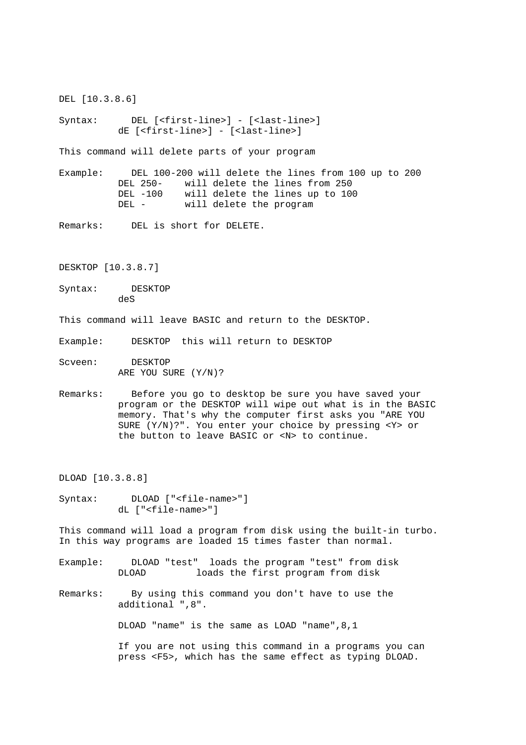## DEL [10.3.8.6]

Syntax: DEL [<first-line>] - [<last-line>]
dE [<first-line>] - [<last-line>]

This command will delete parts of your program

Example: DEL 100-200 will delete the lines from 100 up to 200
DEL 250- will delete the lines from 250
DEL -100 will delete the lines up to 100
DEL - will delete the program

Remarks: DEL is short for DELETE.

## DESKTOP [10.3.8.7]

Syntax: DESKTOP
deS

This command will leave BASIC and return to the DESKTOP.

Example: DESKTOP this will return to DESKTOP

Scveen: DESKTOP
ARE YOU SURE (Y/N)?

Remarks: Before you go to desktop be sure you have saved your program or the DESKTOP will wipe out what is in the BASIC memory. That's why the computer first asks you "ARE YOU SURE (Y/N)?". You enter your choice by pressing <Y> or the button to leave BASIC or <N> to continue.

## DLOAD [10.3.8.8]

Syntax: DLOAD ["<file-name>"]
dL ["<file-name>"]

This command will load a program from disk using the built-in turbo. In this way programs are loaded 15 times faster than normal.

Example: DLOAD "test" loads the program "test" from disk
DLOAD loads the first program from disk

Remarks: By using this command you don't have to use the additional ",8".

DLOAD "name" is the same as LOAD "name",8,1

If you are not using this command in a programs you can press <F5>, which has the same effect as typing DLOAD.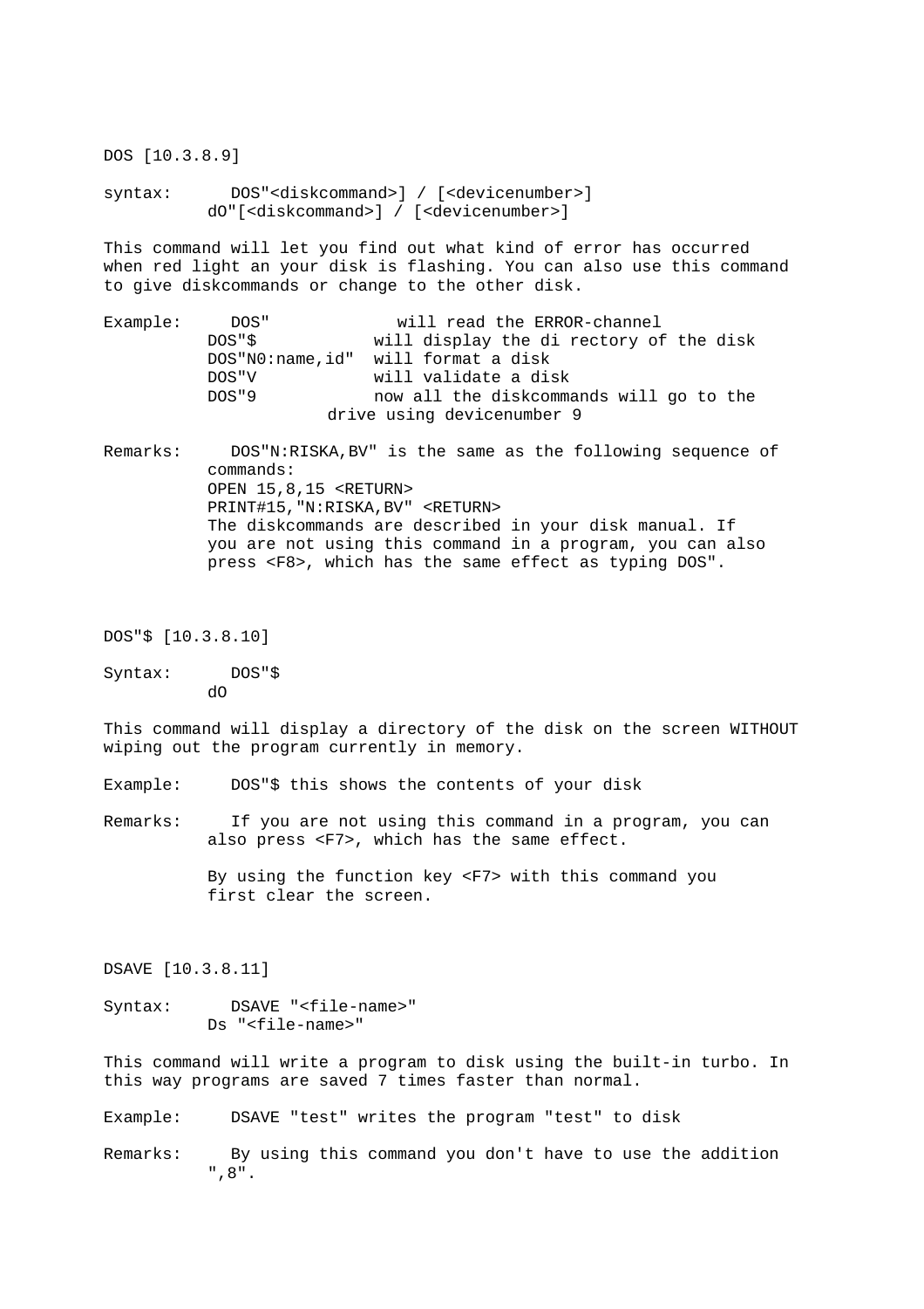DOS [10.3.8.9]

```
syntax:     DOS"<diskcommand>] / [<devicenumber>]
          dO"[<diskcommand>] / [<devicenumber>]
```

This command will let you find out what kind of error has occurred when red light an your disk is flashing. You can also use this command to give diskcommands or change to the other disk.

```
Example:    DOS"            will read the ERROR-channel
          DOS"$            will display the di rectory of the disk
          DOS"N0:name,id"  will format a disk
          DOS"V            will validate a disk
          DOS"9            now all the diskcommands will go to the
                     drive using devicenumber 9
```

```
Remarks:    DOS"N:RISKA,BV" is the same as the following sequence of
          commands:
          OPEN 15,8,15 <RETURN>
          PRINT#15,"N:RISKA,BV" <RETURN>
          The diskcommands are described in your disk manual. If
          you are not using this command in a program, you can also
          press <F8>, which has the same effect as typing DOS".
```

DOS"$ [10.3.8.10]

```
Syntax:     DOS"$
          dO
```

This command will display a directory of the disk on the screen WITHOUT wiping out the program currently in memory.

```
Example:    DOS"$ this shows the contents of your disk
```

```
Remarks:    If you are not using this command in a program, you can
          also press <F7>, which has the same effect.

          By using the function key <F7> with this command you
          first clear the screen.
```

DSAVE [10.3.8.11]

```
Syntax:     DSAVE "<file-name>"
          Ds "<file-name>"
```

This command will write a program to disk using the built-in turbo. In this way programs are saved 7 times faster than normal.

```
Example:    DSAVE "test" writes the program "test" to disk
```

```
Remarks:    By using this command you don't have to use the addition
          ",8".
```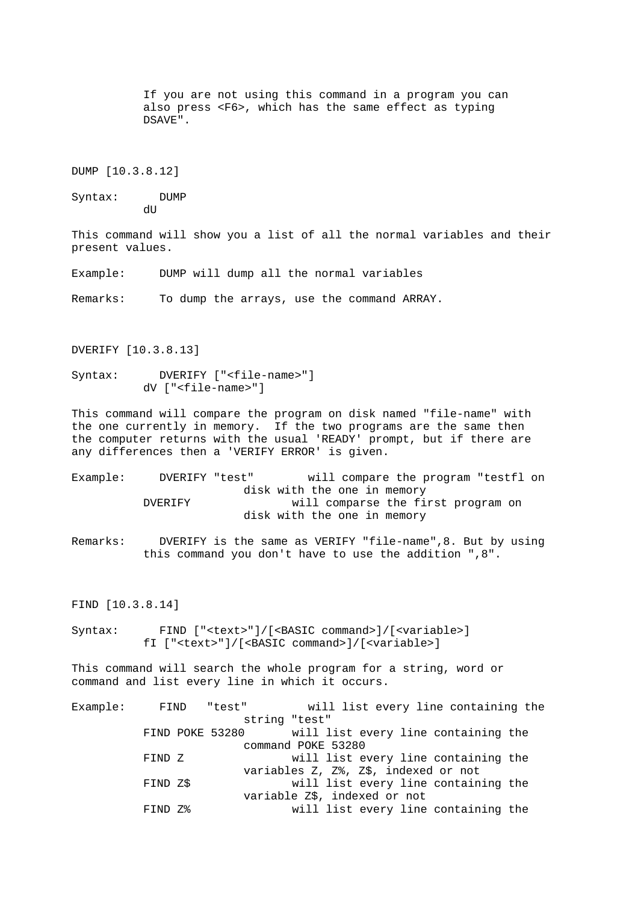If you are not using this command in a program you can also press <F6>, which has the same effect as typing DSAVE".

## DUMP [10.3.8.12]

Syntax: DUMP
dU

This command will show you a list of all the normal variables and their present values.

Example: DUMP will dump all the normal variables

Remarks: To dump the arrays, use the command ARRAY.

## DVERIFY [10.3.8.13]

Syntax: DVERIFY ["<file-name>"]
dV ["<file-name>"]

This command will compare the program on disk named "file-name" with the one currently in memory. If the two programs are the same then the computer returns with the usual 'READY' prompt, but if there are any differences then a 'VERIFY ERROR' is given.

Example:

```
DVERIFY "test"        will compare the program "testfl on
                      disk with the one in memory
DVERIFY               will comparse the first program on
                      disk with the one in memory
```

Remarks: DVERIFY is the same as VERIFY "file-name",8. But by using this command you don't have to use the addition ",8".

## FIND [10.3.8.14]

Syntax: FIND ["<text>"]/[<BASIC command>]/[<variable>]
fI ["<text>"]/[<BASIC command>]/[<variable>]

This command will search the whole program for a string, word or command and list every line in which it occurs.

Example:

```
FIND   "test"         will list every line containing the
                      string "test"
FIND POKE 53280       will list every line containing the
                      command POKE 53280
FIND Z                will list every line containing the
                      variables Z, Z%, Z$, indexed or not
FIND Z$               will list every line containing the
                      variable Z$, indexed or not
FIND Z%               will list every line containing the
```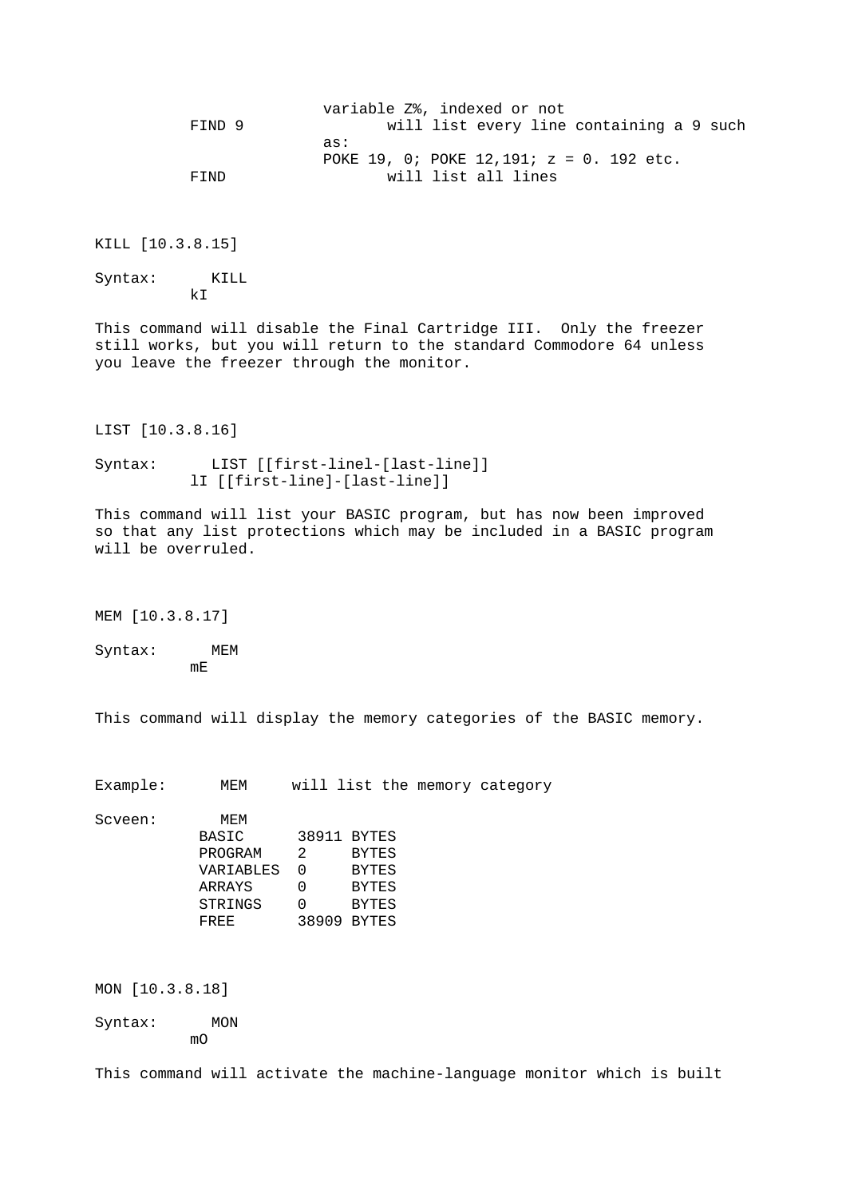```
                    variable Z%, indexed or not
          FIND 9           will list every line containing a 9 such
                    as:
                    POKE 19, 0; POKE 12,191; z = 0. 192 etc.
          FIND             will list all lines
```

KILL [10.3.8.15]

```
Syntax:     KILL
          kI
```

This command will disable the Final Cartridge III.  Only the freezer still works, but you will return to the standard Commodore 64 unless you leave the freezer through the monitor.

LIST [10.3.8.16]

```
Syntax:     LIST [[first-linel-[last-line]]
          lI [[first-line]-[last-line]]
```

This command will list your BASIC program, but has now been improved so that any list protections which may be included in a BASIC program will be overruled.

MEM [10.3.8.17]

```
Syntax:     MEM
          mE
```

This command will display the memory categories of the BASIC memory.

```
Example:     MEM     will list the memory category

Scveen:      MEM
           BASIC      38911 BYTES
           PROGRAM    2     BYTES
           VARIABLES  0     BYTES
           ARRAYS     0     BYTES
           STRINGS    0     BYTES
           FREE       38909 BYTES
```

MON [10.3.8.18]

```
Syntax:     MON
          mO
```

This command will activate the machine-language monitor which is built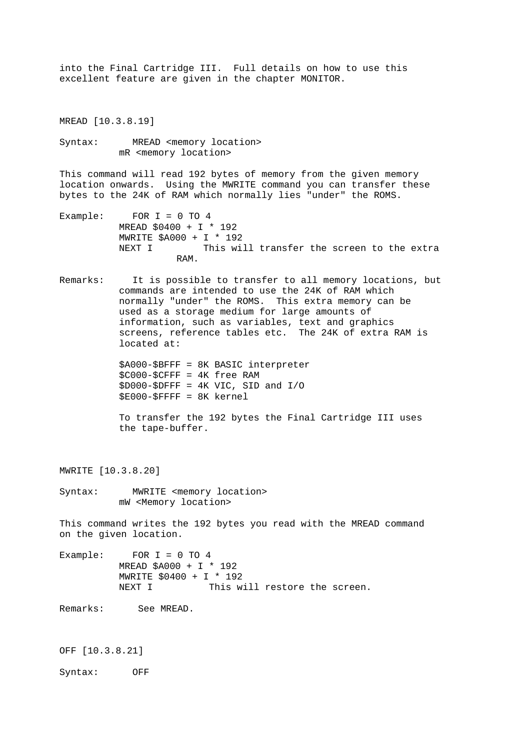into the Final Cartridge III. Full details on how to use this excellent feature are given in the chapter MONITOR.

## MREAD [10.3.8.19]

Syntax: MREAD <memory location>
mR <memory location>

This command will read 192 bytes of memory from the given memory location onwards. Using the MWRITE command you can transfer these bytes to the 24K of RAM which normally lies "under" the ROMS.

Example:

```
FOR I = 0 TO 4
MREAD $0400 + I * 192
MWRITE $A000 + I * 192
NEXT I
```

This will transfer the screen to the extra RAM.

Remarks: It is possible to transfer to all memory locations, but commands are intended to use the 24K of RAM which normally "under" the ROMS. This extra memory can be used as a storage medium for large amounts of information, such as variables, text and graphics screens, reference tables etc. The 24K of extra RAM is located at:

$A000-$BFFF = 8K BASIC interpreter
$C000-$CFFF = 4K free RAM
$D000-$DFFF = 4K VIC, SID and I/O
$E000-$FFFF = 8K kernel

To transfer the 192 bytes the Final Cartridge III uses the tape-buffer.

## MWRITE [10.3.8.20]

Syntax: MWRITE <memory location>
mW <Memory location>

This command writes the 192 bytes you read with the MREAD command on the given location.

Example:

```
FOR I = 0 TO 4
MREAD $A000 + I * 192
MWRITE $0400 + I * 192
NEXT I
```

This will restore the screen.

Remarks: See MREAD.

## OFF [10.3.8.21]

Syntax: OFF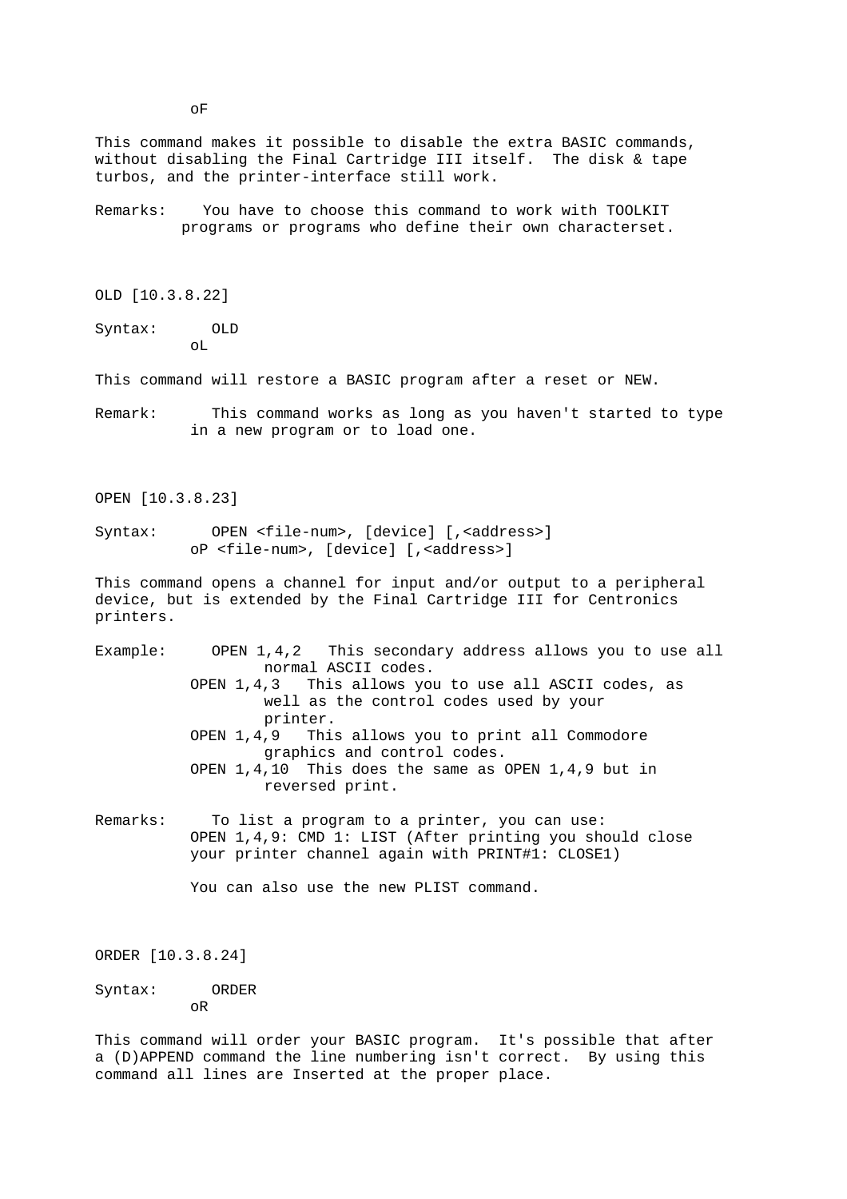oF

This command makes it possible to disable the extra BASIC commands, without disabling the Final Cartridge III itself. The disk & tape turbos, and the printer-interface still work.

Remarks: You have to choose this command to work with TOOLKIT programs or programs who define their own characterset.

## OLD [10.3.8.22]

Syntax: OLD
oL

This command will restore a BASIC program after a reset or NEW.

Remark: This command works as long as you haven't started to type in a new program or to load one.

## OPEN [10.3.8.23]

Syntax: OPEN <file-num>, [device] [,<address>]
oP <file-num>, [device] [,<address>]

This command opens a channel for input and/or output to a peripheral device, but is extended by the Final Cartridge III for Centronics printers.

Example:
OPEN 1,4,2 This secondary address allows you to use all normal ASCII codes.
OPEN 1,4,3 This allows you to use all ASCII codes, as well as the control codes used by your printer.
OPEN 1,4,9 This allows you to print all Commodore graphics and control codes.
OPEN 1,4,10 This does the same as OPEN 1,4,9 but in reversed print.

Remarks: To list a program to a printer, you can use:
OPEN 1,4,9: CMD 1: LIST (After printing you should close your printer channel again with PRINT#1: CLOSE1)

You can also use the new PLIST command.

## ORDER [10.3.8.24]

Syntax: ORDER
oR

This command will order your BASIC program. It's possible that after a (D)APPEND command the line numbering isn't correct. By using this command all lines are Inserted at the proper place.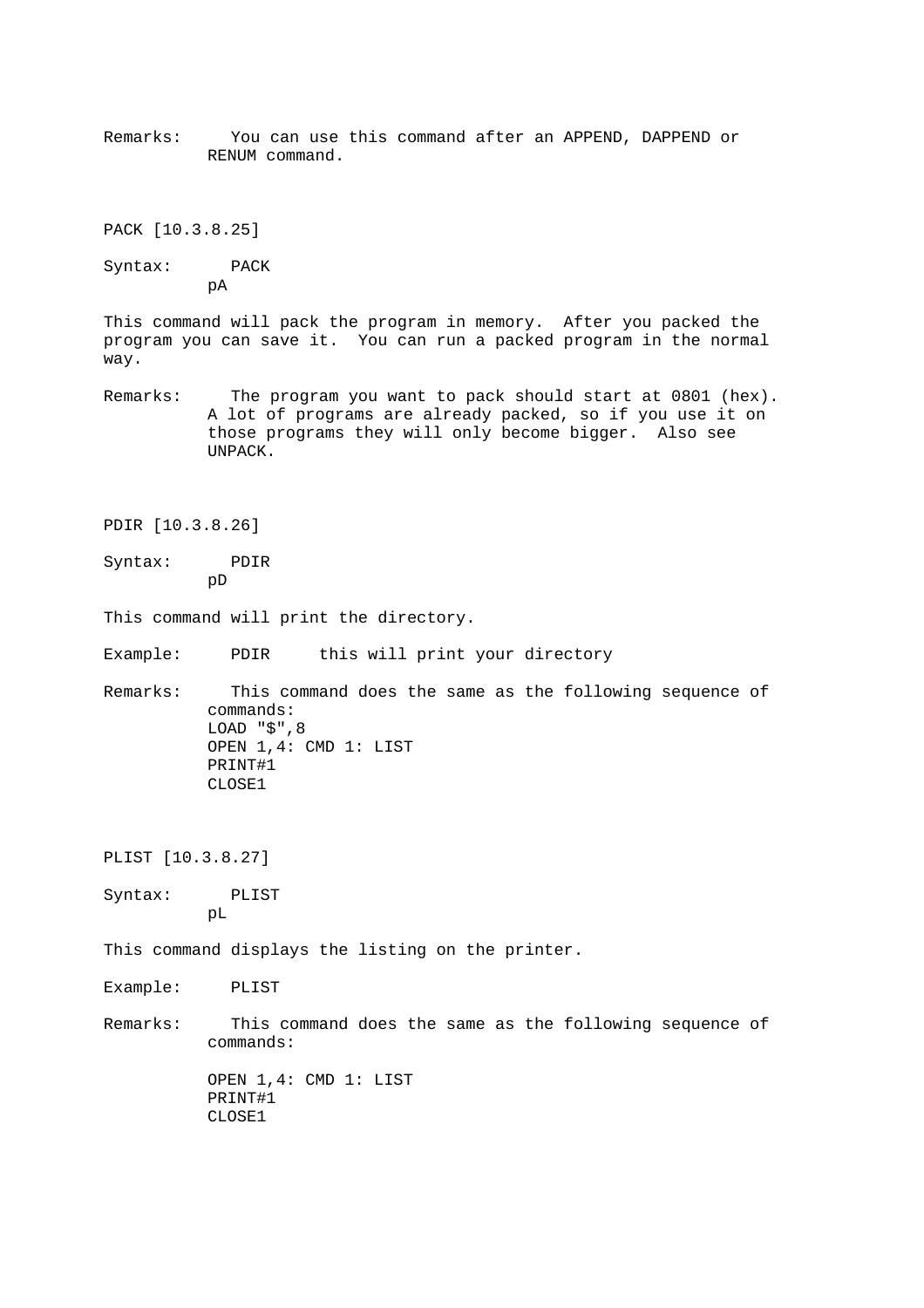Remarks: You can use this command after an APPEND, DAPPEND or RENUM command.

## PACK [10.3.8.25]

Syntax: PACK
pA

This command will pack the program in memory. After you packed the program you can save it. You can run a packed program in the normal way.

Remarks: The program you want to pack should start at 0801 (hex). A lot of programs are already packed, so if you use it on those programs they will only become bigger. Also see UNPACK.

## PDIR [10.3.8.26]

Syntax: PDIR
pD

This command will print the directory.

Example: PDIR this will print your directory

Remarks: This command does the same as the following sequence of commands:

```
LOAD "$",8
OPEN 1,4: CMD 1: LIST
PRINT#1
CLOSE1
```

## PLIST [10.3.8.27]

Syntax: PLIST
pL

This command displays the listing on the printer.

Example: PLIST

Remarks: This command does the same as the following sequence of commands:

```
OPEN 1,4: CMD 1: LIST
PRINT#1
CLOSE1
```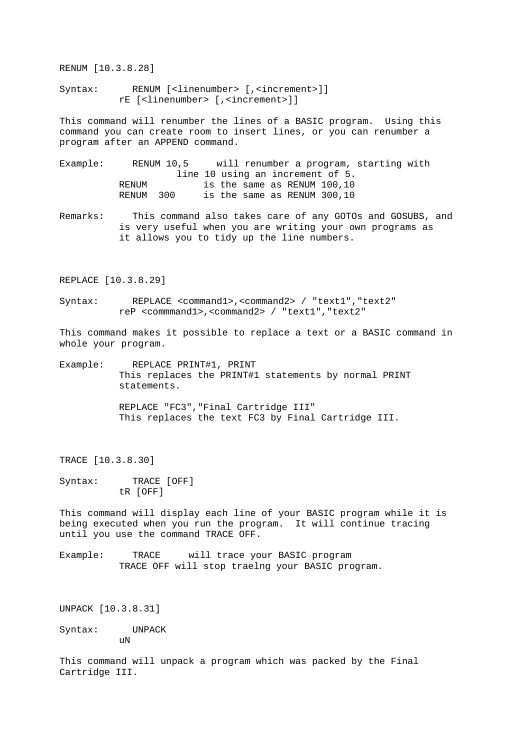## RENUM [10.3.8.28]

Syntax: RENUM [<linenumber> [,<increment>]]
rE [<linenumber> [,<increment>]]

This command will renumber the lines of a BASIC program. Using this command you can create room to insert lines, or you can renumber a program after an APPEND command.

Example:

```
RENUM 10,5     will renumber a program, starting with
               line 10 using an increment of 5.
RENUM          is the same as RENUM 100,10
RENUM  300     is the same as RENUM 300,10
```

Remarks: This command also takes care of any GOTOs and GOSUBS, and is very useful when you are writing your own programs as it allows you to tidy up the line numbers.

## REPLACE [10.3.8.29]

Syntax: REPLACE <command1>,<command2> / "text1","text2"
reP <commmand1>,<command2> / "text1","text2"

This command makes it possible to replace a text or a BASIC command in whole your program.

Example: REPLACE PRINT#1, PRINT
This replaces the PRINT#1 statements by normal PRINT statements.

REPLACE "FC3","Final Cartridge III"
This replaces the text FC3 by Final Cartridge III.

## TRACE [10.3.8.30]

Syntax: TRACE [OFF]
tR [OFF]

This command will display each line of your BASIC program while it is being executed when you run the program. It will continue tracing until you use the command TRACE OFF.

Example:

```
TRACE     will trace your BASIC program
TRACE OFF will stop traelng your BASIC program.
```

## UNPACK [10.3.8.31]

Syntax: UNPACK
uN

This command will unpack a program which was packed by the Final Cartridge III.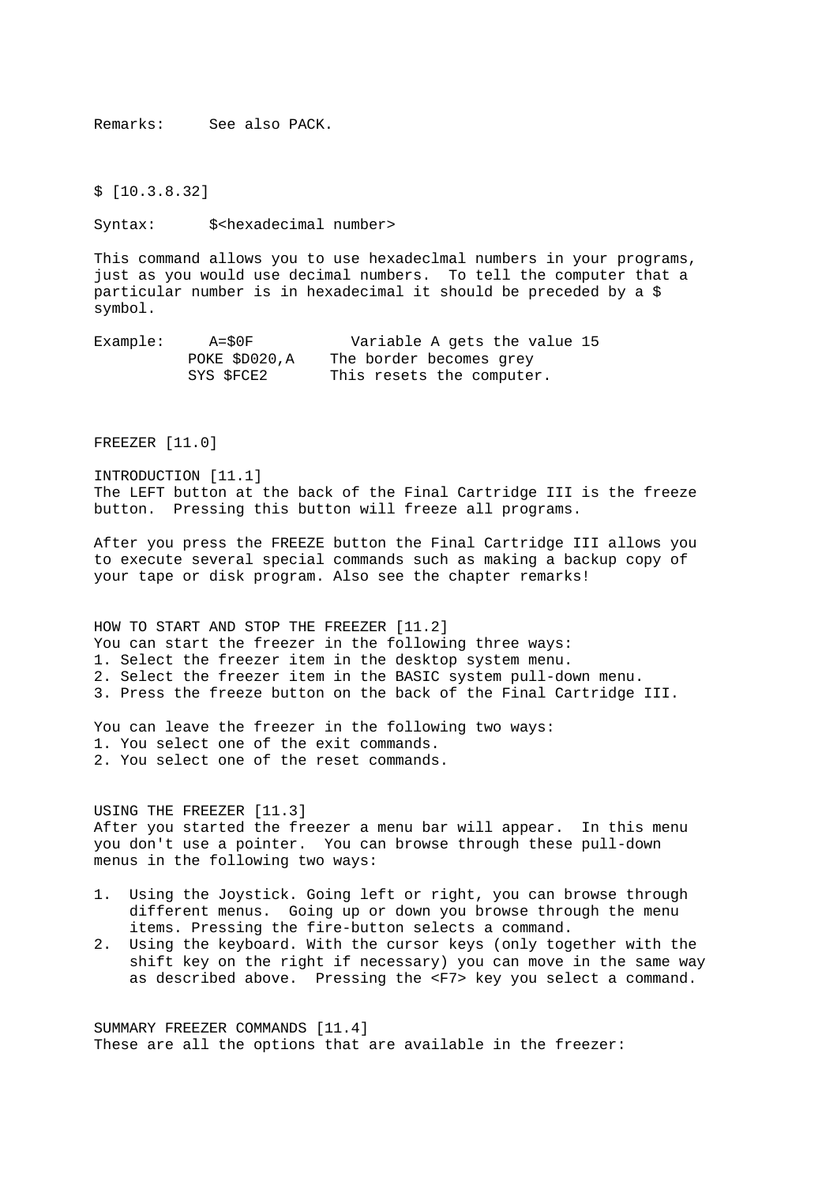Remarks: See also PACK.

## $ [10.3.8.32]

Syntax: $<hexadecimal number>

This command allows you to use hexadeclmal numbers in your programs, just as you would use decimal numbers. To tell the computer that a particular number is in hexadecimal it should be preceded by a $ symbol.

```
Example:     A=$0F           Variable A gets the value 15
           POKE $D020,A    The border becomes grey
           SYS $FCE2       This resets the computer.
```

# FREEZER [11.0]

## INTRODUCTION [11.1]

The LEFT button at the back of the Final Cartridge III is the freeze button. Pressing this button will freeze all programs.

After you press the FREEZE button the Final Cartridge III allows you to execute several special commands such as making a backup copy of your tape or disk program. Also see the chapter remarks!

## HOW TO START AND STOP THE FREEZER [11.2]

You can start the freezer in the following three ways:
1. Select the freezer item in the desktop system menu.
2. Select the freezer item in the BASIC system pull-down menu.
3. Press the freeze button on the back of the Final Cartridge III.

You can leave the freezer in the following two ways:
1. You select one of the exit commands.
2. You select one of the reset commands.

## USING THE FREEZER [11.3]

After you started the freezer a menu bar will appear. In this menu you don't use a pointer. You can browse through these pull-down menus in the following two ways:

1. Using the Joystick. Going left or right, you can browse through different menus. Going up or down you browse through the menu items. Pressing the fire-button selects a command.
2. Using the keyboard. With the cursor keys (only together with the shift key on the right if necessary) you can move in the same way as described above. Pressing the <F7> key you select a command.

## SUMMARY FREEZER COMMANDS [11.4]

These are all the options that are available in the freezer: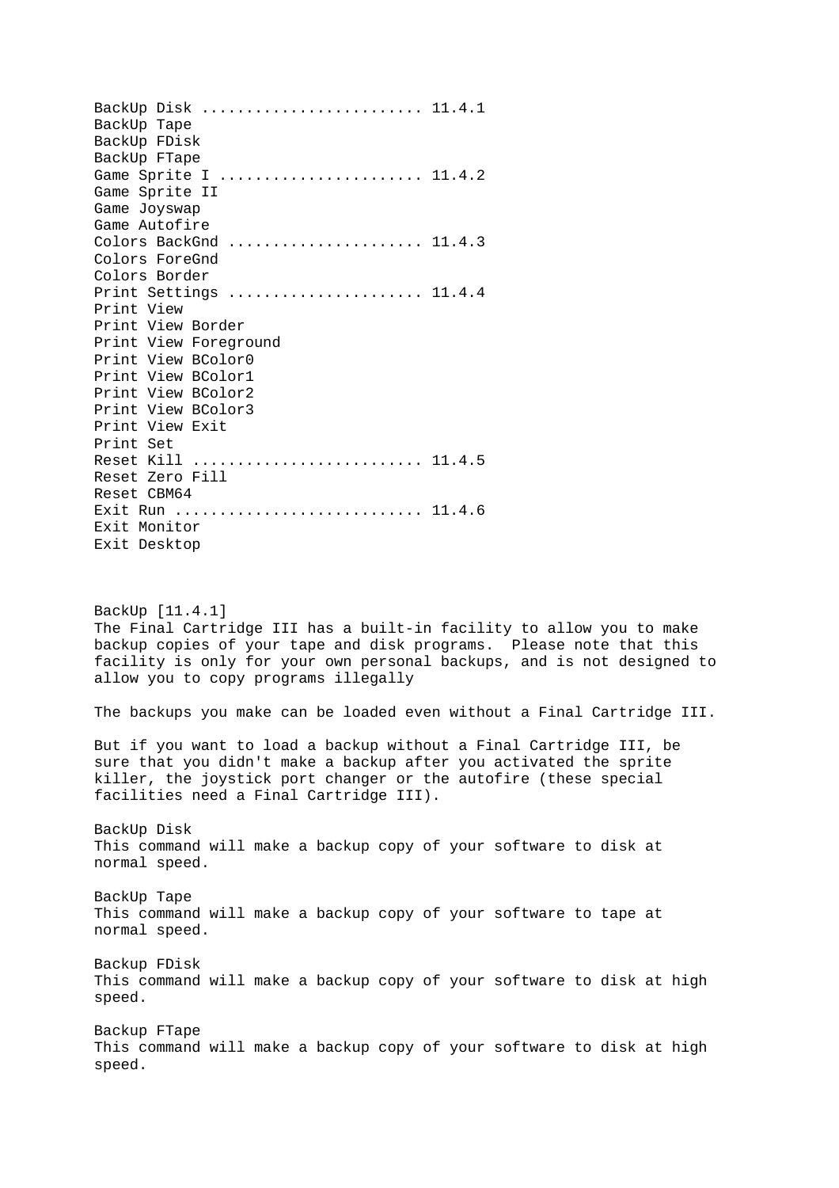```
BackUp Disk ......................... 11.4.1
BackUp Tape
BackUp FDisk
BackUp FTape
Game Sprite I ....................... 11.4.2
Game Sprite II
Game Joyswap
Game Autofire
Colors BackGnd ...................... 11.4.3
Colors ForeGnd
Colors Border
Print Settings ...................... 11.4.4
Print View
Print View Border
Print View Foreground
Print View BColor0
Print View BColor1
Print View BColor2
Print View BColor3
Print View Exit
Print Set
Reset Kill .......................... 11.4.5
Reset Zero Fill
Reset CBM64
Exit Run ............................ 11.4.6
Exit Monitor
Exit Desktop
```

## BackUp [11.4.1]

The Final Cartridge III has a built-in facility to allow you to make backup copies of your tape and disk programs. Please note that this facility is only for your own personal backups, and is not designed to allow you to copy programs illegally

The backups you make can be loaded even without a Final Cartridge III.

But if you want to load a backup without a Final Cartridge III, be sure that you didn't make a backup after you activated the sprite killer, the joystick port changer or the autofire (these special facilities need a Final Cartridge III).

### BackUp Disk

This command will make a backup copy of your software to disk at normal speed.

### BackUp Tape

This command will make a backup copy of your software to tape at normal speed.

### Backup FDisk

This command will make a backup copy of your software to disk at high speed.

### Backup FTape

This command will make a backup copy of your software to disk at high speed.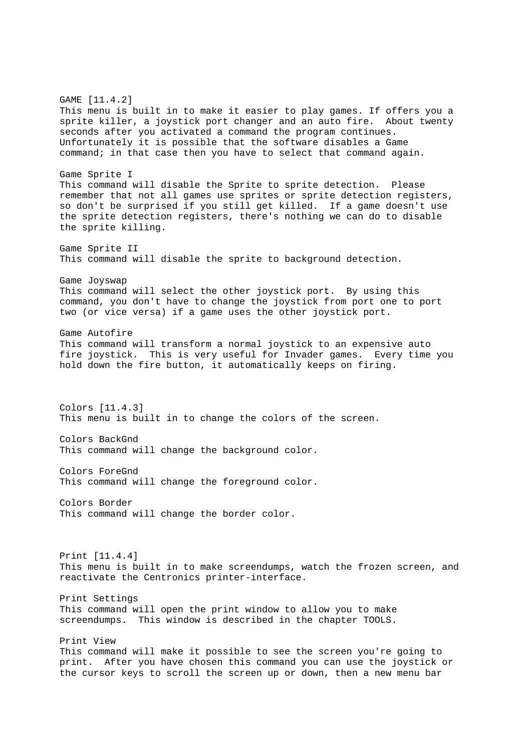## GAME [11.4.2]

This menu is built in to make it easier to play games. If offers you a sprite killer, a joystick port changer and an auto fire. About twenty seconds after you activated a command the program continues. Unfortunately it is possible that the software disables a Game command; in that case then you have to select that command again.

### Game Sprite I

This command will disable the Sprite to sprite detection. Please remember that not all games use sprites or sprite detection registers, so don't be surprised if you still get killed. If a game doesn't use the sprite detection registers, there's nothing we can do to disable the sprite killing.

### Game Sprite II

This command will disable the sprite to background detection.

### Game Joyswap

This command will select the other joystick port. By using this command, you don't have to change the joystick from port one to port two (or vice versa) if a game uses the other joystick port.

### Game Autofire

This command will transform a normal joystick to an expensive auto fire joystick. This is very useful for Invader games. Every time you hold down the fire button, it automatically keeps on firing.

## Colors [11.4.3]

This menu is built in to change the colors of the screen.

### Colors BackGnd

This command will change the background color.

### Colors ForeGnd

This command will change the foreground color.

### Colors Border

This command will change the border color.

## Print [11.4.4]

This menu is built in to make screendumps, watch the frozen screen, and reactivate the Centronics printer-interface.

### Print Settings

This command will open the print window to allow you to make screendumps. This window is described in the chapter TOOLS.

### Print View

This command will make it possible to see the screen you're going to print. After you have chosen this command you can use the joystick or the cursor keys to scroll the screen up or down, then a new menu bar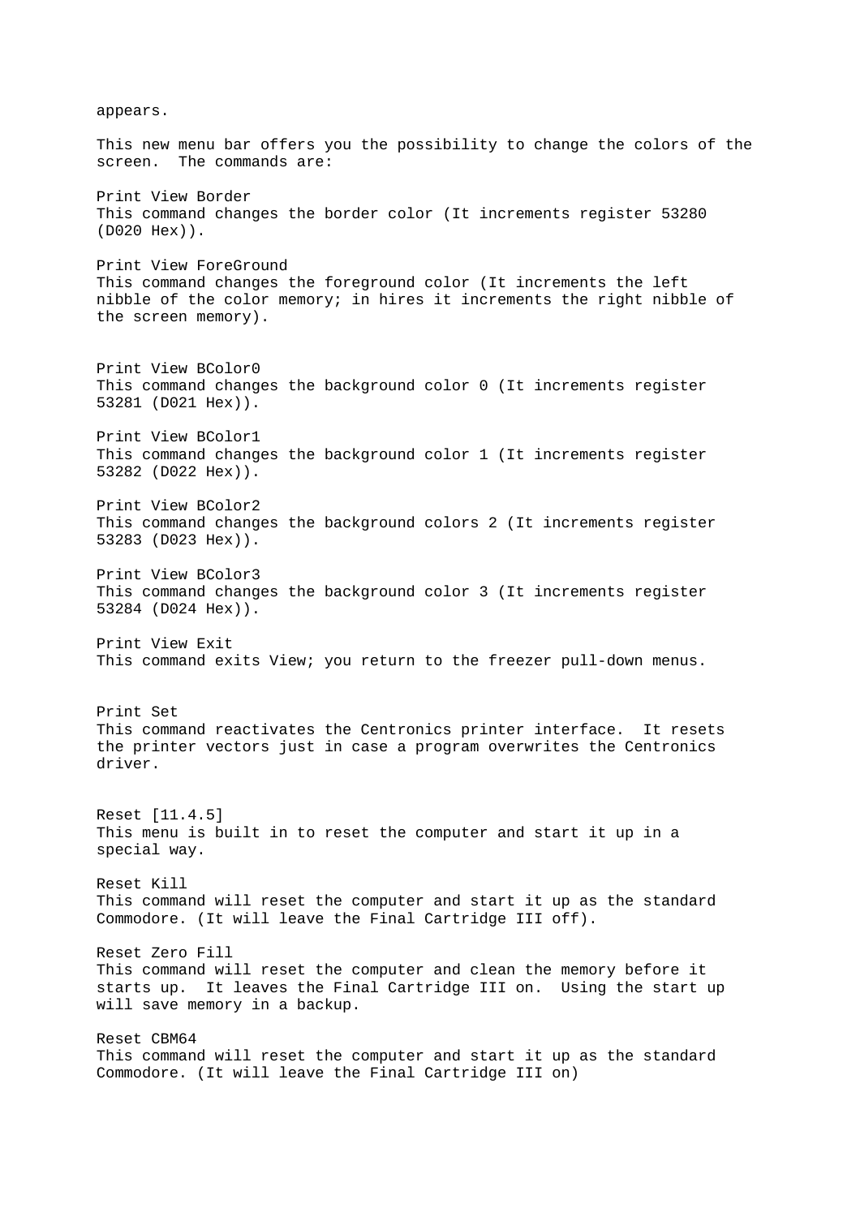appears.

This new menu bar offers you the possibility to change the colors of the screen.  The commands are:

Print View Border
This command changes the border color (It increments register 53280 (D020 Hex)).

Print View ForeGround
This command changes the foreground color (It increments the left nibble of the color memory; in hires it increments the right nibble of the screen memory).

Print View BColor0
This command changes the background color 0 (It increments register 53281 (D021 Hex)).

Print View BColor1
This command changes the background color 1 (It increments register 53282 (D022 Hex)).

Print View BColor2
This command changes the background colors 2 (It increments register 53283 (D023 Hex)).

Print View BColor3
This command changes the background color 3 (It increments register 53284 (D024 Hex)).

Print View Exit
This command exits View; you return to the freezer pull-down menus.

Print Set
This command reactivates the Centronics printer interface.  It resets the printer vectors just in case a program overwrites the Centronics driver.

Reset [11.4.5]
This menu is built in to reset the computer and start it up in a special way.

Reset Kill
This command will reset the computer and start it up as the standard Commodore. (It will leave the Final Cartridge III off).

Reset Zero Fill
This command will reset the computer and clean the memory before it starts up.  It leaves the Final Cartridge III on.  Using the start up will save memory in a backup.

Reset CBM64
This command will reset the computer and start it up as the standard Commodore. (It will leave the Final Cartridge III on)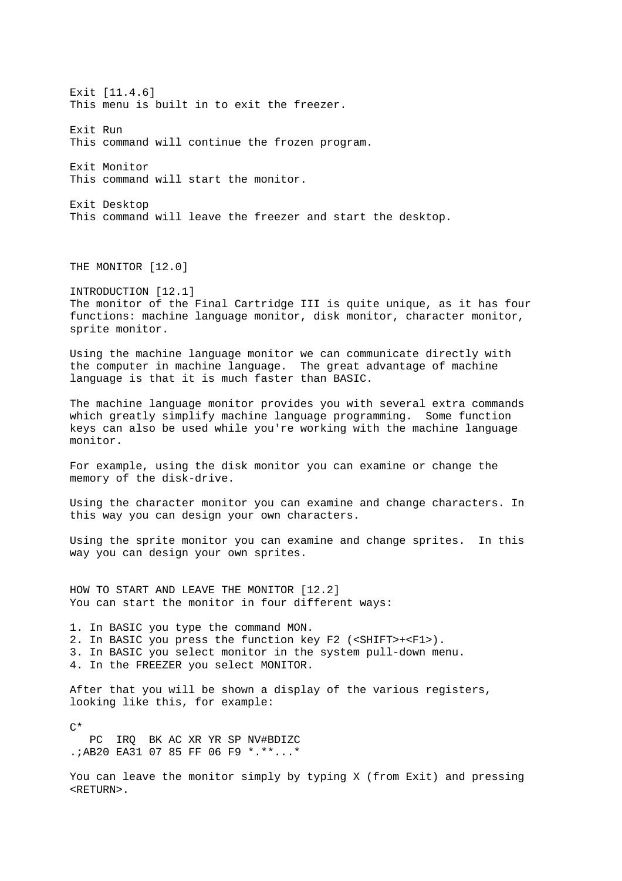### Exit [11.4.6]
This menu is built in to exit the freezer.

**Exit Run**
This command will continue the frozen program.

**Exit Monitor**
This command will start the monitor.

**Exit Desktop**
This command will leave the freezer and start the desktop.

# THE MONITOR [12.0]

## INTRODUCTION [12.1]
The monitor of the Final Cartridge III is quite unique, as it has four functions: machine language monitor, disk monitor, character monitor, sprite monitor.

Using the machine language monitor we can communicate directly with the computer in machine language. The great advantage of machine language is that it is much faster than BASIC.

The machine language monitor provides you with several extra commands which greatly simplify machine language programming. Some function keys can also be used while you're working with the machine language monitor.

For example, using the disk monitor you can examine or change the memory of the disk-drive.

Using the character monitor you can examine and change characters. In this way you can design your own characters.

Using the sprite monitor you can examine and change sprites. In this way you can design your own sprites.

## HOW TO START AND LEAVE THE MONITOR [12.2]
You can start the monitor in four different ways:

1. In BASIC you type the command MON.
2. In BASIC you press the function key F2 (<SHIFT>+<F1>).
3. In BASIC you select monitor in the system pull-down menu.
4. In the FREEZER you select MONITOR.

After that you will be shown a display of the various registers, looking like this, for example:

```
C*
   PC  IRQ  BK AC XR YR SP NV#BDIZC
.;AB20 EA31 07 85 FF 06 F9 *.**...*
```

You can leave the monitor simply by typing X (from Exit) and pressing <RETURN>.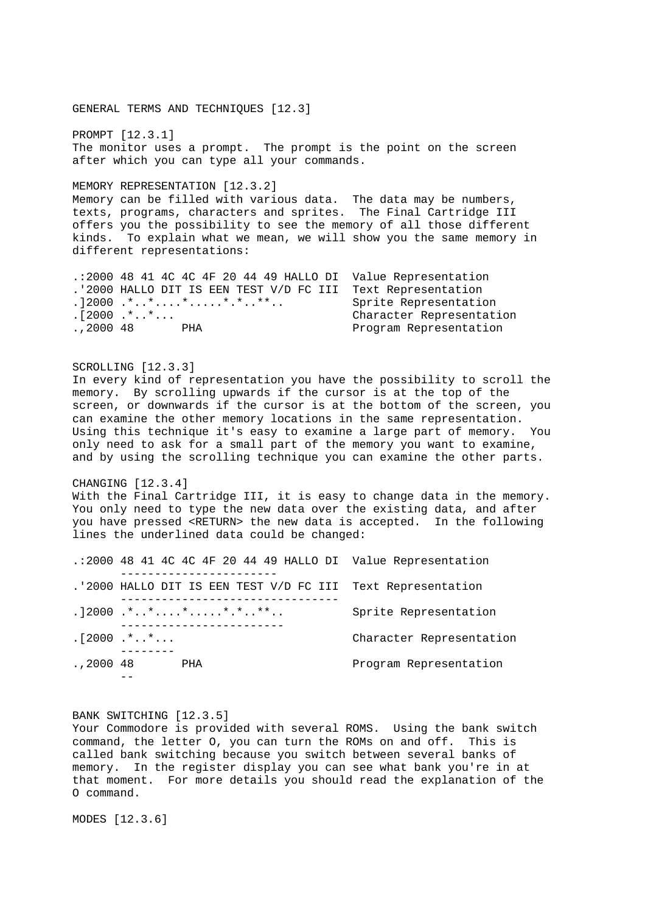## GENERAL TERMS AND TECHNIQUES [12.3]

### PROMPT [12.3.1]

The monitor uses a prompt. The prompt is the point on the screen after which you can type all your commands.

### MEMORY REPRESENTATION [12.3.2]

Memory can be filled with various data. The data may be numbers, texts, programs, characters and sprites. The Final Cartridge III offers you the possibility to see the memory of all those different kinds. To explain what we mean, we will show you the same memory in different representations:

```
.:2000 48 41 4C 4C 4F 20 44 49 HALLO DI  Value Representation
.'2000 HALLO DIT IS EEN TEST V/D FC III  Text Representation
.]2000 .*..*....*.....*.*..**..          Sprite Representation
.[2000 .*..*...                          Character Representation
.,2000 48       PHA                      Program Representation
```

### SCROLLING [12.3.3]

In every kind of representation you have the possibility to scroll the memory. By scrolling upwards if the cursor is at the top of the screen, or downwards if the cursor is at the bottom of the screen, you can examine the other memory locations in the same representation. Using this technique it's easy to examine a large part of memory. You only need to ask for a small part of the memory you want to examine, and by using the scrolling technique you can examine the other parts.

### CHANGING [12.3.4]

With the Final Cartridge III, it is easy to change data in the memory. You only need to type the new data over the existing data, and after you have pressed <RETURN> the new data is accepted. In the following lines the underlined data could be changed:

```
.:2000 48 41 4C 4C 4F 20 44 49 HALLO DI  Value Representation
       -----------------------
.'2000 HALLO DIT IS EEN TEST V/D FC III  Text Representation
       --------------------------------
.]2000 .*..*....*.....*.*..**..          Sprite Representation
       ------------------------
.[2000 .*..*...                          Character Representation
       --------
.,2000 48       PHA                      Program Representation
       --
```

### BANK SWITCHING [12.3.5]

Your Commodore is provided with several ROMS. Using the bank switch command, the letter O, you can turn the ROMs on and off. This is called bank switching because you switch between several banks of memory. In the register display you can see what bank you're in at that moment. For more details you should read the explanation of the O command.

### MODES [12.3.6]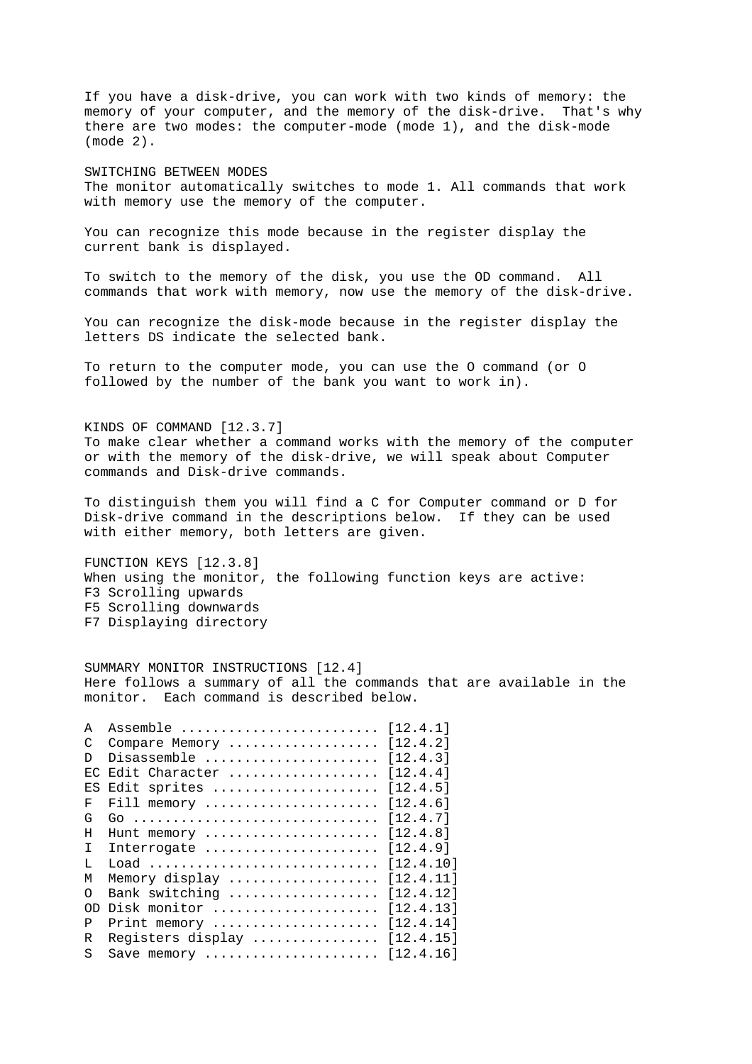If you have a disk-drive, you can work with two kinds of memory: the memory of your computer, and the memory of the disk-drive. That's why there are two modes: the computer-mode (mode 1), and the disk-mode (mode 2).

## SWITCHING BETWEEN MODES

The monitor automatically switches to mode 1. All commands that work with memory use the memory of the computer.

You can recognize this mode because in the register display the current bank is displayed.

To switch to the memory of the disk, you use the OD command. All commands that work with memory, now use the memory of the disk-drive.

You can recognize the disk-mode because in the register display the letters DS indicate the selected bank.

To return to the computer mode, you can use the O command (or O followed by the number of the bank you want to work in).

## KINDS OF COMMAND [12.3.7]

To make clear whether a command works with the memory of the computer or with the memory of the disk-drive, we will speak about Computer commands and Disk-drive commands.

To distinguish them you will find a C for Computer command or D for Disk-drive command in the descriptions below. If they can be used with either memory, both letters are given.

## FUNCTION KEYS [12.3.8]

When using the monitor, the following function keys are active:
F3 Scrolling upwards
F5 Scrolling downwards
F7 Displaying directory

## SUMMARY MONITOR INSTRUCTIONS [12.4]

Here follows a summary of all the commands that are available in the monitor. Each command is described below.

```
A  Assemble ........................ [12.4.1]
C  Compare Memory .................. [12.4.2]
D  Disassemble ..................... [12.4.3]
EC Edit Character .................. [12.4.4]
ES Edit sprites .................... [12.4.5]
F  Fill memory ..................... [12.4.6]
G  Go .............................. [12.4.7]
H  Hunt memory ..................... [12.4.8]
I  Interrogate ..................... [12.4.9]
L  Load ............................ [12.4.10]
M  Memory display .................. [12.4.11]
O  Bank switching .................. [12.4.12]
OD Disk monitor .................... [12.4.13]
P  Print memory .................... [12.4.14]
R  Registers display ............... [12.4.15]
S  Save memory ..................... [12.4.16]
```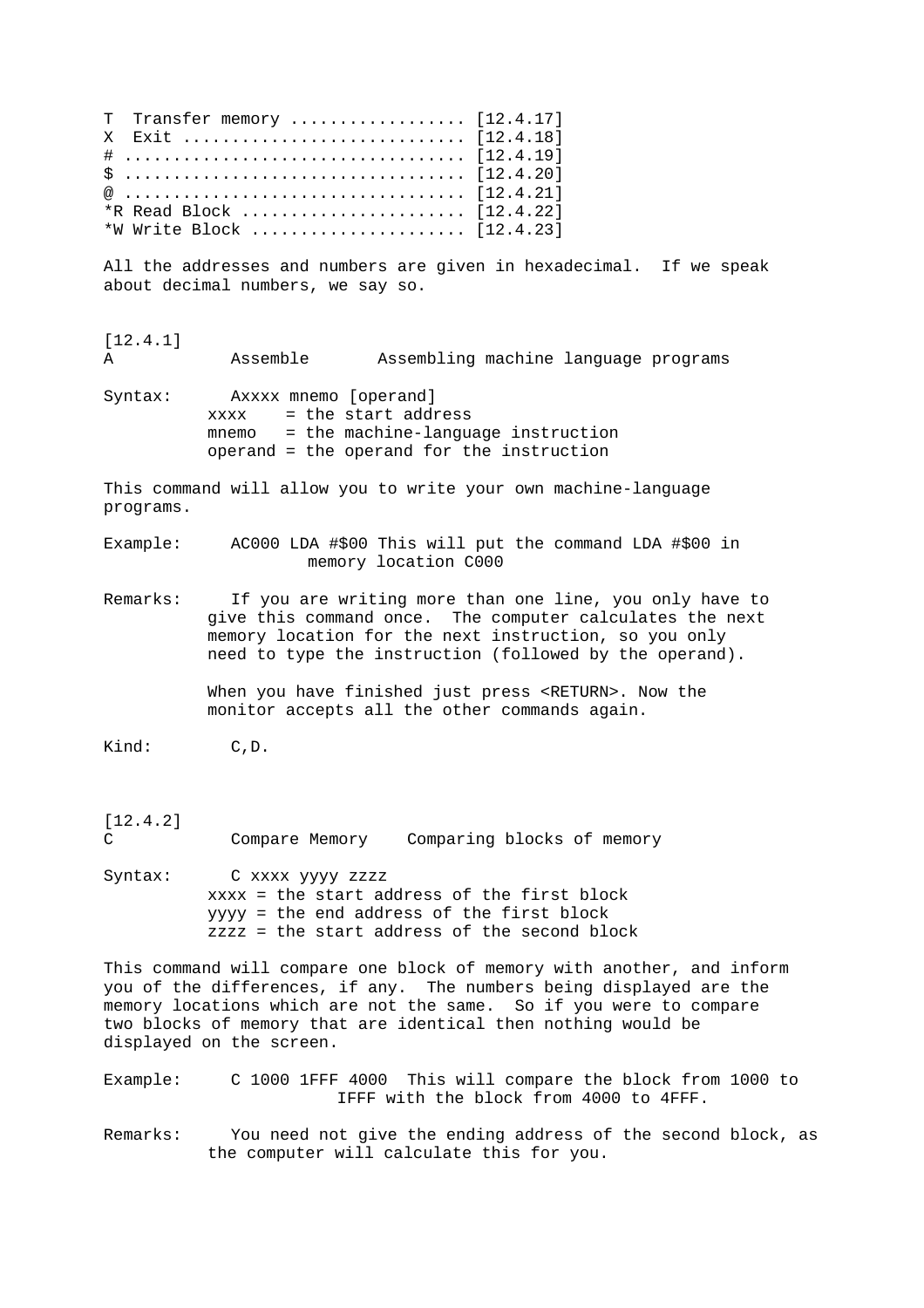```
T  Transfer memory ................. [12.4.17]
X  Exit ............................ [12.4.18]
# ................................. [12.4.19]
$ ................................. [12.4.20]
@ ................................. [12.4.21]
*R Read Block ...................... [12.4.22]
*W Write Block ..................... [12.4.23]
```

All the addresses and numbers are given in hexadecimal. If we speak about decimal numbers, we say so.

[12.4.1]

A &nbsp;&nbsp;&nbsp;&nbsp; Assemble &nbsp;&nbsp;&nbsp;&nbsp; Assembling machine language programs

Syntax: &nbsp;&nbsp; Axxxx mnemo [operand]

```
xxxx    = the start address
mnemo   = the machine-language instruction
operand = the operand for the instruction
```

This command will allow you to write your own machine-language programs.

Example: &nbsp;&nbsp; AC000 LDA #$00 This will put the command LDA #$00 in memory location C000

Remarks: &nbsp;&nbsp; If you are writing more than one line, you only have to give this command once. The computer calculates the next memory location for the next instruction, so you only need to type the instruction (followed by the operand).

When you have finished just press <RETURN>. Now the monitor accepts all the other commands again.

Kind: &nbsp;&nbsp; C,D.

[12.4.2]

C &nbsp;&nbsp;&nbsp;&nbsp; Compare Memory &nbsp;&nbsp;&nbsp;&nbsp; Comparing blocks of memory

Syntax: &nbsp;&nbsp; C xxxx yyyy zzzz

```
xxxx = the start address of the first block
yyyy = the end address of the first block
zzzz = the start address of the second block
```

This command will compare one block of memory with another, and inform you of the differences, if any. The numbers being displayed are the memory locations which are not the same. So if you were to compare two blocks of memory that are identical then nothing would be displayed on the screen.

Example: &nbsp;&nbsp; C 1000 1FFF 4000 This will compare the block from 1000 to IFFF with the block from 4000 to 4FFF.

Remarks: &nbsp;&nbsp; You need not give the ending address of the second block, as the computer will calculate this for you.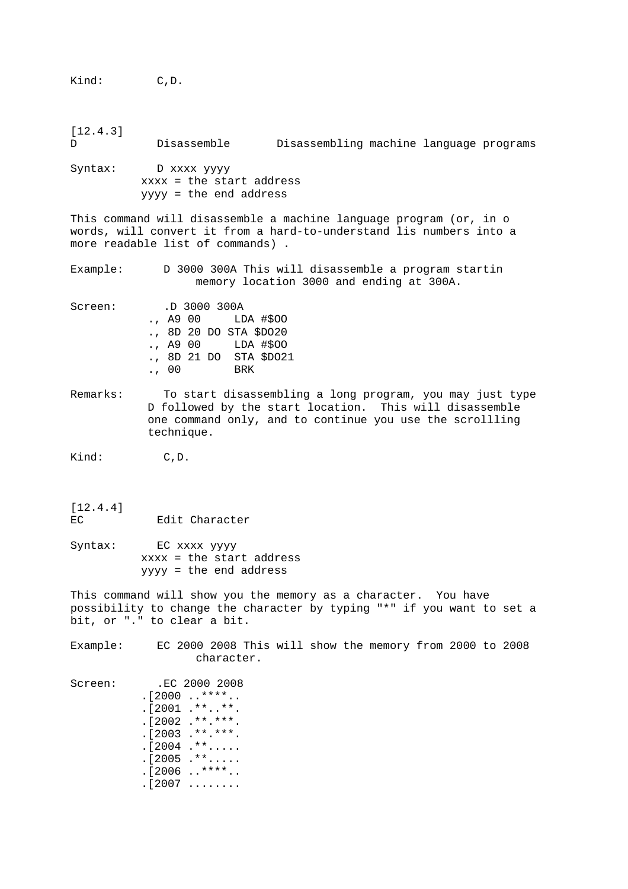Kind:        C,D.

[12.4.3]
D            Disassemble       Disassembling machine language programs

Syntax:      D xxxx yyyy
           xxxx = the start address
           yyyy = the end address

This command will disassemble a machine language program (or, in o words, will convert it from a hard-to-understand lis numbers into a more readable list of commands) .

Example:      D 3000 300A This will disassemble a program startin memory location 3000 and ending at 300A.

Screen:

```
.D 3000 300A
., A9 00     LDA #$OO
., 8D 20 DO STA $DO20
., A9 00     LDA #$OO
., 8D 21 DO  STA $DO21
., 00        BRK
```

Remarks:      To start disassembling a long program, you may just type D followed by the start location.  This will disassemble one command only, and to continue you use the scrollling technique.

Kind:         C,D.

[12.4.4]
EC           Edit Character

Syntax:      EC xxxx yyyy
           xxxx = the start address
           yyyy = the end address

This command will show you the memory as a character.  You have possibility to change the character by typing "*" if you want to set a bit, or "." to clear a bit.

Example:     EC 2000 2008 This will show the memory from 2000 to 2008 character.

Screen:

```
.EC 2000 2008
.[2000 ..****..
.[2001 .**..**.
.[2002 .**.***.
.[2003 .**.***.
.[2004 .**.....
.[2005 .**.....
.[2006 ..****..
.[2007 ........
```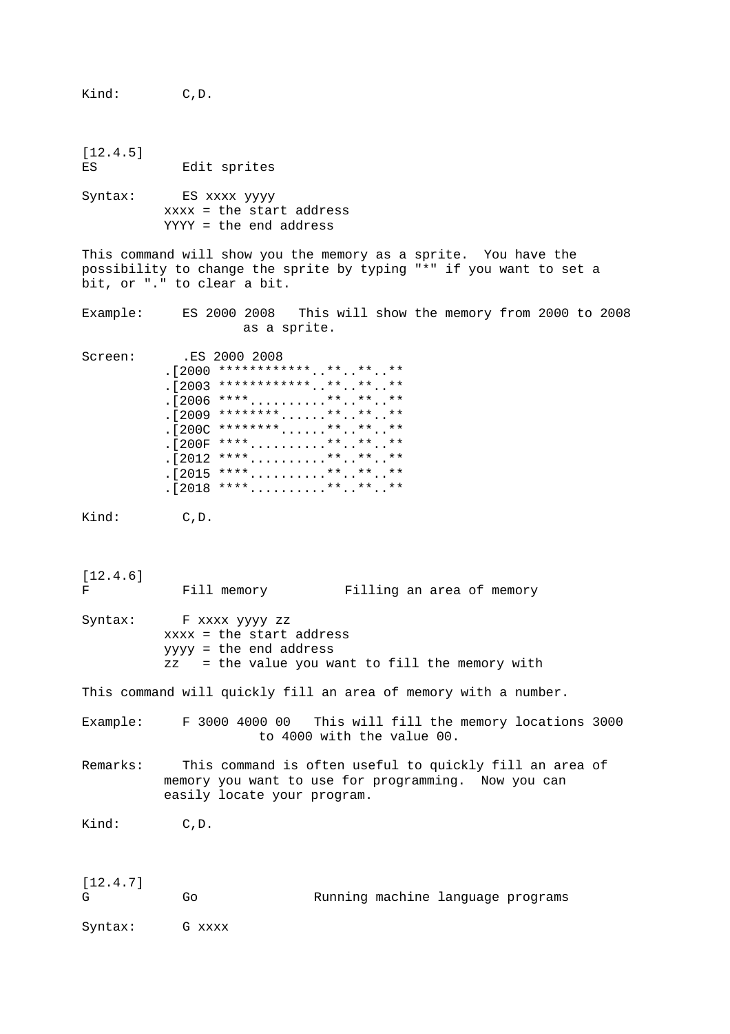Kind: C,D.

[12.4.5]
ES Edit sprites

Syntax: ES xxxx yyyy
xxxx = the start address
YYYY = the end address

This command will show you the memory as a sprite. You have the possibility to change the sprite by typing "*" if you want to set a bit, or "." to clear a bit.

Example: ES 2000 2008 This will show the memory from 2000 to 2008 as a sprite.

Screen:

```
 .ES 2000 2008
.[2000 ************..**..**..**
.[2003 ************..**..**..**
.[2006 ****..........**..**..**
.[2009 ********......**..**..**
.[200C ********......**..**..**
.[200F ****..........**..**..**
.[2012 ****..........**..**..**
.[2015 ****..........**..**..**
.[2018 ****..........**..**..**
```

Kind: C,D.

[12.4.6]
F Fill memory Filling an area of memory

Syntax: F xxxx yyyy zz
xxxx = the start address
yyyy = the end address
zz = the value you want to fill the memory with

This command will quickly fill an area of memory with a number.

Example: F 3000 4000 00 This will fill the memory locations 3000 to 4000 with the value 00.

Remarks: This command is often useful to quickly fill an area of memory you want to use for programming. Now you can easily locate your program.

Kind: C,D.

[12.4.7]
G Go Running machine language programs

Syntax: G xxxx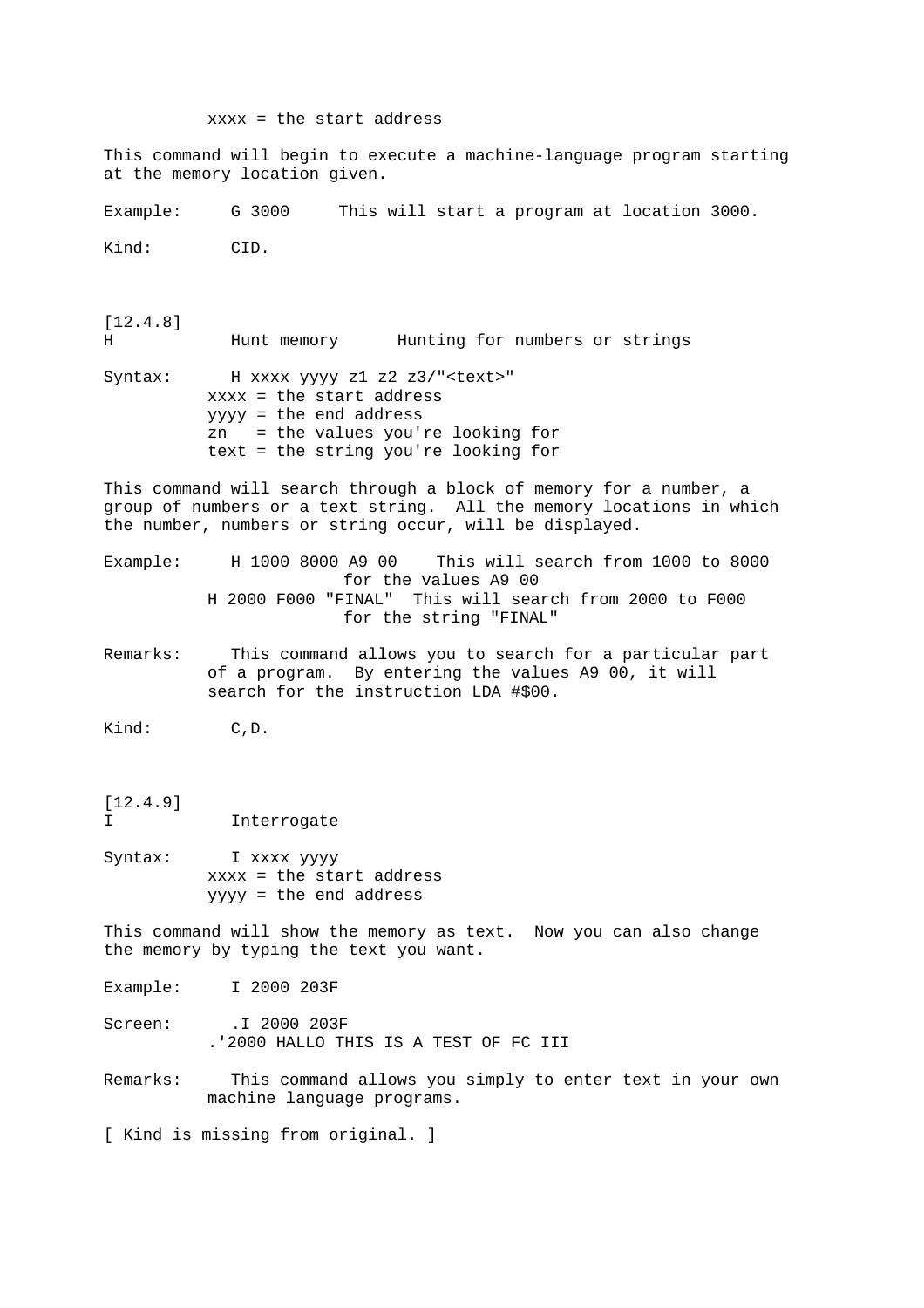xxxx = the start address

This command will begin to execute a machine-language program starting at the memory location given.

Example:     G 3000     This will start a program at location 3000.

Kind:        CID.

[12.4.8]
H            Hunt memory      Hunting for numbers or strings

Syntax:      H xxxx yyyy z1 z2 z3/"<text>"
           xxxx = the start address
           yyyy = the end address
           zn   = the values you're looking for
           text = the string you're looking for

This command will search through a block of memory for a number, a group of numbers or a text string.  All the memory locations in which the number, numbers or string occur, will be displayed.

Example:     H 1000 8000 A9 00    This will search from 1000 to 8000
                           for the values A9 00
           H 2000 F000 "FINAL"  This will search from 2000 to F000
                           for the string "FINAL"

Remarks:     This command allows you to search for a particular part of a program.  By entering the values A9 00, it will search for the instruction LDA #$00.

Kind:        C,D.

[12.4.9]
I            Interrogate

Syntax:      I xxxx yyyy
           xxxx = the start address
           yyyy = the end address

This command will show the memory as text.  Now you can also change the memory by typing the text you want.

Example:     I 2000 203F

Screen:      .I 2000 203F
           .'2000 HALLO THIS IS A TEST OF FC III

Remarks:     This command allows you simply to enter text in your own machine language programs.

[ Kind is missing from original. ]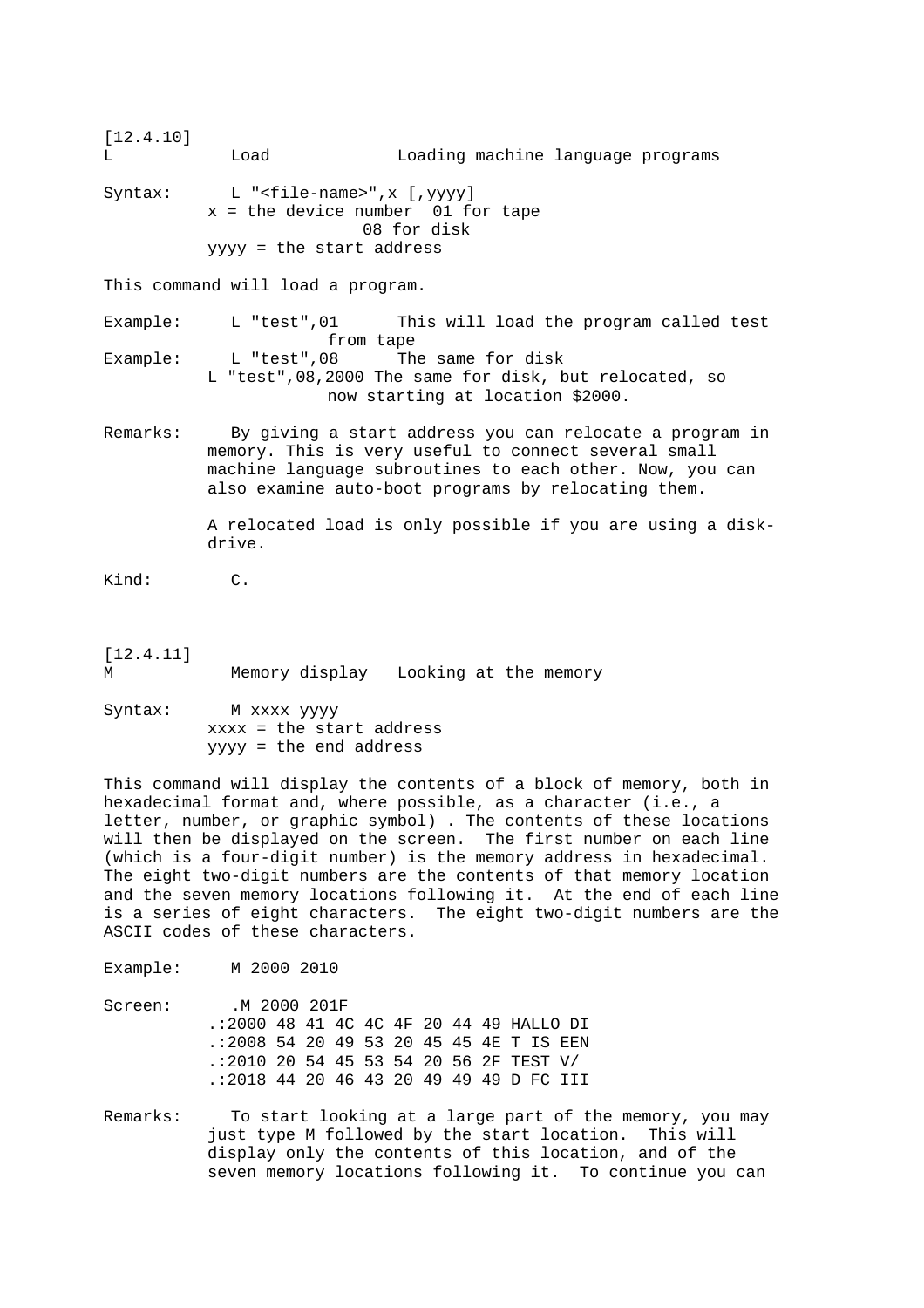[12.4.10]

L            Load             Loading machine language programs

Syntax:      L "<file-name>",x [,yyyy]
           x = the device number  01 for tape
                                  08 for disk
           yyyy = the start address

This command will load a program.

Example:     L "test",01      This will load the program called test from tape
Example:     L "test",08      The same for disk
           L "test",08,2000 The same for disk, but relocated, so now starting at location $2000.

Remarks:     By giving a start address you can relocate a program in memory. This is very useful to connect several small machine language subroutines to each other. Now, you can also examine auto-boot programs by relocating them.

           A relocated load is only possible if you are using a disk-drive.

Kind:        C.

[12.4.11]

M            Memory display   Looking at the memory

Syntax:      M xxxx yyyy
           xxxx = the start address
           yyyy = the end address

This command will display the contents of a block of memory, both in hexadecimal format and, where possible, as a character (i.e., a letter, number, or graphic symbol) . The contents of these locations will then be displayed on the screen.  The first number on each line (which is a four-digit number) is the memory address in hexadecimal. The eight two-digit numbers are the contents of that memory location and the seven memory locations following it.  At the end of each line is a series of eight characters.  The eight two-digit numbers are the ASCII codes of these characters.

Example:     M 2000 2010

Screen:

```
.M 2000 201F
.:2000 48 41 4C 4C 4F 20 44 49 HALLO DI
.:2008 54 20 49 53 20 45 45 4E T IS EEN
.:2010 20 54 45 53 54 20 56 2F  TEST V/
.:2018 44 20 46 43 20 49 49 49 D FC III
```

Remarks:     To start looking at a large part of the memory, you may just type M followed by the start location.  This will display only the contents of this location, and of the seven memory locations following it.  To continue you can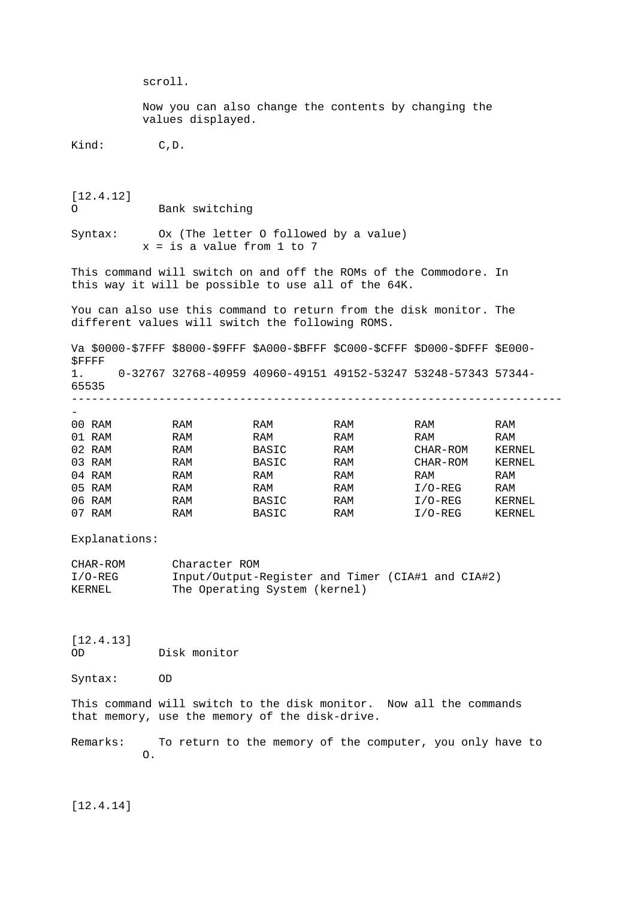scroll.

Now you can also change the contents by changing the values displayed.

Kind: C,D.

[12.4.12]

O Bank switching

Syntax: Ox (The letter O followed by a value)
x = is a value from 1 to 7

This command will switch on and off the ROMs of the Commodore. In this way it will be possible to use all of the 64K.

You can also use this command to return from the disk monitor. The different values will switch the following ROMS.

| Va | \$0000-\$7FFF | \$8000-\$9FFF | \$A000-\$BFFF | \$C000-\$CFFF | \$D000-\$DFFF | \$E000-\$FFFF |
|---|---|---|---|---|---|---|
| 1. | 0-32767 | 32768-40959 | 40960-49151 | 49152-53247 | 53248-57343 | 57344-65535 |
| 00 | RAM | RAM | RAM | RAM | RAM | RAM |
| 01 | RAM | RAM | RAM | RAM | RAM | RAM |
| 02 | RAM | RAM | BASIC | RAM | CHAR-ROM | KERNEL |
| 03 | RAM | RAM | BASIC | RAM | CHAR-ROM | KERNEL |
| 04 | RAM | RAM | RAM | RAM | RAM | RAM |
| 05 | RAM | RAM | RAM | RAM | I/O-REG | RAM |
| 06 | RAM | RAM | BASIC | RAM | I/O-REG | KERNEL |
| 07 | RAM | RAM | BASIC | RAM | I/O-REG | KERNEL |

Explanations:

CHAR-ROM Character ROM
I/O-REG Input/Output-Register and Timer (CIA#1 and CIA#2)
KERNEL The Operating System (kernel)

[12.4.13]

OD Disk monitor

Syntax: OD

This command will switch to the disk monitor. Now all the commands that memory, use the memory of the disk-drive.

Remarks: To return to the memory of the computer, you only have to O.

[12.4.14]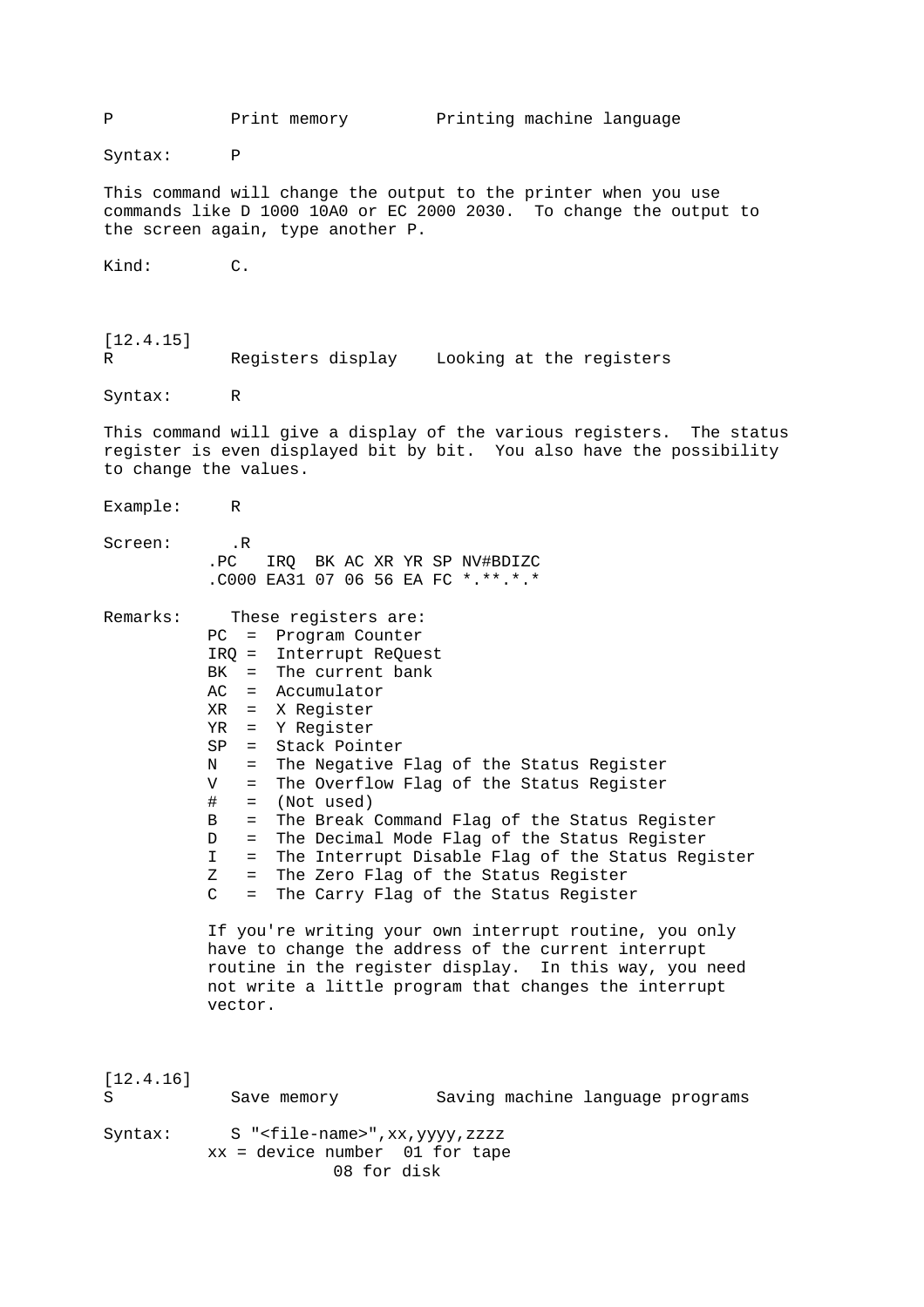P            Print memory         Printing machine language

Syntax:      P

This command will change the output to the printer when you use commands like D 1000 10A0 or EC 2000 2030.  To change the output to the screen again, type another P.

Kind:        C.

[12.4.15]
R            Registers display    Looking at the registers

Syntax:      R

This command will give a display of the various registers.  The status register is even displayed bit by bit.  You also have the possibility to change the values.

Example:     R

Screen:

```
.R
.PC   IRQ  BK AC XR YR SP NV#BDIZC
.C000 EA31 07 06 56 EA FC *.**.*.*
```

Remarks:     These registers are:

```
PC  =  Program Counter
IRQ =  Interrupt ReQuest
BK  =  The current bank
AC  =  Accumulator
XR  =  X Register
YR  =  Y Register
SP  =  Stack Pointer
N   =  The Negative Flag of the Status Register
V   =  The Overflow Flag of the Status Register
#   =  (Not used)
B   =  The Break Command Flag of the Status Register
D   =  The Decimal Mode Flag of the Status Register
I   =  The Interrupt Disable Flag of the Status Register
Z   =  The Zero Flag of the Status Register
C   =  The Carry Flag of the Status Register
```

If you're writing your own interrupt routine, you only have to change the address of the current interrupt routine in the register display.  In this way, you need not write a little program that changes the interrupt vector.

[12.4.16]
S            Save memory          Saving machine language programs

Syntax:

```
S "<file-name>",xx,yyyy,zzzz
xx = device number  01 for tape
                    08 for disk
```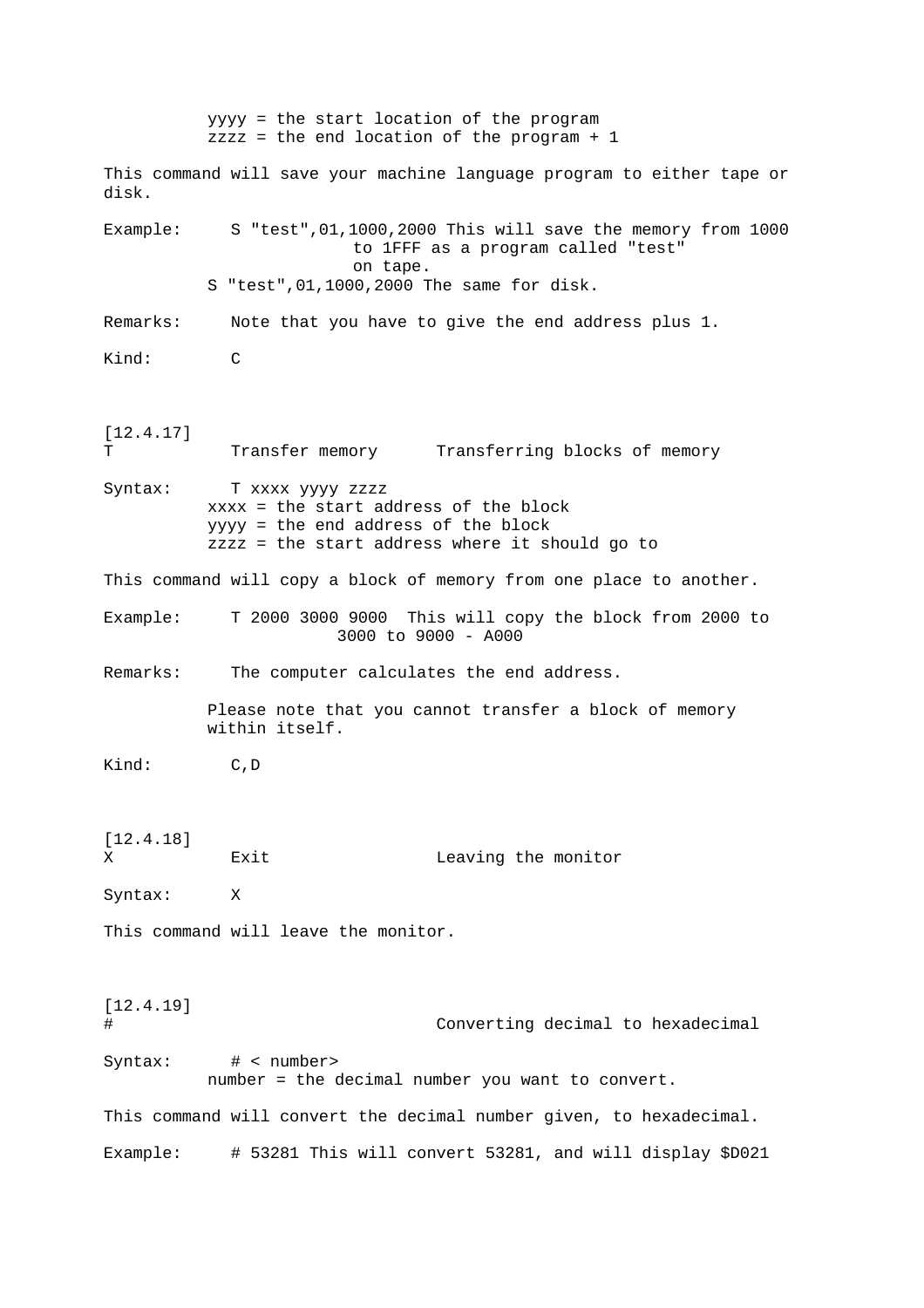yyyy = the start location of the program
zzzz = the end location of the program + 1

This command will save your machine language program to either tape or disk.

Example: S "test",01,1000,2000 This will save the memory from 1000 to 1FFF as a program called "test" on tape.
S "test",01,1000,2000 The same for disk.

Remarks: Note that you have to give the end address plus 1.

Kind: C

[12.4.17]
T Transfer memory Transferring blocks of memory

Syntax: T xxxx yyyy zzzz
xxxx = the start address of the block
yyyy = the end address of the block
zzzz = the start address where it should go to

This command will copy a block of memory from one place to another.

Example: T 2000 3000 9000 This will copy the block from 2000 to 3000 to 9000 - A000

Remarks: The computer calculates the end address.

Please note that you cannot transfer a block of memory within itself.

Kind: C,D

[12.4.18]
X Exit Leaving the monitor

Syntax: X

This command will leave the monitor.

[12.4.19]
# Converting decimal to hexadecimal

Syntax: # < number>
number = the decimal number you want to convert.

This command will convert the decimal number given, to hexadecimal.

Example: # 53281 This will convert 53281, and will display $D021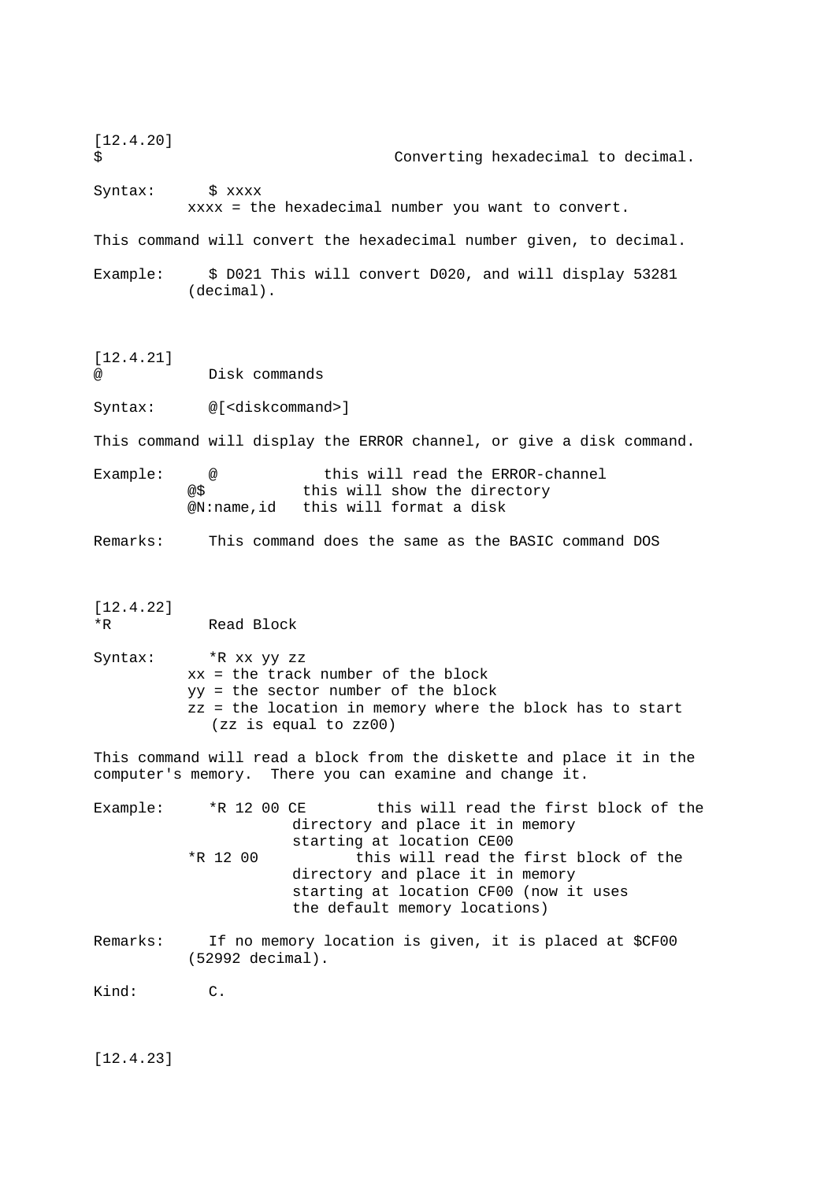[12.4.20]
$ Converting hexadecimal to decimal.

Syntax: $ xxxx
xxxx = the hexadecimal number you want to convert.

This command will convert the hexadecimal number given, to decimal.

Example: $ D021 This will convert D020, and will display 53281 (decimal).

[12.4.21]
@ Disk commands

Syntax: @[<diskcommand>]

This command will display the ERROR channel, or give a disk command.

```
Example:    @           this will read the ERROR-channel
            @$          this will show the directory
            @N:name,id  this will format a disk
```

Remarks: This command does the same as the BASIC command DOS

[12.4.22]
*R Read Block

Syntax: *R xx yy zz
xx = the track number of the block
yy = the sector number of the block
zz = the location in memory where the block has to start
(zz is equal to zz00)

This command will read a block from the diskette and place it in the computer's memory. There you can examine and change it.

```
Example:    *R 12 00 CE     this will read the first block of the
                            directory and place it in memory
                            starting at location CE00
            *R 12 00        this will read the first block of the
                            directory and place it in memory
                            starting at location CF00 (now it uses
                            the default memory locations)
```

Remarks: If no memory location is given, it is placed at $CF00 (52992 decimal).

Kind: C.

[12.4.23]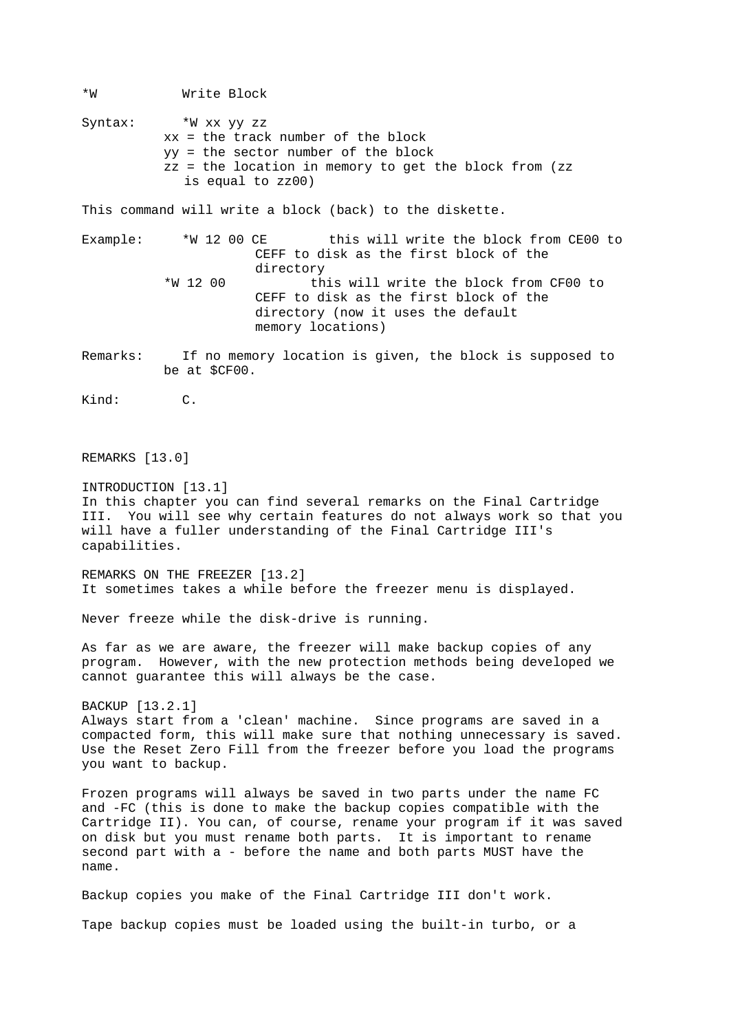*W Write Block

Syntax: *W xx yy zz
xx = the track number of the block
yy = the sector number of the block
zz = the location in memory to get the block from (zz is equal to zz00)

This command will write a block (back) to the diskette.

Example: *W 12 00 CE this will write the block from CE00 to CEFF to disk as the first block of the directory
*W 12 00 this will write the block from CF00 to CEFF to disk as the first block of the directory (now it uses the default memory locations)

Remarks: If no memory location is given, the block is supposed to be at $CF00.

Kind: C.

## REMARKS [13.0]

### INTRODUCTION [13.1]

In this chapter you can find several remarks on the Final Cartridge III. You will see why certain features do not always work so that you will have a fuller understanding of the Final Cartridge III's capabilities.

### REMARKS ON THE FREEZER [13.2]

It sometimes takes a while before the freezer menu is displayed.

Never freeze while the disk-drive is running.

As far as we are aware, the freezer will make backup copies of any program. However, with the new protection methods being developed we cannot guarantee this will always be the case.

#### BACKUP [13.2.1]

Always start from a 'clean' machine. Since programs are saved in a compacted form, this will make sure that nothing unnecessary is saved. Use the Reset Zero Fill from the freezer before you load the programs you want to backup.

Frozen programs will always be saved in two parts under the name FC and -FC (this is done to make the backup copies compatible with the Cartridge II). You can, of course, rename your program if it was saved on disk but you must rename both parts. It is important to rename second part with a - before the name and both parts MUST have the name.

Backup copies you make of the Final Cartridge III don't work.

Tape backup copies must be loaded using the built-in turbo, or a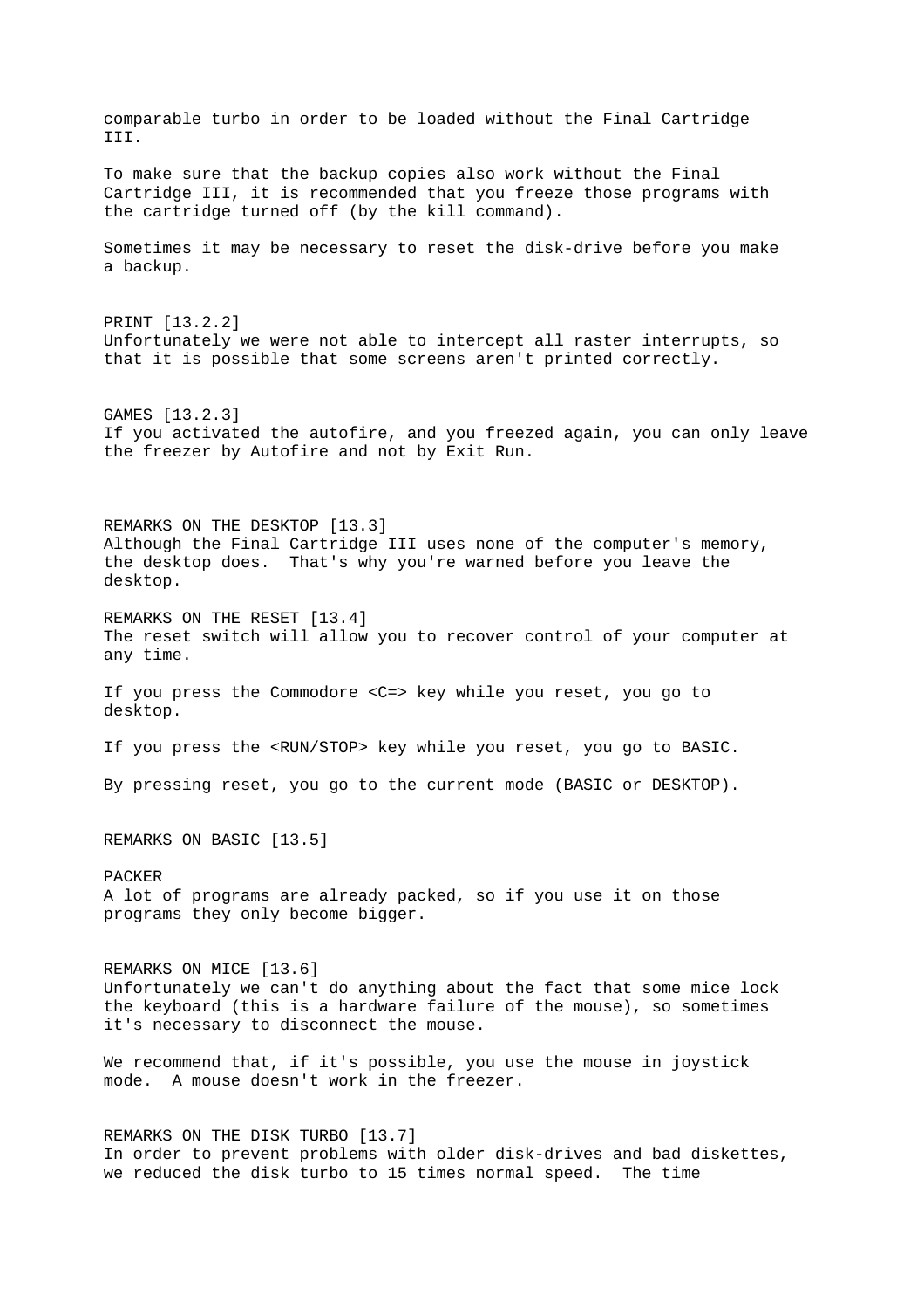comparable turbo in order to be loaded without the Final Cartridge III.

To make sure that the backup copies also work without the Final Cartridge III, it is recommended that you freeze those programs with the cartridge turned off (by the kill command).

Sometimes it may be necessary to reset the disk-drive before you make a backup.

### PRINT [13.2.2]

Unfortunately we were not able to intercept all raster interrupts, so that it is possible that some screens aren't printed correctly.

### GAMES [13.2.3]

If you activated the autofire, and you freezed again, you can only leave the freezer by Autofire and not by Exit Run.

## REMARKS ON THE DESKTOP [13.3]

Although the Final Cartridge III uses none of the computer's memory, the desktop does. That's why you're warned before you leave the desktop.

## REMARKS ON THE RESET [13.4]

The reset switch will allow you to recover control of your computer at any time.

If you press the Commodore <C=> key while you reset, you go to desktop.

If you press the <RUN/STOP> key while you reset, you go to BASIC.

By pressing reset, you go to the current mode (BASIC or DESKTOP).

## REMARKS ON BASIC [13.5]

### PACKER

A lot of programs are already packed, so if you use it on those programs they only become bigger.

## REMARKS ON MICE [13.6]

Unfortunately we can't do anything about the fact that some mice lock the keyboard (this is a hardware failure of the mouse), so sometimes it's necessary to disconnect the mouse.

We recommend that, if it's possible, you use the mouse in joystick mode. A mouse doesn't work in the freezer.

## REMARKS ON THE DISK TURBO [13.7]

In order to prevent problems with older disk-drives and bad diskettes, we reduced the disk turbo to 15 times normal speed. The time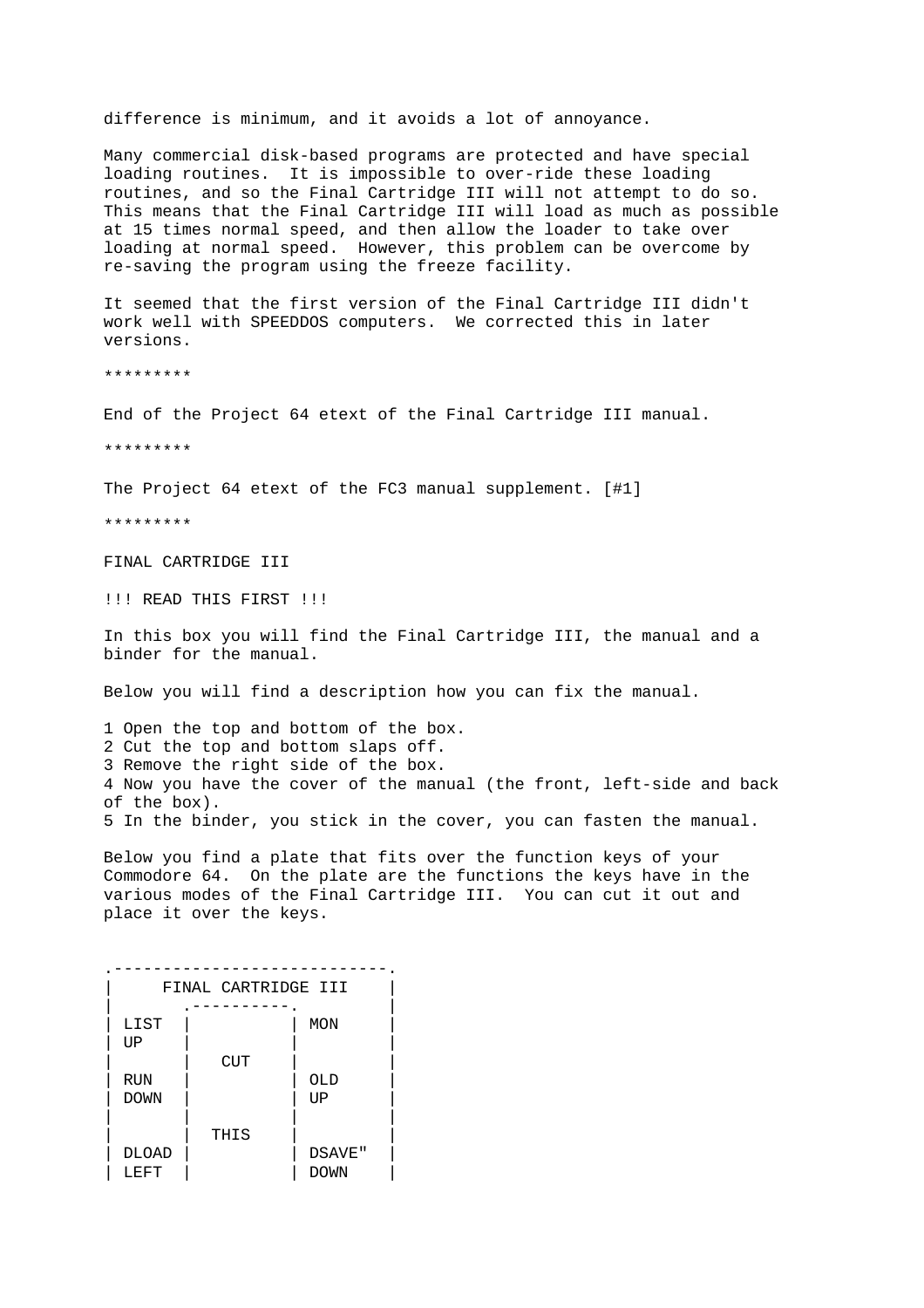difference is minimum, and it avoids a lot of annoyance.

Many commercial disk-based programs are protected and have special loading routines. It is impossible to over-ride these loading routines, and so the Final Cartridge III will not attempt to do so. This means that the Final Cartridge III will load as much as possible at 15 times normal speed, and then allow the loader to take over loading at normal speed. However, this problem can be overcome by re-saving the program using the freeze facility.

It seemed that the first version of the Final Cartridge III didn't work well with SPEEDDOS computers. We corrected this in later versions.

*********

End of the Project 64 etext of the Final Cartridge III manual.

*********

The Project 64 etext of the FC3 manual supplement. [#1]

*********

FINAL CARTRIDGE III

!!! READ THIS FIRST !!!

In this box you will find the Final Cartridge III, the manual and a binder for the manual.

Below you will find a description how you can fix the manual.

1 Open the top and bottom of the box.
2 Cut the top and bottom slaps off.
3 Remove the right side of the box.
4 Now you have the cover of the manual (the front, left-side and back of the box).
5 In the binder, you stick in the cover, you can fasten the manual.

Below you find a plate that fits over the function keys of your Commodore 64. On the plate are the functions the keys have in the various modes of the Final Cartridge III. You can cut it out and place it over the keys.

```
.----------------------------.
|     FINAL CARTRIDGE III    |
|       .----------.         |
| LIST  |          | MON     |
| UP    |          |         |
|       |   CUT    |         |
| RUN   |          | OLD     |
| DOWN  |          | UP      |
|       |          |         |
|       |  THIS    |         |
| DLOAD |          | DSAVE"  |
| LEFT  |          | DOWN    |
```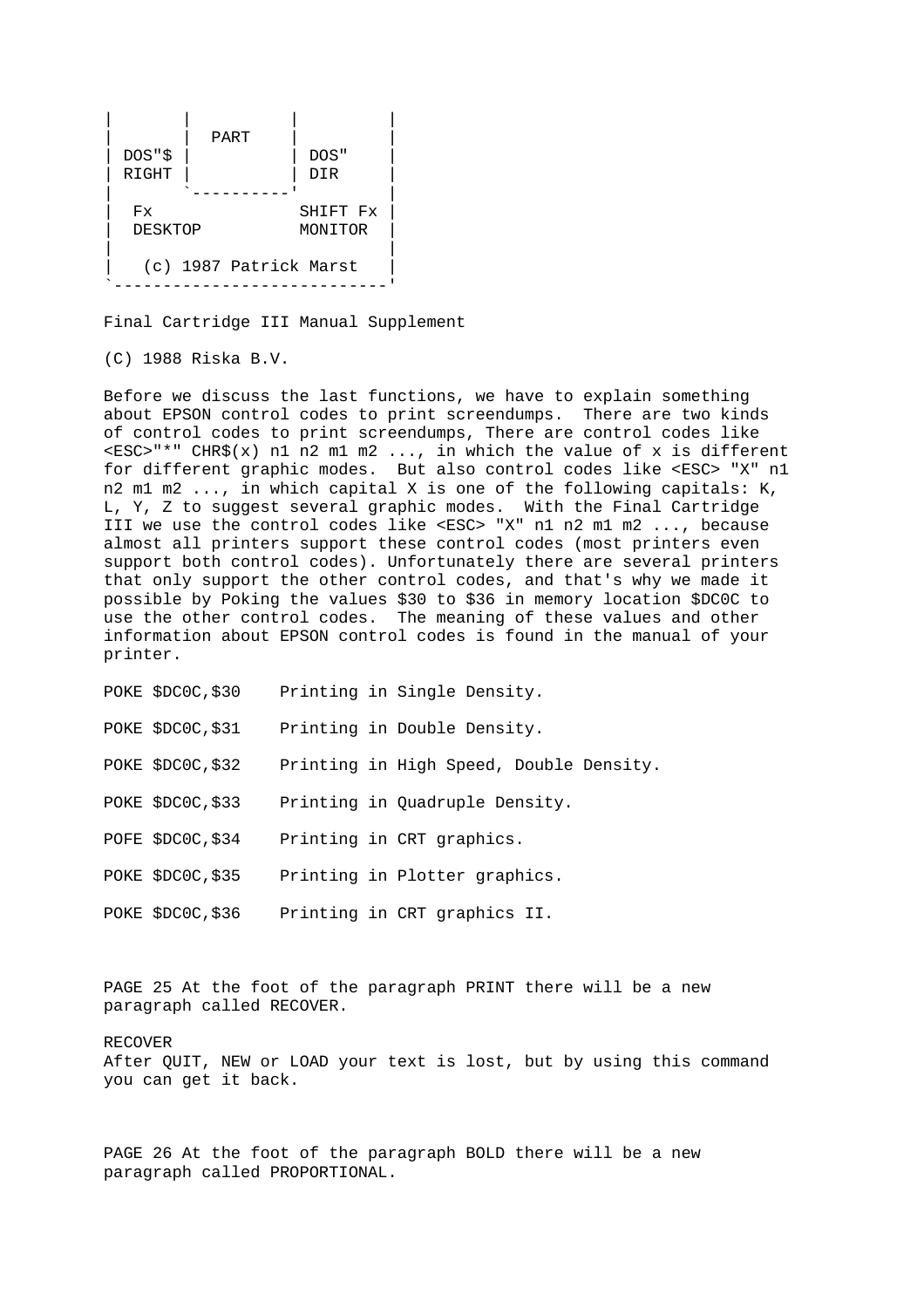```
|        |           |           |
|        |  PART     |           |
| DOS"$  |           | DOS"      |
| RIGHT  |           | DIR       |
|        `----------'            |
|  Fx               SHIFT Fx     |
|  DESKTOP          MONITOR      |
|                                |
|   (c) 1987 Patrick Marst       |
`--------------------------------'
```

Final Cartridge III Manual Supplement

(C) 1988 Riska B.V.

Before we discuss the last functions, we have to explain something about EPSON control codes to print screendumps. There are two kinds of control codes to print screendumps, There are control codes like <ESC>"*" CHR$(x) n1 n2 m1 m2 ..., in which the value of x is different for different graphic modes. But also control codes like <ESC> "X" n1 n2 m1 m2 ..., in which capital X is one of the following capitals: K, L, Y, Z to suggest several graphic modes. With the Final Cartridge III we use the control codes like <ESC> "X" n1 n2 m1 m2 ..., because almost all printers support these control codes (most printers even support both control codes). Unfortunately there are several printers that only support the other control codes, and that's why we made it possible by Poking the values $30 to $36 in memory location $DC0C to use the other control codes. The meaning of these values and other information about EPSON control codes is found in the manual of your printer.

POKE $DC0C,$30 Printing in Single Density.

POKE $DC0C,$31 Printing in Double Density.

POKE $DC0C,$32 Printing in High Speed, Double Density.

POKE $DC0C,$33 Printing in Quadruple Density.

POFE $DC0C,$34 Printing in CRT graphics.

POKE $DC0C,$35 Printing in Plotter graphics.

POKE $DC0C,$36 Printing in CRT graphics II.

PAGE 25 At the foot of the paragraph PRINT there will be a new paragraph called RECOVER.

RECOVER
After QUIT, NEW or LOAD your text is lost, but by using this command you can get it back.

PAGE 26 At the foot of the paragraph BOLD there will be a new paragraph called PROPORTIONAL.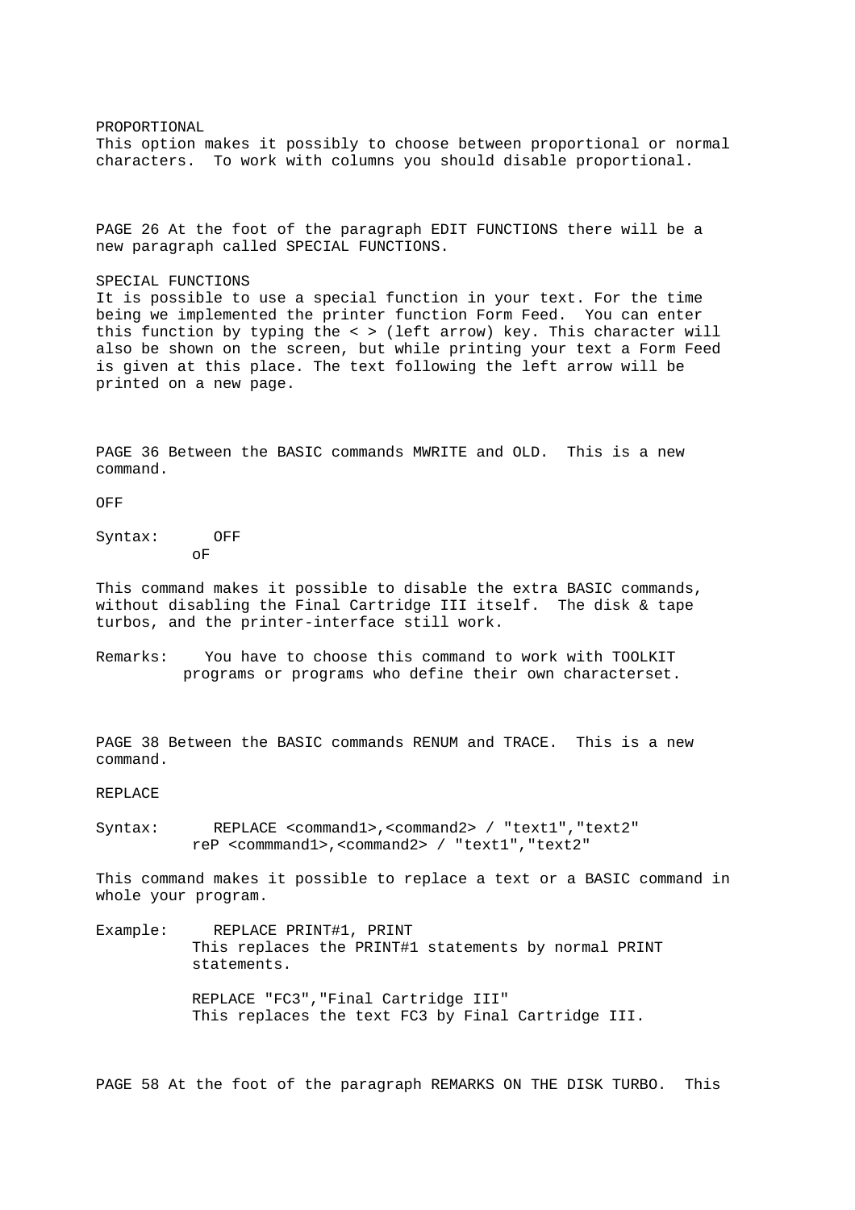PROPORTIONAL
This option makes it possibly to choose between proportional or normal characters.  To work with columns you should disable proportional.

PAGE 26 At the foot of the paragraph EDIT FUNCTIONS there will be a new paragraph called SPECIAL FUNCTIONS.

SPECIAL FUNCTIONS
It is possible to use a special function in your text. For the time being we implemented the printer function Form Feed.  You can enter this function by typing the < > (left arrow) key. This character will also be shown on the screen, but while printing your text a Form Feed is given at this place. The text following the left arrow will be printed on a new page.

PAGE 36 Between the BASIC commands MWRITE and OLD.  This is a new command.

OFF

```
Syntax:      OFF
           oF
```

This command makes it possible to disable the extra BASIC commands, without disabling the Final Cartridge III itself.  The disk & tape turbos, and the printer-interface still work.

Remarks:    You have to choose this command to work with TOOLKIT programs or programs who define their own characterset.

PAGE 38 Between the BASIC commands RENUM and TRACE.  This is a new command.

REPLACE

```
Syntax:      REPLACE <command1>,<command2> / "text1","text2"
           reP <commmand1>,<command2> / "text1","text2"
```

This command makes it possible to replace a text or a BASIC command in whole your program.

```
Example:     REPLACE PRINT#1, PRINT
```

This replaces the PRINT#1 statements by normal PRINT statements.

```
           REPLACE "FC3","Final Cartridge III"
```

This replaces the text FC3 by Final Cartridge III.

PAGE 58 At the foot of the paragraph REMARKS ON THE DISK TURBO.  This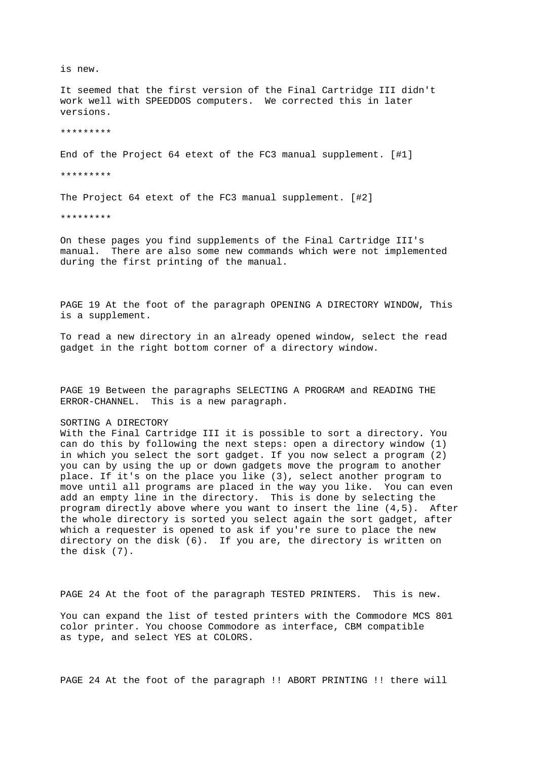is new.

It seemed that the first version of the Final Cartridge III didn't work well with SPEEDDOS computers.  We corrected this in later versions.

*********

End of the Project 64 etext of the FC3 manual supplement. [#1]

*********

The Project 64 etext of the FC3 manual supplement. [#2]

*********

On these pages you find supplements of the Final Cartridge III's manual.  There are also some new commands which were not implemented during the first printing of the manual.

PAGE 19 At the foot of the paragraph OPENING A DIRECTORY WINDOW, This is a supplement.

To read a new directory in an already opened window, select the read gadget in the right bottom corner of a directory window.

PAGE 19 Between the paragraphs SELECTING A PROGRAM and READING THE ERROR-CHANNEL.  This is a new paragraph.

SORTING A DIRECTORY
With the Final Cartridge III it is possible to sort a directory. You can do this by following the next steps: open a directory window (1) in which you select the sort gadget. If you now select a program (2) you can by using the up or down gadgets move the program to another place. If it's on the place you like (3), select another program to move until all programs are placed in the way you like.  You can even add an empty line in the directory.  This is done by selecting the program directly above where you want to insert the line (4,5).  After the whole directory is sorted you select again the sort gadget, after which a requester is opened to ask if you're sure to place the new directory on the disk (6).  If you are, the directory is written on the disk (7).

PAGE 24 At the foot of the paragraph TESTED PRINTERS.  This is new.

You can expand the list of tested printers with the Commodore MCS 801 color printer. You choose Commodore as interface, CBM compatible as type, and select YES at COLORS.

PAGE 24 At the foot of the paragraph !! ABORT PRINTING !! there will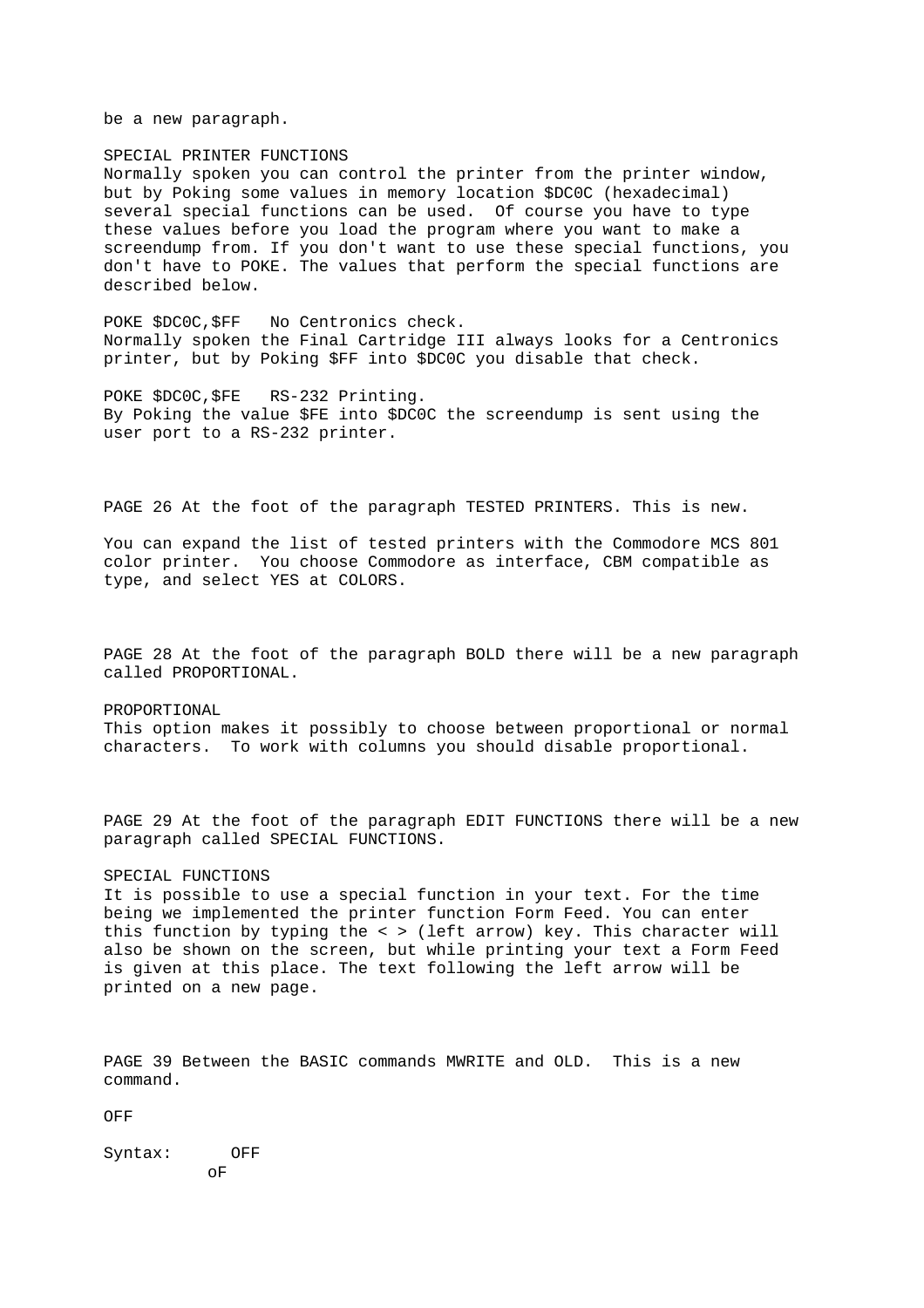be a new paragraph.

SPECIAL PRINTER FUNCTIONS
Normally spoken you can control the printer from the printer window, but by Poking some values in memory location $DC0C (hexadecimal) several special functions can be used. Of course you have to type these values before you load the program where you want to make a screendump from. If you don't want to use these special functions, you don't have to POKE. The values that perform the special functions are described below.

POKE $DC0C,$FF   No Centronics check.
Normally spoken the Final Cartridge III always looks for a Centronics printer, but by Poking $FF into $DC0C you disable that check.

POKE $DC0C,$FE   RS-232 Printing.
By Poking the value $FE into $DC0C the screendump is sent using the user port to a RS-232 printer.

PAGE 26 At the foot of the paragraph TESTED PRINTERS. This is new.

You can expand the list of tested printers with the Commodore MCS 801 color printer. You choose Commodore as interface, CBM compatible as type, and select YES at COLORS.

PAGE 28 At the foot of the paragraph BOLD there will be a new paragraph called PROPORTIONAL.

PROPORTIONAL
This option makes it possibly to choose between proportional or normal characters. To work with columns you should disable proportional.

PAGE 29 At the foot of the paragraph EDIT FUNCTIONS there will be a new paragraph called SPECIAL FUNCTIONS.

SPECIAL FUNCTIONS
It is possible to use a special function in your text. For the time being we implemented the printer function Form Feed. You can enter this function by typing the < > (left arrow) key. This character will also be shown on the screen, but while printing your text a Form Feed is given at this place. The text following the left arrow will be printed on a new page.

PAGE 39 Between the BASIC commands MWRITE and OLD. This is a new command.

OFF

```
Syntax:      OFF
          oF
```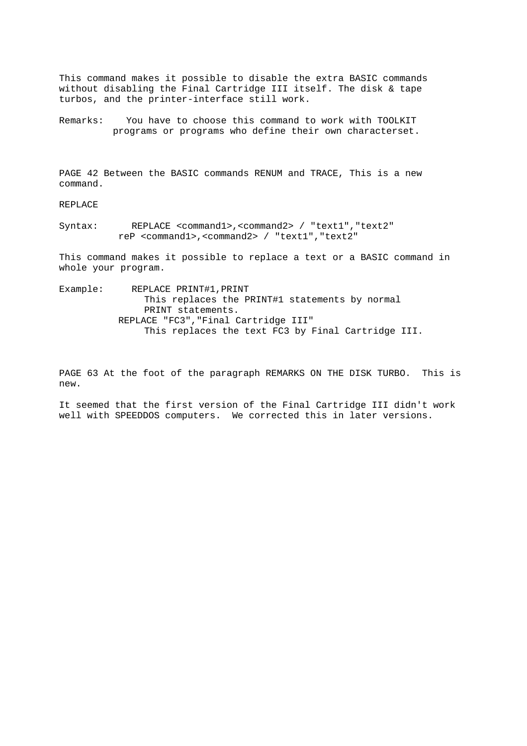This command makes it possible to disable the extra BASIC commands without disabling the Final Cartridge III itself. The disk & tape turbos, and the printer-interface still work.

Remarks: You have to choose this command to work with TOOLKIT programs or programs who define their own characterset.

PAGE 42 Between the BASIC commands RENUM and TRACE, This is a new command.

REPLACE

Syntax:
```
REPLACE <command1>,<command2> / "text1","text2"
reP <command1>,<command2> / "text1","text2"
```

This command makes it possible to replace a text or a BASIC command in whole your program.

Example:
```
REPLACE PRINT#1,PRINT
    This replaces the PRINT#1 statements by normal
    PRINT statements.
REPLACE "FC3","Final Cartridge III"
    This replaces the text FC3 by Final Cartridge III.
```

PAGE 63 At the foot of the paragraph REMARKS ON THE DISK TURBO. This is new.

It seemed that the first version of the Final Cartridge III didn't work well with SPEEDDOS computers. We corrected this in later versions.